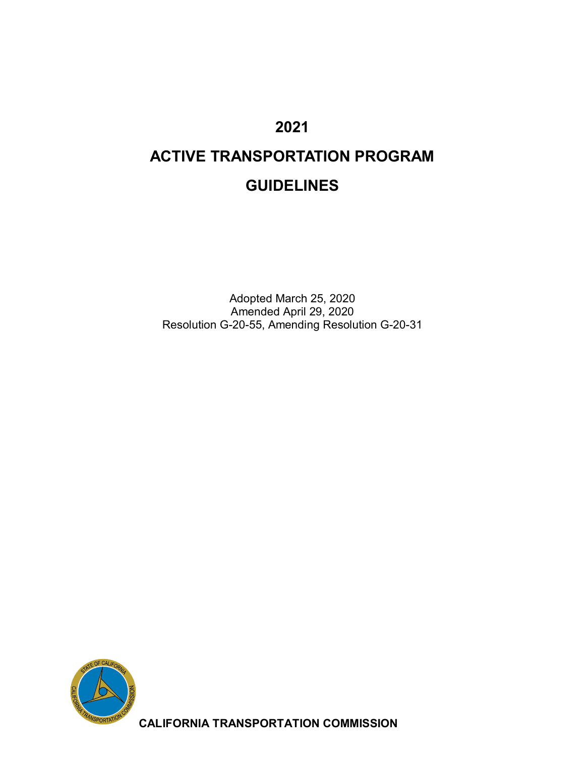# 2021

# ACTIVE TRANSPORTATION PROGRAM

# GUIDELINES

Adopted March 25, 2020
Amended April 29, 2020
Resolution G-20-55, Amending Resolution G-20-31

**CALIFORNIA TRANSPORTATION COMMISSION**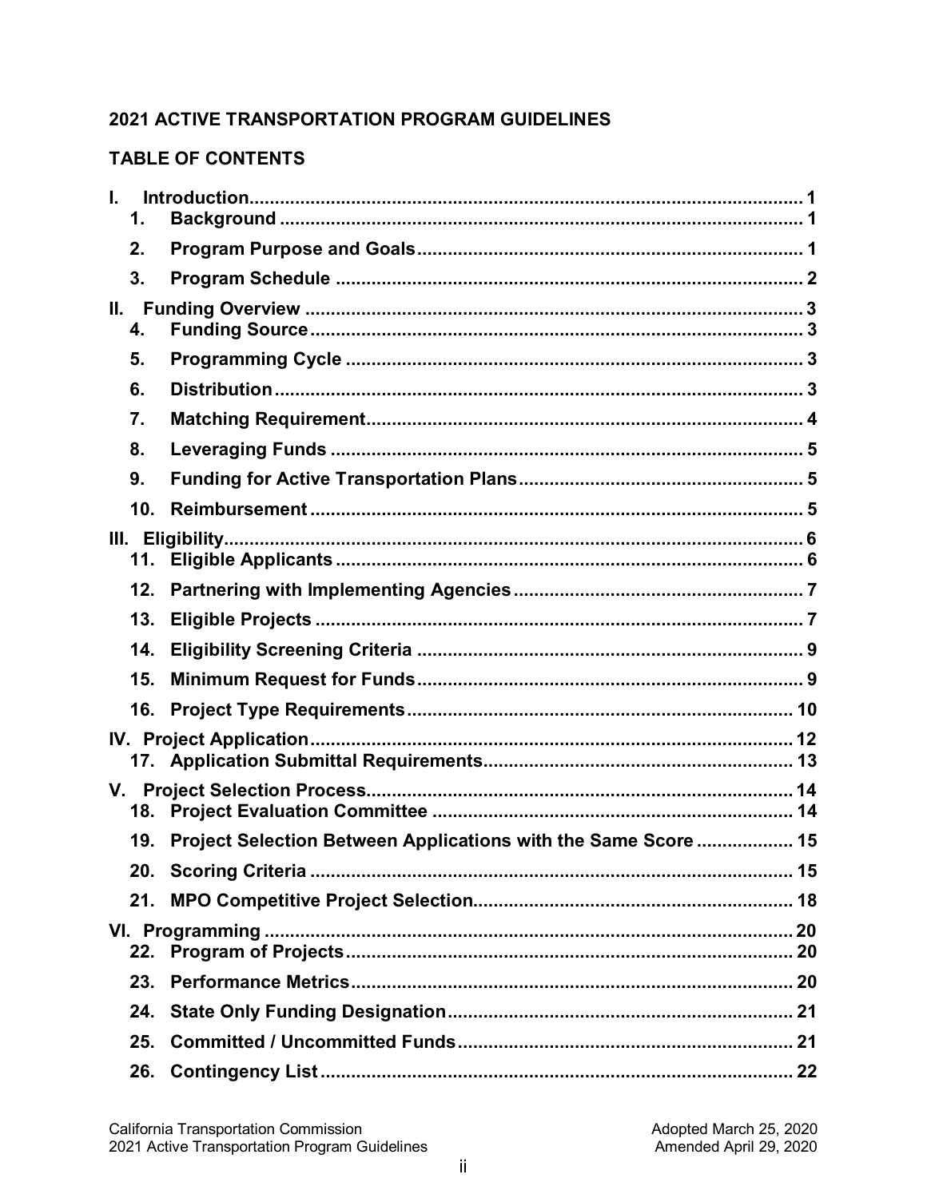## 2021 ACTIVE TRANSPORTATION PROGRAM GUIDELINES

## TABLE OF CONTENTS

**I. Introduction** ........ 1
- **1. Background** ........ 1
- **2. Program Purpose and Goals** ........ 1
- **3. Program Schedule** ........ 2

**II. Funding Overview** ........ 3
- **4. Funding Source** ........ 3
- **5. Programming Cycle** ........ 3
- **6. Distribution** ........ 3
- **7. Matching Requirement** ........ 4
- **8. Leveraging Funds** ........ 5
- **9. Funding for Active Transportation Plans** ........ 5
- **10. Reimbursement** ........ 5

**III. Eligibility** ........ 6
- **11. Eligible Applicants** ........ 6
- **12. Partnering with Implementing Agencies** ........ 7
- **13. Eligible Projects** ........ 7
- **14. Eligibility Screening Criteria** ........ 9
- **15. Minimum Request for Funds** ........ 9
- **16. Project Type Requirements** ........ 10

**IV. Project Application** ........ 12
- **17. Application Submittal Requirements** ........ 13

**V. Project Selection Process** ........ 14
- **18. Project Evaluation Committee** ........ 14
- **19. Project Selection Between Applications with the Same Score** ........ 15
- **20. Scoring Criteria** ........ 15
- **21. MPO Competitive Project Selection** ........ 18

**VI. Programming** ........ 20
- **22. Program of Projects** ........ 20
- **23. Performance Metrics** ........ 20
- **24. State Only Funding Designation** ........ 21
- **25. Committed / Uncommitted Funds** ........ 21
- **26. Contingency List** ........ 22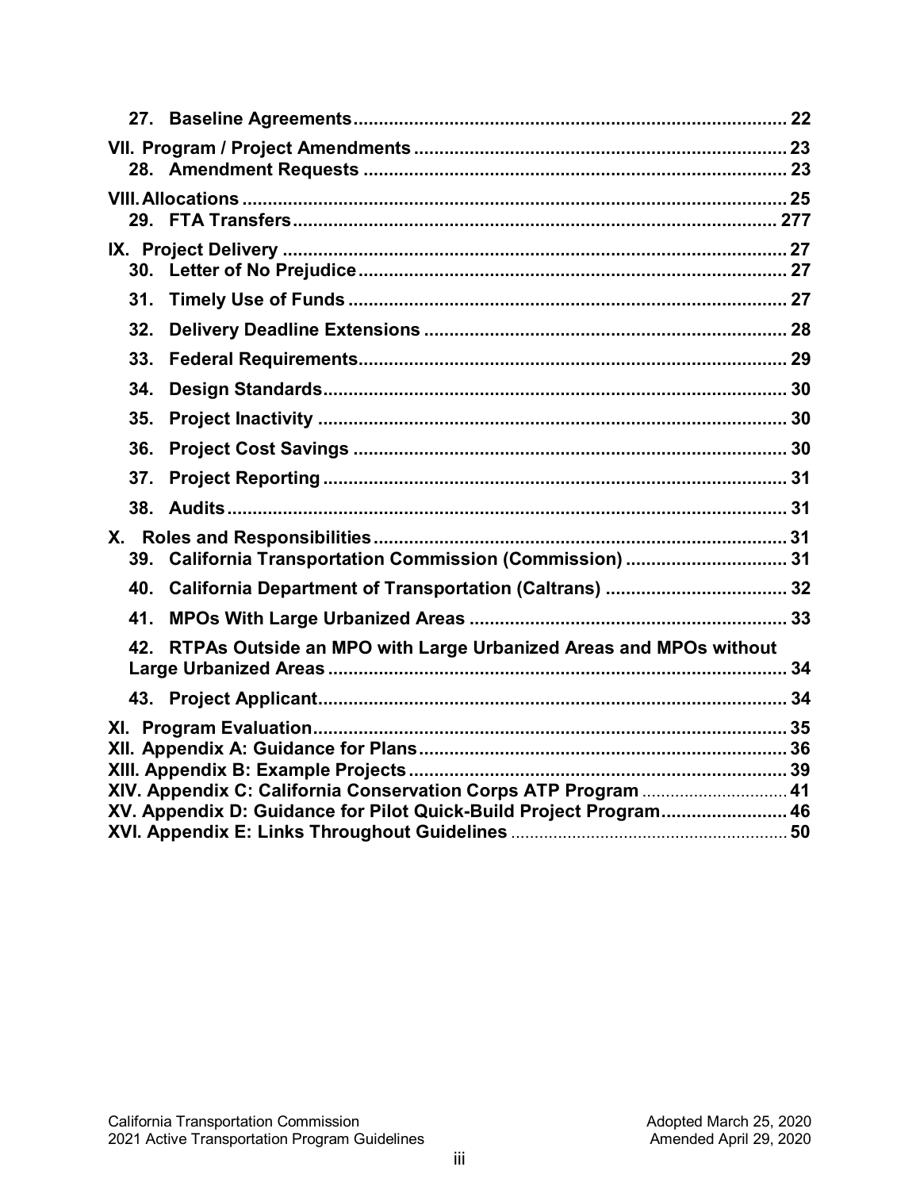27. Baseline Agreements ........ 22

VII. Program / Project Amendments ........ 23

28. Amendment Requests ........ 23

VIII. Allocations ........ 25

29. FTA Transfers ........ 277

IX. Project Delivery ........ 27

30. Letter of No Prejudice ........ 27

31. Timely Use of Funds ........ 27

32. Delivery Deadline Extensions ........ 28

33. Federal Requirements ........ 29

34. Design Standards ........ 30

35. Project Inactivity ........ 30

36. Project Cost Savings ........ 30

37. Project Reporting ........ 31

38. Audits ........ 31

X. Roles and Responsibilities ........ 31

39. California Transportation Commission (Commission) ........ 31

40. California Department of Transportation (Caltrans) ........ 32

41. MPOs With Large Urbanized Areas ........ 33

42. RTPAs Outside an MPO with Large Urbanized Areas and MPOs without Large Urbanized Areas ........ 34

43. Project Applicant ........ 34

XI. Program Evaluation ........ 35

XII. Appendix A: Guidance for Plans ........ 36

XIII. Appendix B: Example Projects ........ 39

XIV. Appendix C: California Conservation Corps ATP Program ........ 41

XV. Appendix D: Guidance for Pilot Quick-Build Project Program ........ 46

XVI. Appendix E: Links Throughout Guidelines ........ 50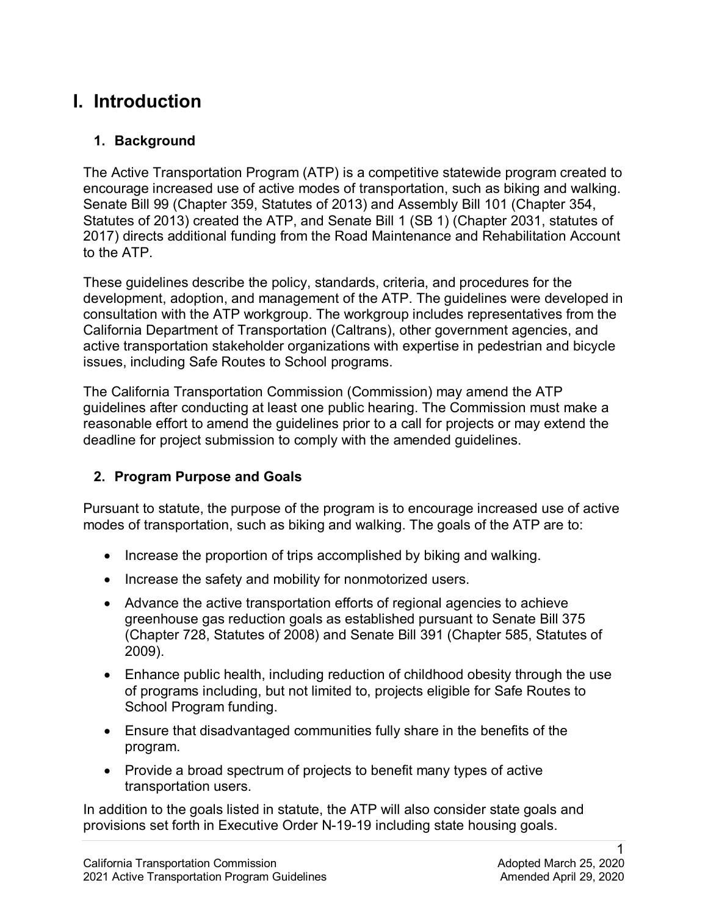# I. Introduction

## 1. Background

The Active Transportation Program (ATP) is a competitive statewide program created to encourage increased use of active modes of transportation, such as biking and walking. Senate Bill 99 (Chapter 359, Statutes of 2013) and Assembly Bill 101 (Chapter 354, Statutes of 2013) created the ATP, and Senate Bill 1 (SB 1) (Chapter 2031, statutes of 2017) directs additional funding from the Road Maintenance and Rehabilitation Account to the ATP.

These guidelines describe the policy, standards, criteria, and procedures for the development, adoption, and management of the ATP. The guidelines were developed in consultation with the ATP workgroup. The workgroup includes representatives from the California Department of Transportation (Caltrans), other government agencies, and active transportation stakeholder organizations with expertise in pedestrian and bicycle issues, including Safe Routes to School programs.

The California Transportation Commission (Commission) may amend the ATP guidelines after conducting at least one public hearing. The Commission must make a reasonable effort to amend the guidelines prior to a call for projects or may extend the deadline for project submission to comply with the amended guidelines.

## 2. Program Purpose and Goals

Pursuant to statute, the purpose of the program is to encourage increased use of active modes of transportation, such as biking and walking. The goals of the ATP are to:

- Increase the proportion of trips accomplished by biking and walking.
- Increase the safety and mobility for nonmotorized users.
- Advance the active transportation efforts of regional agencies to achieve greenhouse gas reduction goals as established pursuant to Senate Bill 375 (Chapter 728, Statutes of 2008) and Senate Bill 391 (Chapter 585, Statutes of 2009).
- Enhance public health, including reduction of childhood obesity through the use of programs including, but not limited to, projects eligible for Safe Routes to School Program funding.
- Ensure that disadvantaged communities fully share in the benefits of the program.
- Provide a broad spectrum of projects to benefit many types of active transportation users.

In addition to the goals listed in statute, the ATP will also consider state goals and provisions set forth in Executive Order N-19-19 including state housing goals.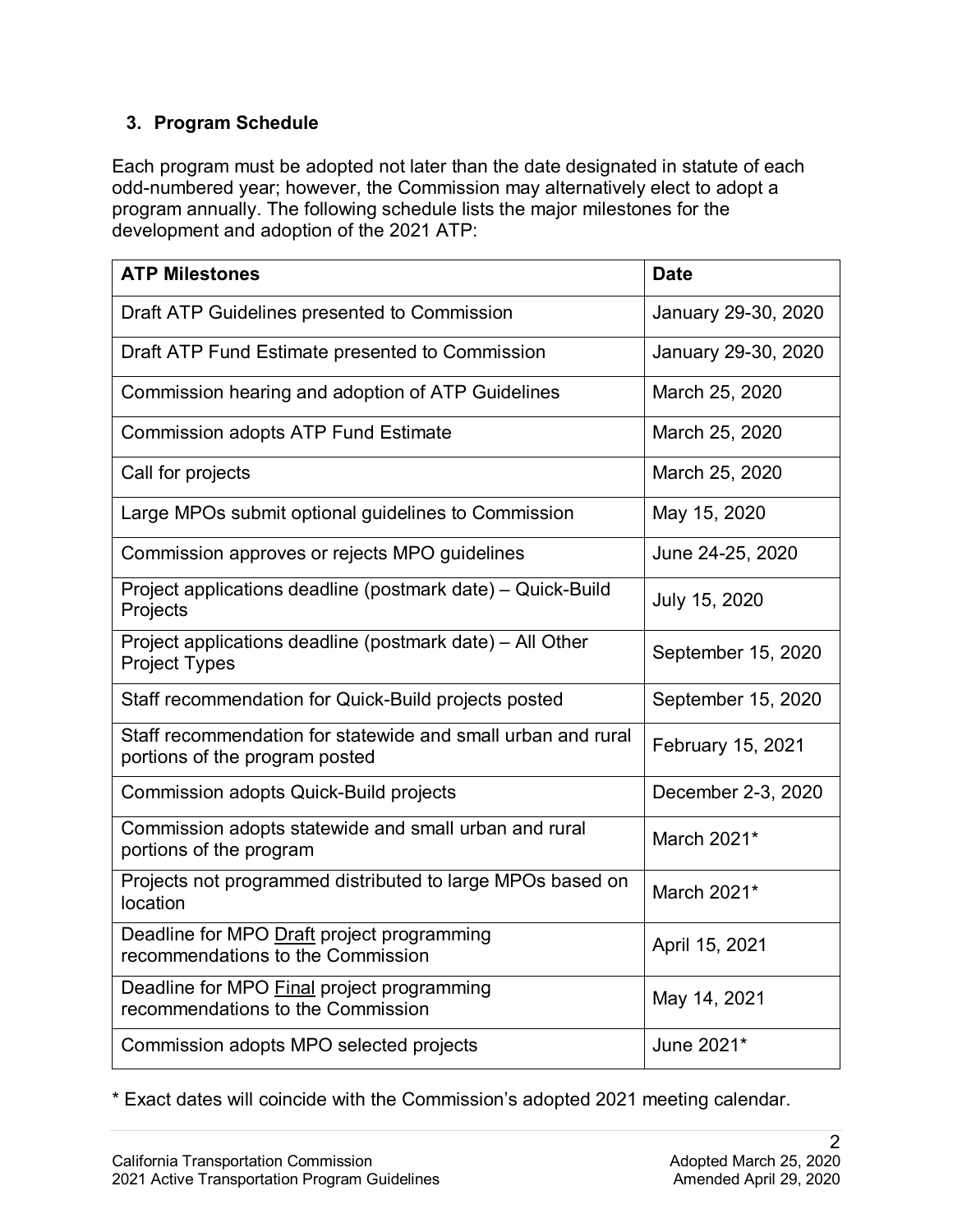### 3. Program Schedule

Each program must be adopted not later than the date designated in statute of each odd-numbered year; however, the Commission may alternatively elect to adopt a program annually. The following schedule lists the major milestones for the development and adoption of the 2021 ATP:

| ATP Milestones | Date |
|---|---|
| Draft ATP Guidelines presented to Commission | January 29-30, 2020 |
| Draft ATP Fund Estimate presented to Commission | January 29-30, 2020 |
| Commission hearing and adoption of ATP Guidelines | March 25, 2020 |
| Commission adopts ATP Fund Estimate | March 25, 2020 |
| Call for projects | March 25, 2020 |
| Large MPOs submit optional guidelines to Commission | May 15, 2020 |
| Commission approves or rejects MPO guidelines | June 24-25, 2020 |
| Project applications deadline (postmark date) – Quick-Build Projects | July 15, 2020 |
| Project applications deadline (postmark date) – All Other Project Types | September 15, 2020 |
| Staff recommendation for Quick-Build projects posted | September 15, 2020 |
| Staff recommendation for statewide and small urban and rural portions of the program posted | February 15, 2021 |
| Commission adopts Quick-Build projects | December 2-3, 2020 |
| Commission adopts statewide and small urban and rural portions of the program | March 2021* |
| Projects not programmed distributed to large MPOs based on location | March 2021* |
| Deadline for MPO Draft project programming recommendations to the Commission | April 15, 2021 |
| Deadline for MPO Final project programming recommendations to the Commission | May 14, 2021 |
| Commission adopts MPO selected projects | June 2021* |

* Exact dates will coincide with the Commission's adopted 2021 meeting calendar.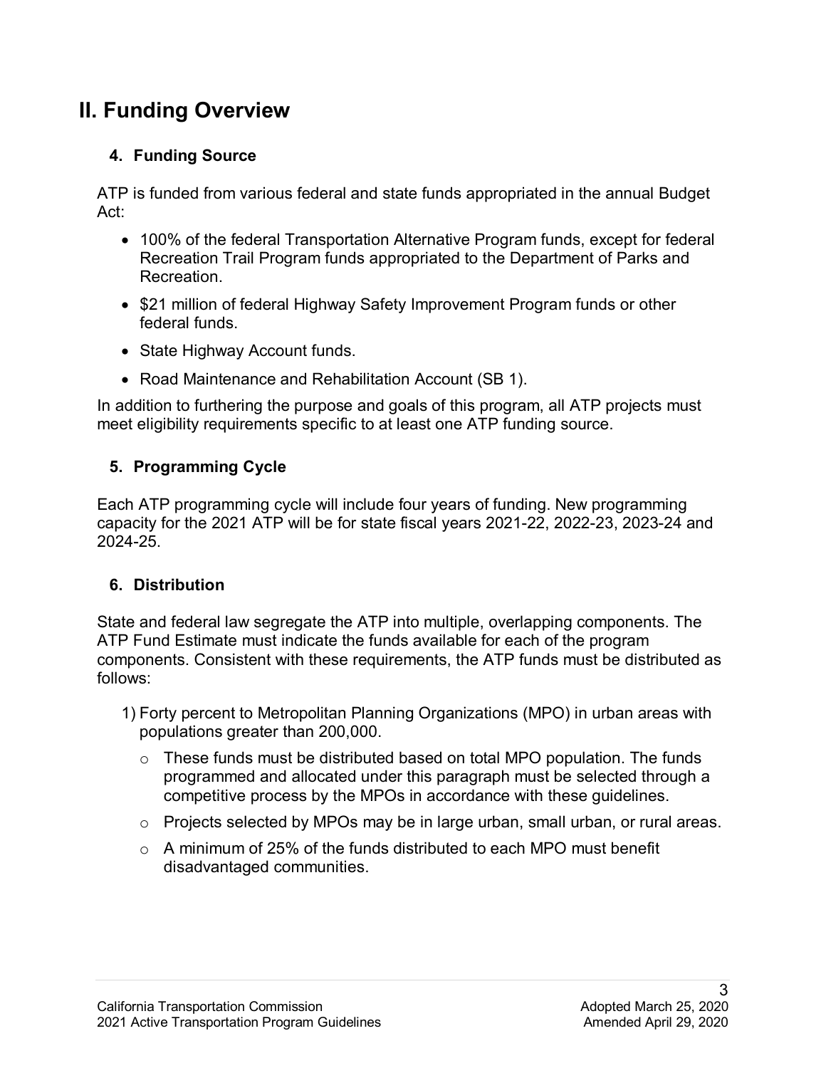# II. Funding Overview

### 4. Funding Source

ATP is funded from various federal and state funds appropriated in the annual Budget Act:

- 100% of the federal Transportation Alternative Program funds, except for federal Recreation Trail Program funds appropriated to the Department of Parks and Recreation.
- $21 million of federal Highway Safety Improvement Program funds or other federal funds.
- State Highway Account funds.
- Road Maintenance and Rehabilitation Account (SB 1).

In addition to furthering the purpose and goals of this program, all ATP projects must meet eligibility requirements specific to at least one ATP funding source.

### 5. Programming Cycle

Each ATP programming cycle will include four years of funding. New programming capacity for the 2021 ATP will be for state fiscal years 2021-22, 2022-23, 2023-24 and 2024-25.

### 6. Distribution

State and federal law segregate the ATP into multiple, overlapping components. The ATP Fund Estimate must indicate the funds available for each of the program components. Consistent with these requirements, the ATP funds must be distributed as follows:

1) Forty percent to Metropolitan Planning Organizations (MPO) in urban areas with populations greater than 200,000.
   - These funds must be distributed based on total MPO population. The funds programmed and allocated under this paragraph must be selected through a competitive process by the MPOs in accordance with these guidelines.
   - Projects selected by MPOs may be in large urban, small urban, or rural areas.
   - A minimum of 25% of the funds distributed to each MPO must benefit disadvantaged communities.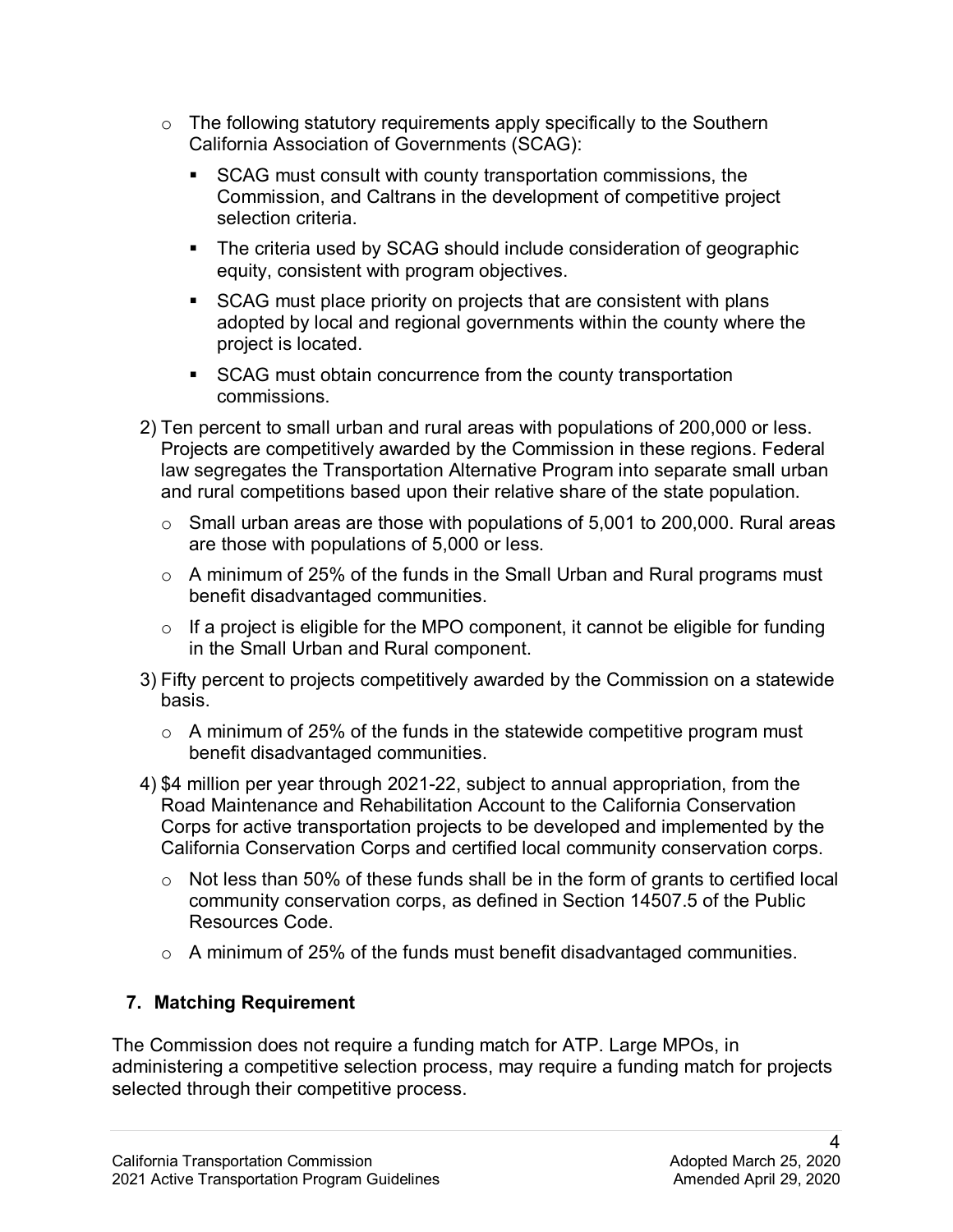- The following statutory requirements apply specifically to the Southern California Association of Governments (SCAG):
  - SCAG must consult with county transportation commissions, the Commission, and Caltrans in the development of competitive project selection criteria.
  - The criteria used by SCAG should include consideration of geographic equity, consistent with program objectives.
  - SCAG must place priority on projects that are consistent with plans adopted by local and regional governments within the county where the project is located.
  - SCAG must obtain concurrence from the county transportation commissions.

2) Ten percent to small urban and rural areas with populations of 200,000 or less. Projects are competitively awarded by the Commission in these regions. Federal law segregates the Transportation Alternative Program into separate small urban and rural competitions based upon their relative share of the state population.
   - Small urban areas are those with populations of 5,001 to 200,000. Rural areas are those with populations of 5,000 or less.
   - A minimum of 25% of the funds in the Small Urban and Rural programs must benefit disadvantaged communities.
   - If a project is eligible for the MPO component, it cannot be eligible for funding in the Small Urban and Rural component.
3) Fifty percent to projects competitively awarded by the Commission on a statewide basis.
   - A minimum of 25% of the funds in the statewide competitive program must benefit disadvantaged communities.
4) $4 million per year through 2021-22, subject to annual appropriation, from the Road Maintenance and Rehabilitation Account to the California Conservation Corps for active transportation projects to be developed and implemented by the California Conservation Corps and certified local community conservation corps.
   - Not less than 50% of these funds shall be in the form of grants to certified local community conservation corps, as defined in Section 14507.5 of the Public Resources Code.
   - A minimum of 25% of the funds must benefit disadvantaged communities.

### 7. Matching Requirement

The Commission does not require a funding match for ATP. Large MPOs, in administering a competitive selection process, may require a funding match for projects selected through their competitive process.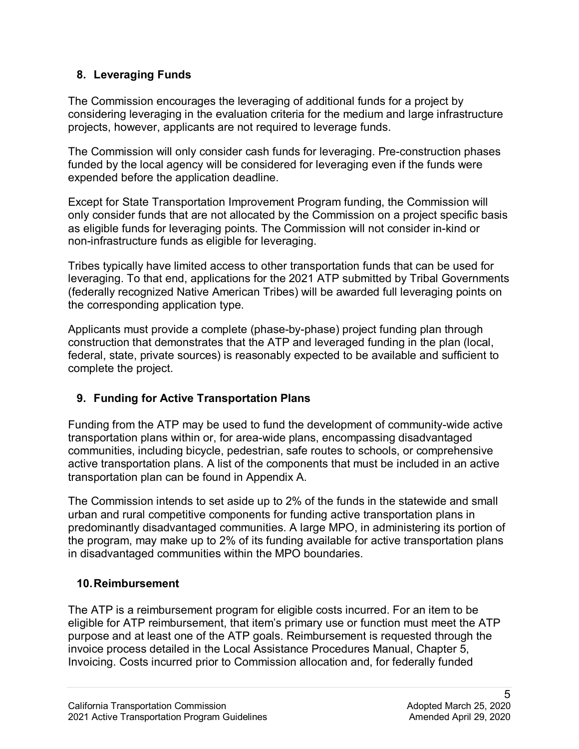### 8. Leveraging Funds

The Commission encourages the leveraging of additional funds for a project by considering leveraging in the evaluation criteria for the medium and large infrastructure projects, however, applicants are not required to leverage funds.

The Commission will only consider cash funds for leveraging. Pre-construction phases funded by the local agency will be considered for leveraging even if the funds were expended before the application deadline.

Except for State Transportation Improvement Program funding, the Commission will only consider funds that are not allocated by the Commission on a project specific basis as eligible funds for leveraging points. The Commission will not consider in-kind or non-infrastructure funds as eligible for leveraging.

Tribes typically have limited access to other transportation funds that can be used for leveraging. To that end, applications for the 2021 ATP submitted by Tribal Governments (federally recognized Native American Tribes) will be awarded full leveraging points on the corresponding application type.

Applicants must provide a complete (phase-by-phase) project funding plan through construction that demonstrates that the ATP and leveraged funding in the plan (local, federal, state, private sources) is reasonably expected to be available and sufficient to complete the project.

### 9. Funding for Active Transportation Plans

Funding from the ATP may be used to fund the development of community-wide active transportation plans within or, for area-wide plans, encompassing disadvantaged communities, including bicycle, pedestrian, safe routes to schools, or comprehensive active transportation plans. A list of the components that must be included in an active transportation plan can be found in Appendix A.

The Commission intends to set aside up to 2% of the funds in the statewide and small urban and rural competitive components for funding active transportation plans in predominantly disadvantaged communities. A large MPO, in administering its portion of the program, may make up to 2% of its funding available for active transportation plans in disadvantaged communities within the MPO boundaries.

### 10. Reimbursement

The ATP is a reimbursement program for eligible costs incurred. For an item to be eligible for ATP reimbursement, that item's primary use or function must meet the ATP purpose and at least one of the ATP goals. Reimbursement is requested through the invoice process detailed in the Local Assistance Procedures Manual, Chapter 5, Invoicing. Costs incurred prior to Commission allocation and, for federally funded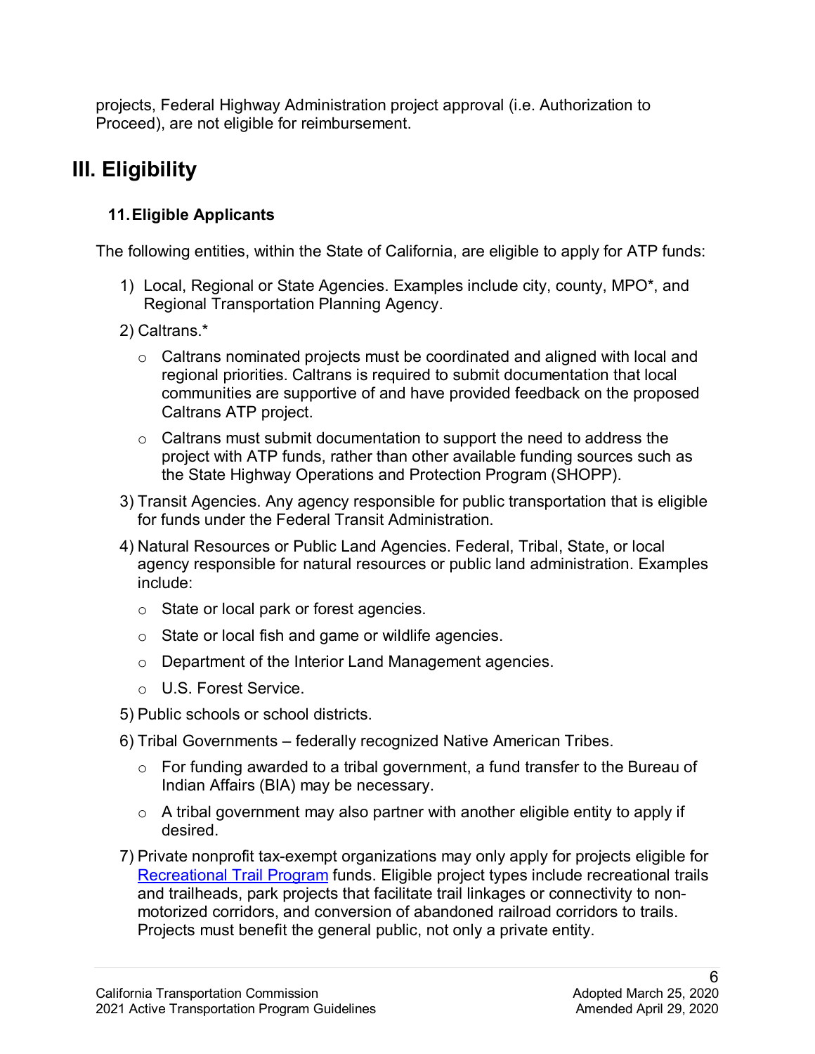projects, Federal Highway Administration project approval (i.e. Authorization to Proceed), are not eligible for reimbursement.

# III. Eligibility

## 11. Eligible Applicants

The following entities, within the State of California, are eligible to apply for ATP funds:

1) Local, Regional or State Agencies. Examples include city, county, MPO*, and Regional Transportation Planning Agency.

2) Caltrans.*
   - Caltrans nominated projects must be coordinated and aligned with local and regional priorities. Caltrans is required to submit documentation that local communities are supportive of and have provided feedback on the proposed Caltrans ATP project.
   - Caltrans must submit documentation to support the need to address the project with ATP funds, rather than other available funding sources such as the State Highway Operations and Protection Program (SHOPP).

3) Transit Agencies. Any agency responsible for public transportation that is eligible for funds under the Federal Transit Administration.

4) Natural Resources or Public Land Agencies. Federal, Tribal, State, or local agency responsible for natural resources or public land administration. Examples include:
   - State or local park or forest agencies.
   - State or local fish and game or wildlife agencies.
   - Department of the Interior Land Management agencies.
   - U.S. Forest Service.

5) Public schools or school districts.

6) Tribal Governments – federally recognized Native American Tribes.
   - For funding awarded to a tribal government, a fund transfer to the Bureau of Indian Affairs (BIA) may be necessary.
   - A tribal government may also partner with another eligible entity to apply if desired.

7) Private nonprofit tax-exempt organizations may only apply for projects eligible for Recreational Trail Program funds. Eligible project types include recreational trails and trailheads, park projects that facilitate trail linkages or connectivity to non-motorized corridors, and conversion of abandoned railroad corridors to trails. Projects must benefit the general public, not only a private entity.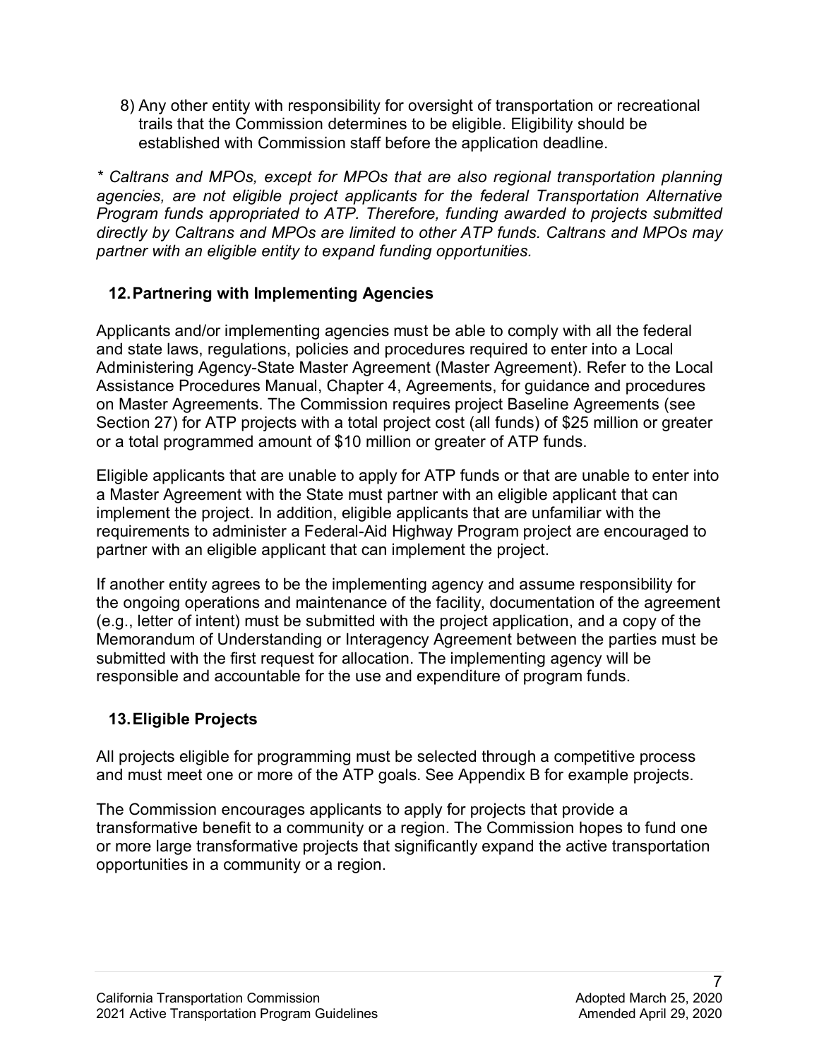8) Any other entity with responsibility for oversight of transportation or recreational trails that the Commission determines to be eligible. Eligibility should be established with Commission staff before the application deadline.

*\* Caltrans and MPOs, except for MPOs that are also regional transportation planning agencies, are not eligible project applicants for the federal Transportation Alternative Program funds appropriated to ATP. Therefore, funding awarded to projects submitted directly by Caltrans and MPOs are limited to other ATP funds. Caltrans and MPOs may partner with an eligible entity to expand funding opportunities.*

## 12. Partnering with Implementing Agencies

Applicants and/or implementing agencies must be able to comply with all the federal and state laws, regulations, policies and procedures required to enter into a Local Administering Agency-State Master Agreement (Master Agreement). Refer to the Local Assistance Procedures Manual, Chapter 4, Agreements, for guidance and procedures on Master Agreements. The Commission requires project Baseline Agreements (see Section 27) for ATP projects with a total project cost (all funds) of $25 million or greater or a total programmed amount of $10 million or greater of ATP funds.

Eligible applicants that are unable to apply for ATP funds or that are unable to enter into a Master Agreement with the State must partner with an eligible applicant that can implement the project. In addition, eligible applicants that are unfamiliar with the requirements to administer a Federal-Aid Highway Program project are encouraged to partner with an eligible applicant that can implement the project.

If another entity agrees to be the implementing agency and assume responsibility for the ongoing operations and maintenance of the facility, documentation of the agreement (e.g., letter of intent) must be submitted with the project application, and a copy of the Memorandum of Understanding or Interagency Agreement between the parties must be submitted with the first request for allocation. The implementing agency will be responsible and accountable for the use and expenditure of program funds.

## 13. Eligible Projects

All projects eligible for programming must be selected through a competitive process and must meet one or more of the ATP goals. See Appendix B for example projects.

The Commission encourages applicants to apply for projects that provide a transformative benefit to a community or a region. The Commission hopes to fund one or more large transformative projects that significantly expand the active transportation opportunities in a community or a region.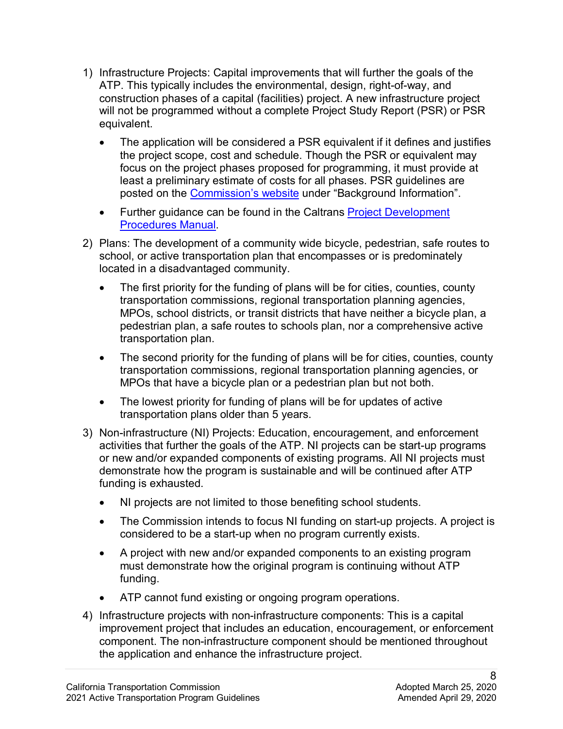1) Infrastructure Projects: Capital improvements that will further the goals of the ATP. This typically includes the environmental, design, right-of-way, and construction phases of a capital (facilities) project. A new infrastructure project will not be programmed without a complete Project Study Report (PSR) or PSR equivalent.

   - The application will be considered a PSR equivalent if it defines and justifies the project scope, cost and schedule. Though the PSR or equivalent may focus on the project phases proposed for programming, it must provide at least a preliminary estimate of costs for all phases. PSR guidelines are posted on the [Commission's website]() under "Background Information".
   - Further guidance can be found in the Caltrans [Project Development Procedures Manual]().

2) Plans: The development of a community wide bicycle, pedestrian, safe routes to school, or active transportation plan that encompasses or is predominately located in a disadvantaged community.

   - The first priority for the funding of plans will be for cities, counties, county transportation commissions, regional transportation planning agencies, MPOs, school districts, or transit districts that have neither a bicycle plan, a pedestrian plan, a safe routes to schools plan, nor a comprehensive active transportation plan.
   - The second priority for the funding of plans will be for cities, counties, county transportation commissions, regional transportation planning agencies, or MPOs that have a bicycle plan or a pedestrian plan but not both.
   - The lowest priority for funding of plans will be for updates of active transportation plans older than 5 years.

3) Non-infrastructure (NI) Projects: Education, encouragement, and enforcement activities that further the goals of the ATP. NI projects can be start-up programs or new and/or expanded components of existing programs. All NI projects must demonstrate how the program is sustainable and will be continued after ATP funding is exhausted.

   - NI projects are not limited to those benefiting school students.
   - The Commission intends to focus NI funding on start-up projects. A project is considered to be a start-up when no program currently exists.
   - A project with new and/or expanded components to an existing program must demonstrate how the original program is continuing without ATP funding.
   - ATP cannot fund existing or ongoing program operations.

4) Infrastructure projects with non-infrastructure components: This is a capital improvement project that includes an education, encouragement, or enforcement component. The non-infrastructure component should be mentioned throughout the application and enhance the infrastructure project.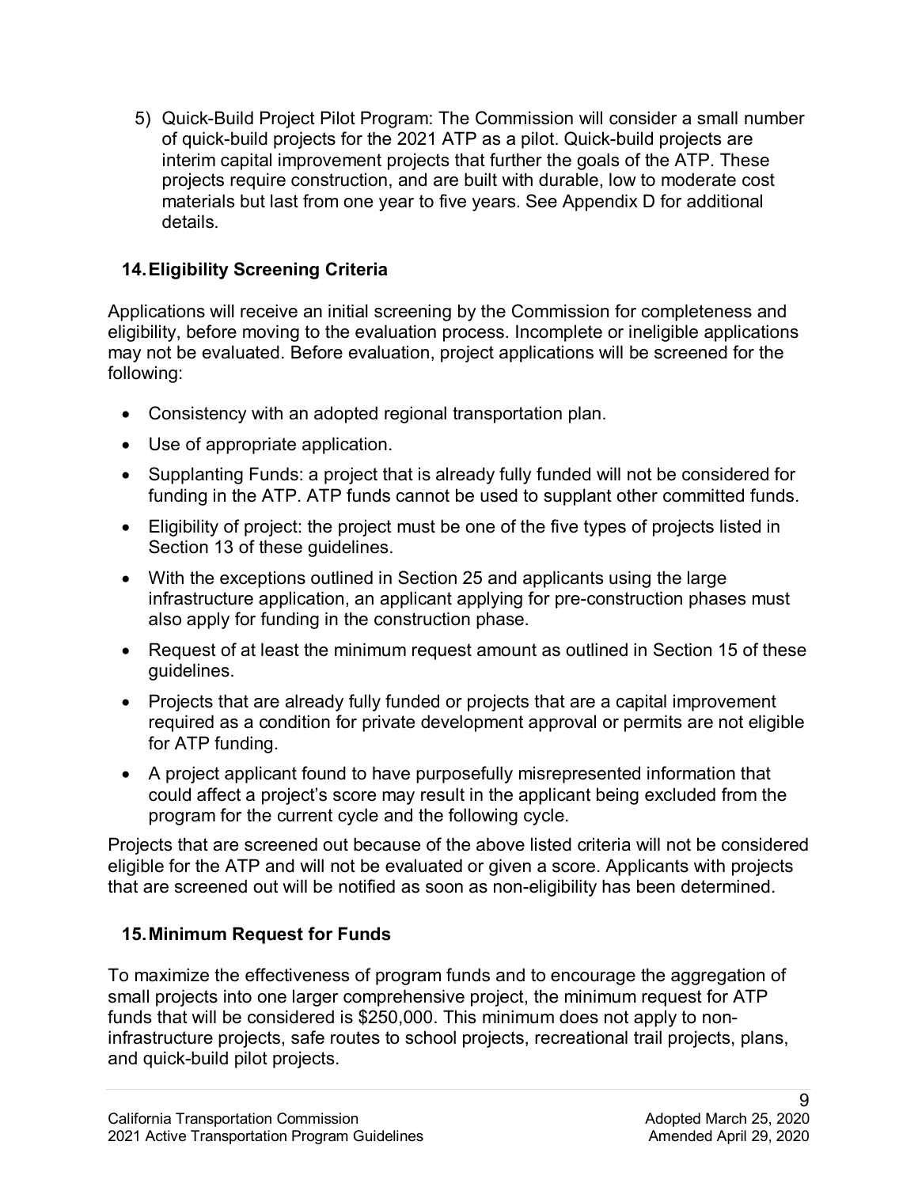5) Quick-Build Project Pilot Program: The Commission will consider a small number of quick-build projects for the 2021 ATP as a pilot. Quick-build projects are interim capital improvement projects that further the goals of the ATP. These projects require construction, and are built with durable, low to moderate cost materials but last from one year to five years. See Appendix D for additional details.

## 14. Eligibility Screening Criteria

Applications will receive an initial screening by the Commission for completeness and eligibility, before moving to the evaluation process. Incomplete or ineligible applications may not be evaluated. Before evaluation, project applications will be screened for the following:

- Consistency with an adopted regional transportation plan.
- Use of appropriate application.
- Supplanting Funds: a project that is already fully funded will not be considered for funding in the ATP. ATP funds cannot be used to supplant other committed funds.
- Eligibility of project: the project must be one of the five types of projects listed in Section 13 of these guidelines.
- With the exceptions outlined in Section 25 and applicants using the large infrastructure application, an applicant applying for pre-construction phases must also apply for funding in the construction phase.
- Request of at least the minimum request amount as outlined in Section 15 of these guidelines.
- Projects that are already fully funded or projects that are a capital improvement required as a condition for private development approval or permits are not eligible for ATP funding.
- A project applicant found to have purposefully misrepresented information that could affect a project's score may result in the applicant being excluded from the program for the current cycle and the following cycle.

Projects that are screened out because of the above listed criteria will not be considered eligible for the ATP and will not be evaluated or given a score. Applicants with projects that are screened out will be notified as soon as non-eligibility has been determined.

## 15. Minimum Request for Funds

To maximize the effectiveness of program funds and to encourage the aggregation of small projects into one larger comprehensive project, the minimum request for ATP funds that will be considered is $250,000. This minimum does not apply to non-infrastructure projects, safe routes to school projects, recreational trail projects, plans, and quick-build pilot projects.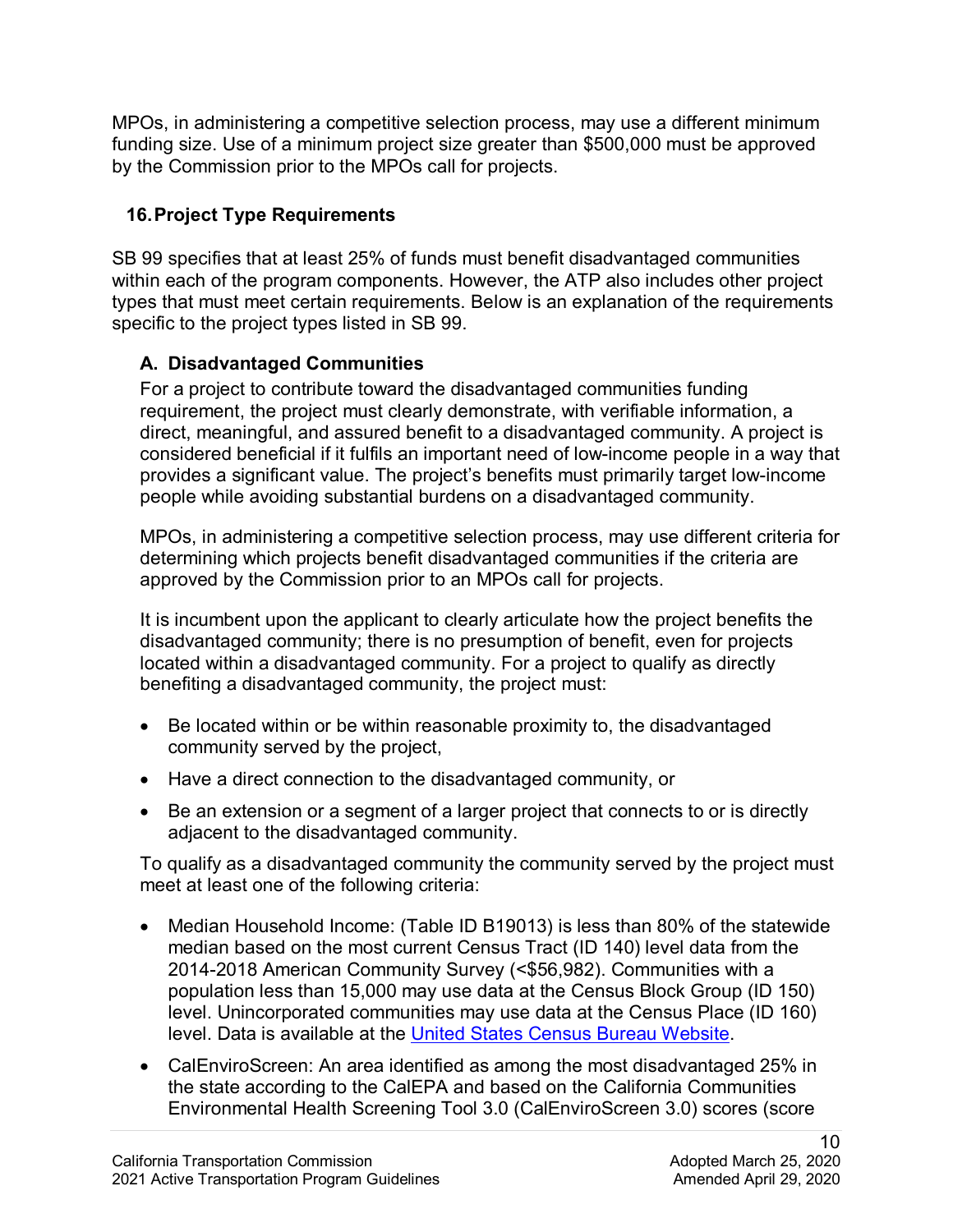MPOs, in administering a competitive selection process, may use a different minimum funding size. Use of a minimum project size greater than $500,000 must be approved by the Commission prior to the MPOs call for projects.

## 16. Project Type Requirements

SB 99 specifies that at least 25% of funds must benefit disadvantaged communities within each of the program components. However, the ATP also includes other project types that must meet certain requirements. Below is an explanation of the requirements specific to the project types listed in SB 99.

### A. Disadvantaged Communities

For a project to contribute toward the disadvantaged communities funding requirement, the project must clearly demonstrate, with verifiable information, a direct, meaningful, and assured benefit to a disadvantaged community. A project is considered beneficial if it fulfils an important need of low-income people in a way that provides a significant value. The project's benefits must primarily target low-income people while avoiding substantial burdens on a disadvantaged community.

MPOs, in administering a competitive selection process, may use different criteria for determining which projects benefit disadvantaged communities if the criteria are approved by the Commission prior to an MPOs call for projects.

It is incumbent upon the applicant to clearly articulate how the project benefits the disadvantaged community; there is no presumption of benefit, even for projects located within a disadvantaged community. For a project to qualify as directly benefiting a disadvantaged community, the project must:

- Be located within or be within reasonable proximity to, the disadvantaged community served by the project,
- Have a direct connection to the disadvantaged community, or
- Be an extension or a segment of a larger project that connects to or is directly adjacent to the disadvantaged community.

To qualify as a disadvantaged community the community served by the project must meet at least one of the following criteria:

- Median Household Income: (Table ID B19013) is less than 80% of the statewide median based on the most current Census Tract (ID 140) level data from the 2014-2018 American Community Survey (<$56,982). Communities with a population less than 15,000 may use data at the Census Block Group (ID 150) level. Unincorporated communities may use data at the Census Place (ID 160) level. Data is available at the [United States Census Bureau Website](United States Census Bureau Website).
- CalEnviroScreen: An area identified as among the most disadvantaged 25% in the state according to the CalEPA and based on the California Communities Environmental Health Screening Tool 3.0 (CalEnviroScreen 3.0) scores (score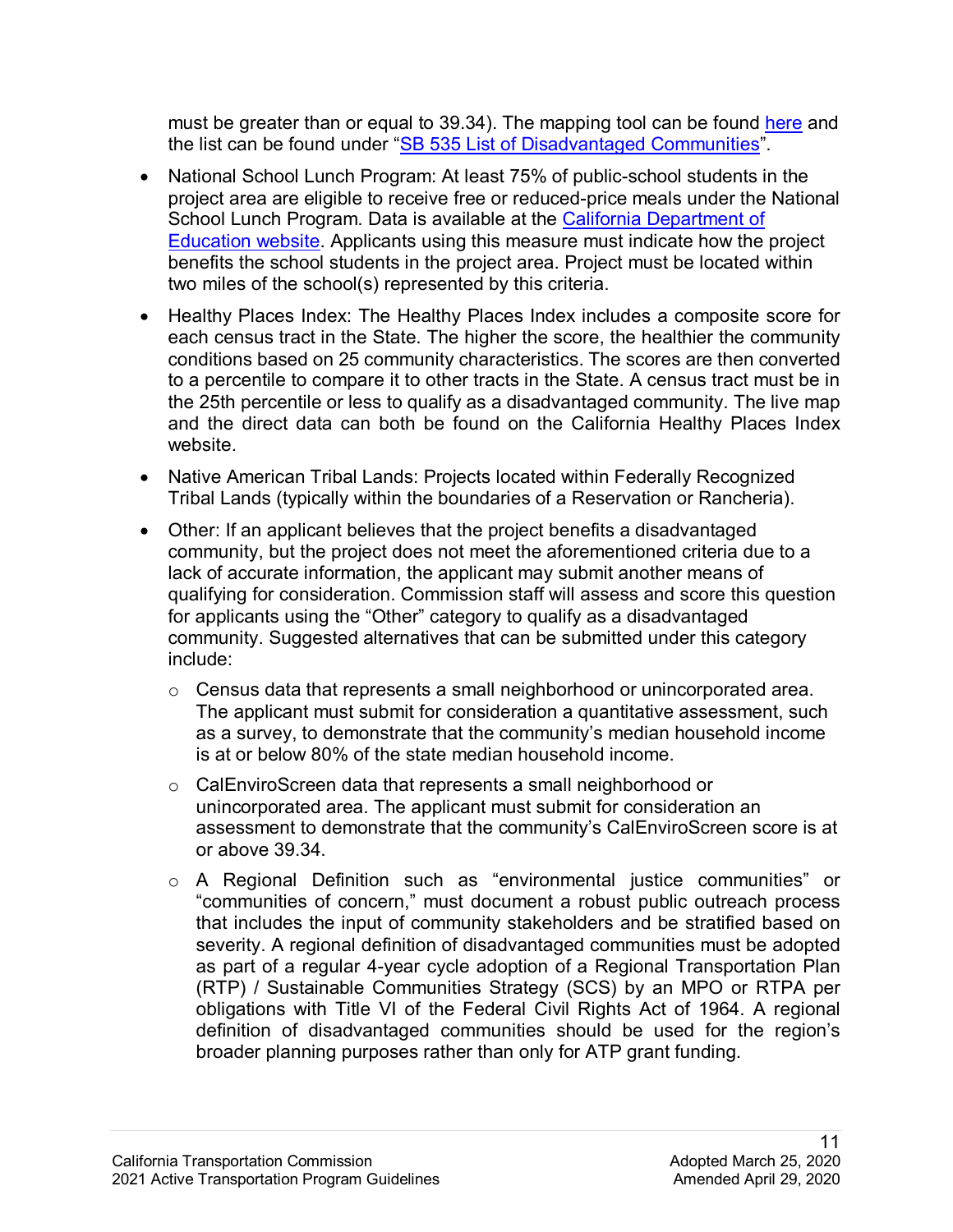must be greater than or equal to 39.34). The mapping tool can be found here and the list can be found under "SB 535 List of Disadvantaged Communities".

- National School Lunch Program: At least 75% of public-school students in the project area are eligible to receive free or reduced-price meals under the National School Lunch Program. Data is available at the California Department of Education website. Applicants using this measure must indicate how the project benefits the school students in the project area. Project must be located within two miles of the school(s) represented by this criteria.
- Healthy Places Index: The Healthy Places Index includes a composite score for each census tract in the State. The higher the score, the healthier the community conditions based on 25 community characteristics. The scores are then converted to a percentile to compare it to other tracts in the State. A census tract must be in the 25th percentile or less to qualify as a disadvantaged community. The live map and the direct data can both be found on the California Healthy Places Index website.
- Native American Tribal Lands: Projects located within Federally Recognized Tribal Lands (typically within the boundaries of a Reservation or Rancheria).
- Other: If an applicant believes that the project benefits a disadvantaged community, but the project does not meet the aforementioned criteria due to a lack of accurate information, the applicant may submit another means of qualifying for consideration. Commission staff will assess and score this question for applicants using the "Other" category to qualify as a disadvantaged community. Suggested alternatives that can be submitted under this category include:
  - Census data that represents a small neighborhood or unincorporated area. The applicant must submit for consideration a quantitative assessment, such as a survey, to demonstrate that the community's median household income is at or below 80% of the state median household income.
  - CalEnviroScreen data that represents a small neighborhood or unincorporated area. The applicant must submit for consideration an assessment to demonstrate that the community's CalEnviroScreen score is at or above 39.34.
  - A Regional Definition such as "environmental justice communities" or "communities of concern," must document a robust public outreach process that includes the input of community stakeholders and be stratified based on severity. A regional definition of disadvantaged communities must be adopted as part of a regular 4-year cycle adoption of a Regional Transportation Plan (RTP) / Sustainable Communities Strategy (SCS) by an MPO or RTPA per obligations with Title VI of the Federal Civil Rights Act of 1964. A regional definition of disadvantaged communities should be used for the region's broader planning purposes rather than only for ATP grant funding.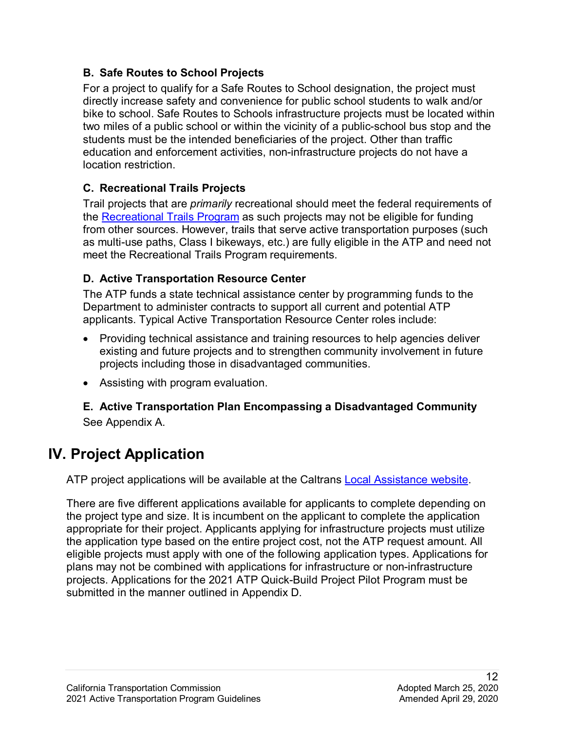### B. Safe Routes to School Projects

For a project to qualify for a Safe Routes to School designation, the project must directly increase safety and convenience for public school students to walk and/or bike to school. Safe Routes to Schools infrastructure projects must be located within two miles of a public school or within the vicinity of a public-school bus stop and the students must be the intended beneficiaries of the project. Other than traffic education and enforcement activities, non-infrastructure projects do not have a location restriction.

### C. Recreational Trails Projects

Trail projects that are *primarily* recreational should meet the federal requirements of the Recreational Trails Program as such projects may not be eligible for funding from other sources. However, trails that serve active transportation purposes (such as multi-use paths, Class I bikeways, etc.) are fully eligible in the ATP and need not meet the Recreational Trails Program requirements.

### D. Active Transportation Resource Center

The ATP funds a state technical assistance center by programming funds to the Department to administer contracts to support all current and potential ATP applicants. Typical Active Transportation Resource Center roles include:

- Providing technical assistance and training resources to help agencies deliver existing and future projects and to strengthen community involvement in future projects including those in disadvantaged communities.
- Assisting with program evaluation.

### E. Active Transportation Plan Encompassing a Disadvantaged Community

See Appendix A.

## IV. Project Application

ATP project applications will be available at the Caltrans Local Assistance website.

There are five different applications available for applicants to complete depending on the project type and size. It is incumbent on the applicant to complete the application appropriate for their project. Applicants applying for infrastructure projects must utilize the application type based on the entire project cost, not the ATP request amount. All eligible projects must apply with one of the following application types. Applications for plans may not be combined with applications for infrastructure or non-infrastructure projects. Applications for the 2021 ATP Quick-Build Project Pilot Program must be submitted in the manner outlined in Appendix D.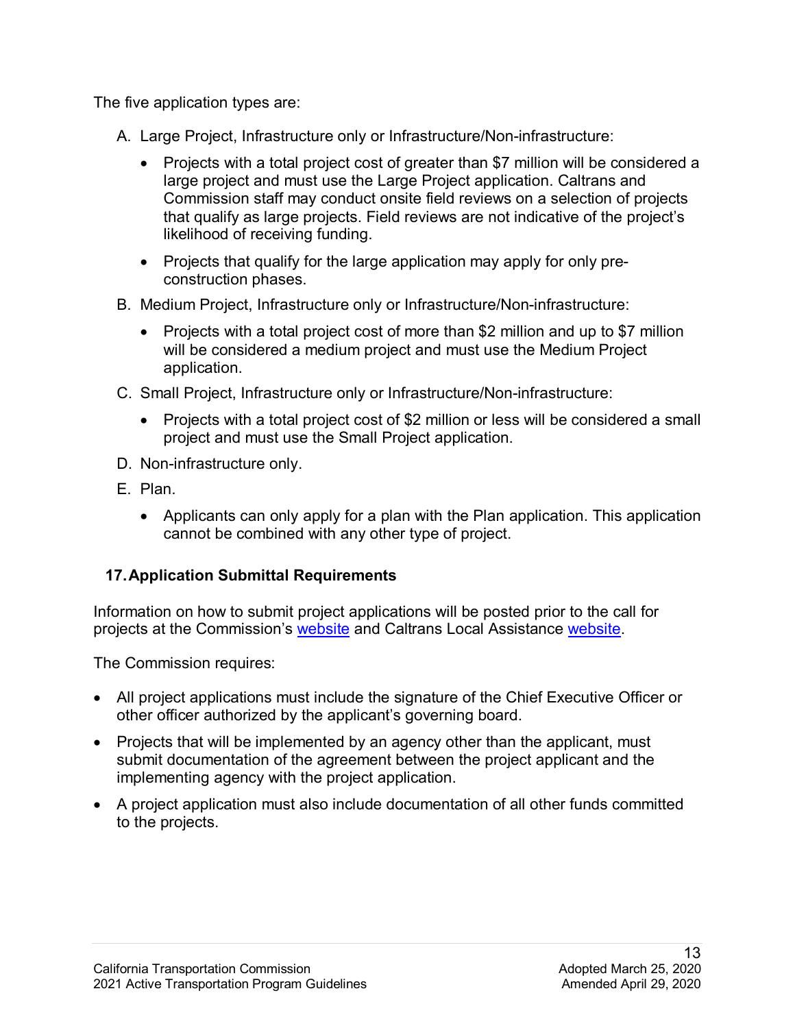The five application types are:

A. Large Project, Infrastructure only or Infrastructure/Non-infrastructure:

   - Projects with a total project cost of greater than $7 million will be considered a large project and must use the Large Project application. Caltrans and Commission staff may conduct onsite field reviews on a selection of projects that qualify as large projects. Field reviews are not indicative of the project's likelihood of receiving funding.

   - Projects that qualify for the large application may apply for only pre-construction phases.

B. Medium Project, Infrastructure only or Infrastructure/Non-infrastructure:

   - Projects with a total project cost of more than $2 million and up to $7 million will be considered a medium project and must use the Medium Project application.

C. Small Project, Infrastructure only or Infrastructure/Non-infrastructure:

   - Projects with a total project cost of $2 million or less will be considered a small project and must use the Small Project application.

D. Non-infrastructure only.

E. Plan.

   - Applicants can only apply for a plan with the Plan application. This application cannot be combined with any other type of project.

## 17. Application Submittal Requirements

Information on how to submit project applications will be posted prior to the call for projects at the Commission's website and Caltrans Local Assistance website.

The Commission requires:

- All project applications must include the signature of the Chief Executive Officer or other officer authorized by the applicant's governing board.

- Projects that will be implemented by an agency other than the applicant, must submit documentation of the agreement between the project applicant and the implementing agency with the project application.

- A project application must also include documentation of all other funds committed to the projects.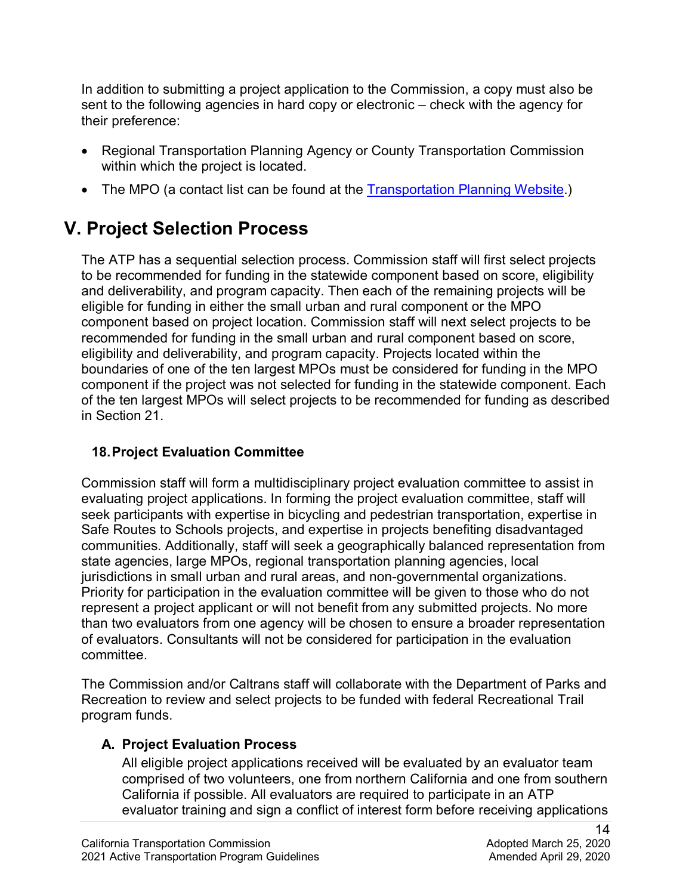In addition to submitting a project application to the Commission, a copy must also be sent to the following agencies in hard copy or electronic – check with the agency for their preference:

- Regional Transportation Planning Agency or County Transportation Commission within which the project is located.
- The MPO (a contact list can be found at the [Transportation Planning Website](#).)

# V. Project Selection Process

The ATP has a sequential selection process. Commission staff will first select projects to be recommended for funding in the statewide component based on score, eligibility and deliverability, and program capacity. Then each of the remaining projects will be eligible for funding in either the small urban and rural component or the MPO component based on project location. Commission staff will next select projects to be recommended for funding in the small urban and rural component based on score, eligibility and deliverability, and program capacity. Projects located within the boundaries of one of the ten largest MPOs must be considered for funding in the MPO component if the project was not selected for funding in the statewide component. Each of the ten largest MPOs will select projects to be recommended for funding as described in Section 21.

### 18. Project Evaluation Committee

Commission staff will form a multidisciplinary project evaluation committee to assist in evaluating project applications. In forming the project evaluation committee, staff will seek participants with expertise in bicycling and pedestrian transportation, expertise in Safe Routes to Schools projects, and expertise in projects benefiting disadvantaged communities. Additionally, staff will seek a geographically balanced representation from state agencies, large MPOs, regional transportation planning agencies, local jurisdictions in small urban and rural areas, and non-governmental organizations. Priority for participation in the evaluation committee will be given to those who do not represent a project applicant or will not benefit from any submitted projects. No more than two evaluators from one agency will be chosen to ensure a broader representation of evaluators. Consultants will not be considered for participation in the evaluation committee.

The Commission and/or Caltrans staff will collaborate with the Department of Parks and Recreation to review and select projects to be funded with federal Recreational Trail program funds.

#### A. Project Evaluation Process

All eligible project applications received will be evaluated by an evaluator team comprised of two volunteers, one from northern California and one from southern California if possible. All evaluators are required to participate in an ATP evaluator training and sign a conflict of interest form before receiving applications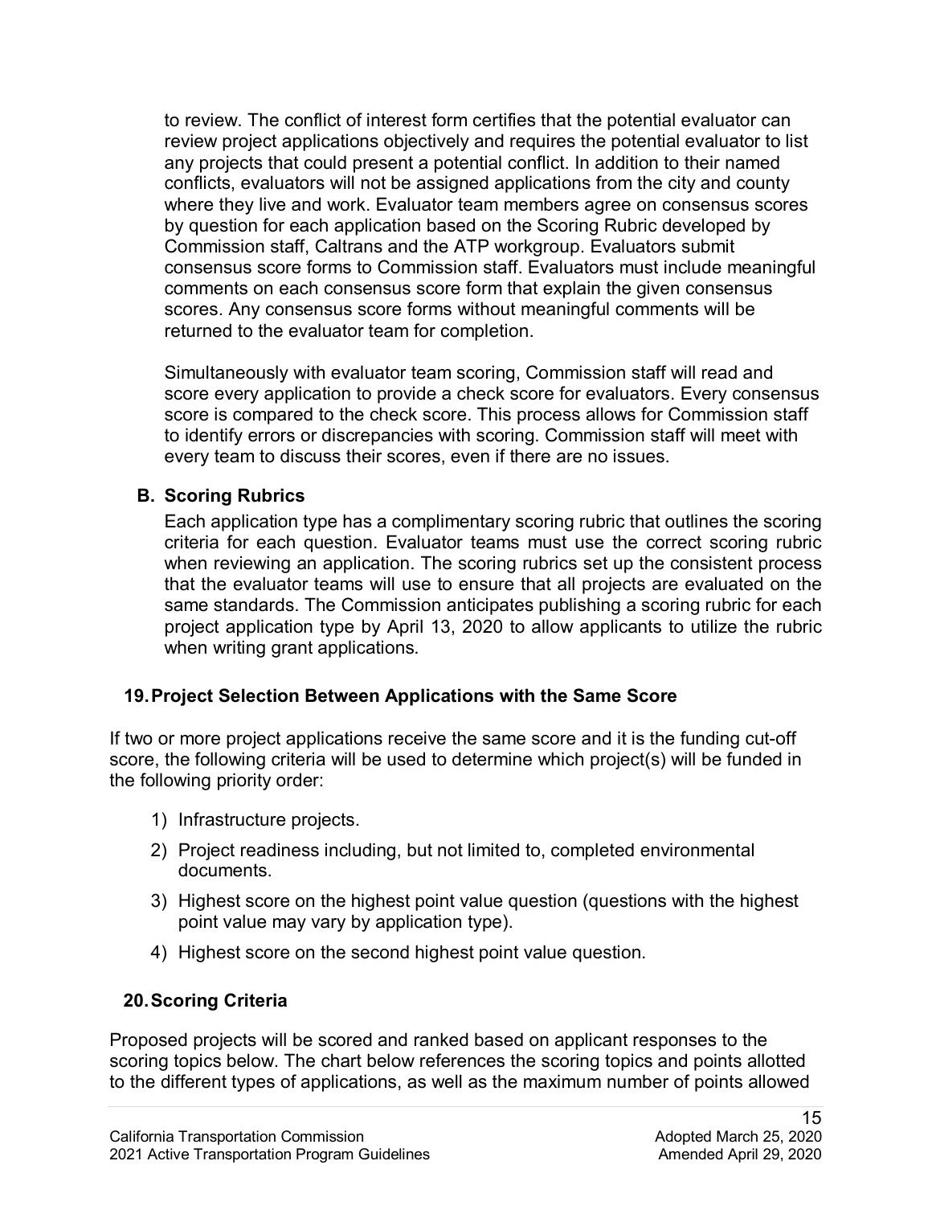to review. The conflict of interest form certifies that the potential evaluator can review project applications objectively and requires the potential evaluator to list any projects that could present a potential conflict. In addition to their named conflicts, evaluators will not be assigned applications from the city and county where they live and work. Evaluator team members agree on consensus scores by question for each application based on the Scoring Rubric developed by Commission staff, Caltrans and the ATP workgroup. Evaluators submit consensus score forms to Commission staff. Evaluators must include meaningful comments on each consensus score form that explain the given consensus scores. Any consensus score forms without meaningful comments will be returned to the evaluator team for completion.

Simultaneously with evaluator team scoring, Commission staff will read and score every application to provide a check score for evaluators. Every consensus score is compared to the check score. This process allows for Commission staff to identify errors or discrepancies with scoring. Commission staff will meet with every team to discuss their scores, even if there are no issues.

### B. Scoring Rubrics

Each application type has a complimentary scoring rubric that outlines the scoring criteria for each question. Evaluator teams must use the correct scoring rubric when reviewing an application. The scoring rubrics set up the consistent process that the evaluator teams will use to ensure that all projects are evaluated on the same standards. The Commission anticipates publishing a scoring rubric for each project application type by April 13, 2020 to allow applicants to utilize the rubric when writing grant applications.

## 19. Project Selection Between Applications with the Same Score

If two or more project applications receive the same score and it is the funding cut-off score, the following criteria will be used to determine which project(s) will be funded in the following priority order:

1) Infrastructure projects.
2) Project readiness including, but not limited to, completed environmental documents.
3) Highest score on the highest point value question (questions with the highest point value may vary by application type).
4) Highest score on the second highest point value question.

## 20. Scoring Criteria

Proposed projects will be scored and ranked based on applicant responses to the scoring topics below. The chart below references the scoring topics and points allotted to the different types of applications, as well as the maximum number of points allowed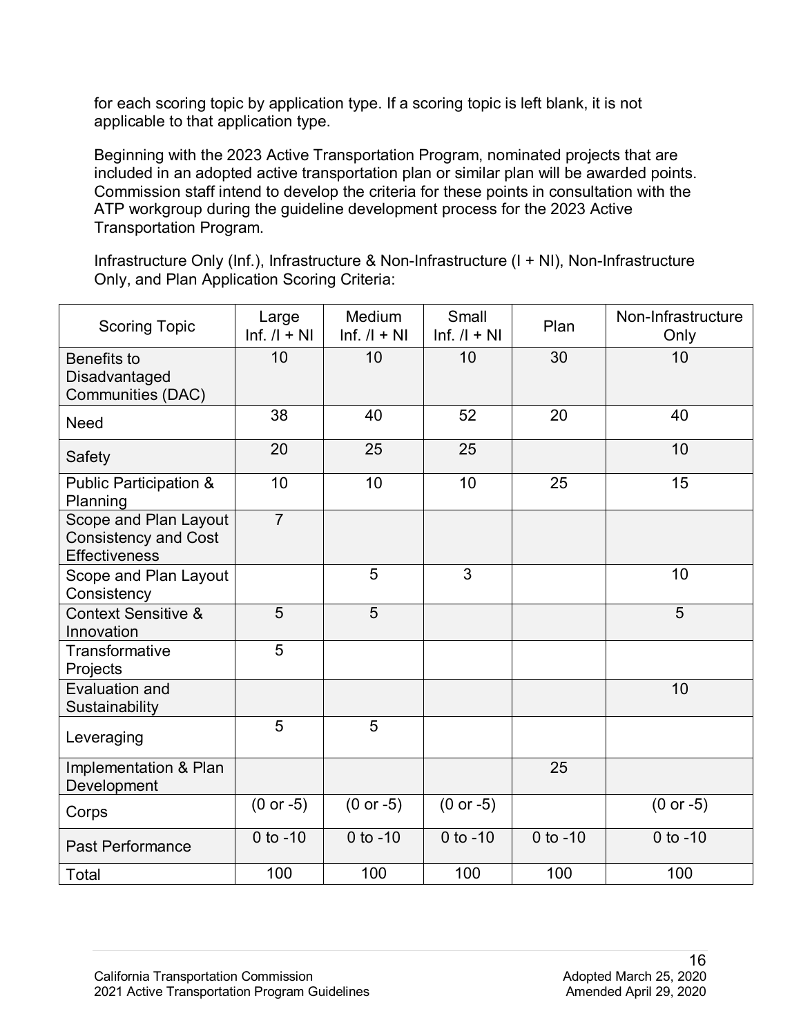for each scoring topic by application type. If a scoring topic is left blank, it is not applicable to that application type.

Beginning with the 2023 Active Transportation Program, nominated projects that are included in an adopted active transportation plan or similar plan will be awarded points. Commission staff intend to develop the criteria for these points in consultation with the ATP workgroup during the guideline development process for the 2023 Active Transportation Program.

Infrastructure Only (Inf.), Infrastructure & Non-Infrastructure (I + NI), Non-Infrastructure Only, and Plan Application Scoring Criteria:

| Scoring Topic | Large Inf. /I + NI | Medium Inf. /I + NI | Small Inf. /I + NI | Plan | Non-Infrastructure Only |
|---|---|---|---|---|---|
| Benefits to Disadvantaged Communities (DAC) | 10 | 10 | 10 | 30 | 10 |
| Need | 38 | 40 | 52 | 20 | 40 |
| Safety | 20 | 25 | 25 | | 10 |
| Public Participation & Planning | 10 | 10 | 10 | 25 | 15 |
| Scope and Plan Layout Consistency and Cost Effectiveness | 7 | | | | |
| Scope and Plan Layout Consistency | | 5 | 3 | | 10 |
| Context Sensitive & Innovation | 5 | 5 | | | 5 |
| Transformative Projects | 5 | | | | |
| Evaluation and Sustainability | | | | | 10 |
| Leveraging | 5 | 5 | | | |
| Implementation & Plan Development | | | | 25 | |
| Corps | (0 or -5) | (0 or -5) | (0 or -5) | | (0 or -5) |
| Past Performance | 0 to -10 | 0 to -10 | 0 to -10 | 0 to -10 | 0 to -10 |
| Total | 100 | 100 | 100 | 100 | 100 |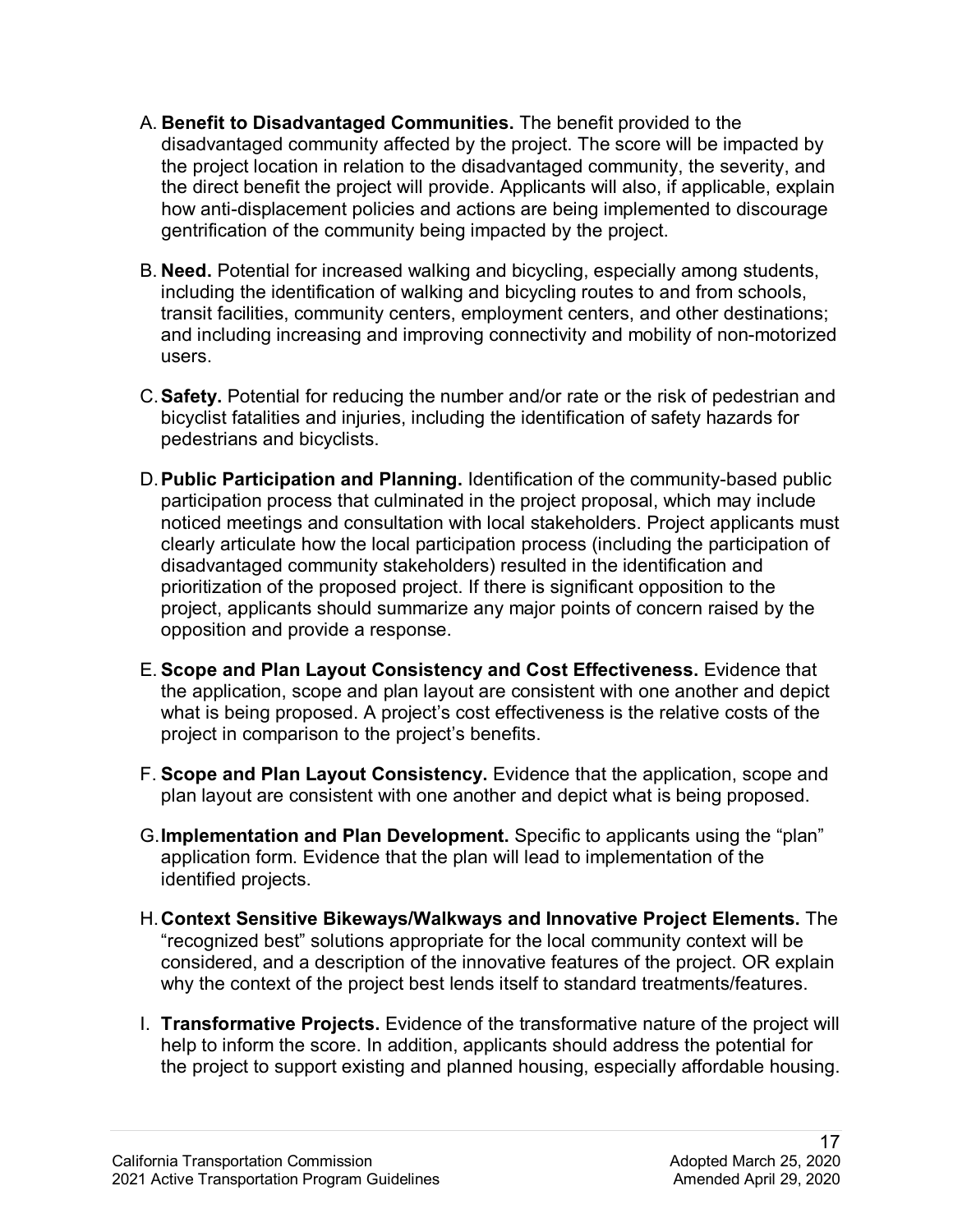A. **Benefit to Disadvantaged Communities.** The benefit provided to the disadvantaged community affected by the project. The score will be impacted by the project location in relation to the disadvantaged community, the severity, and the direct benefit the project will provide. Applicants will also, if applicable, explain how anti-displacement policies and actions are being implemented to discourage gentrification of the community being impacted by the project.

B. **Need.** Potential for increased walking and bicycling, especially among students, including the identification of walking and bicycling routes to and from schools, transit facilities, community centers, employment centers, and other destinations; and including increasing and improving connectivity and mobility of non-motorized users.

C. **Safety.** Potential for reducing the number and/or rate or the risk of pedestrian and bicyclist fatalities and injuries, including the identification of safety hazards for pedestrians and bicyclists.

D. **Public Participation and Planning.** Identification of the community-based public participation process that culminated in the project proposal, which may include noticed meetings and consultation with local stakeholders. Project applicants must clearly articulate how the local participation process (including the participation of disadvantaged community stakeholders) resulted in the identification and prioritization of the proposed project. If there is significant opposition to the project, applicants should summarize any major points of concern raised by the opposition and provide a response.

E. **Scope and Plan Layout Consistency and Cost Effectiveness.** Evidence that the application, scope and plan layout are consistent with one another and depict what is being proposed. A project's cost effectiveness is the relative costs of the project in comparison to the project's benefits.

F. **Scope and Plan Layout Consistency.** Evidence that the application, scope and plan layout are consistent with one another and depict what is being proposed.

G. **Implementation and Plan Development.** Specific to applicants using the "plan" application form. Evidence that the plan will lead to implementation of the identified projects.

H. **Context Sensitive Bikeways/Walkways and Innovative Project Elements.** The "recognized best" solutions appropriate for the local community context will be considered, and a description of the innovative features of the project. OR explain why the context of the project best lends itself to standard treatments/features.

I. **Transformative Projects.** Evidence of the transformative nature of the project will help to inform the score. In addition, applicants should address the potential for the project to support existing and planned housing, especially affordable housing.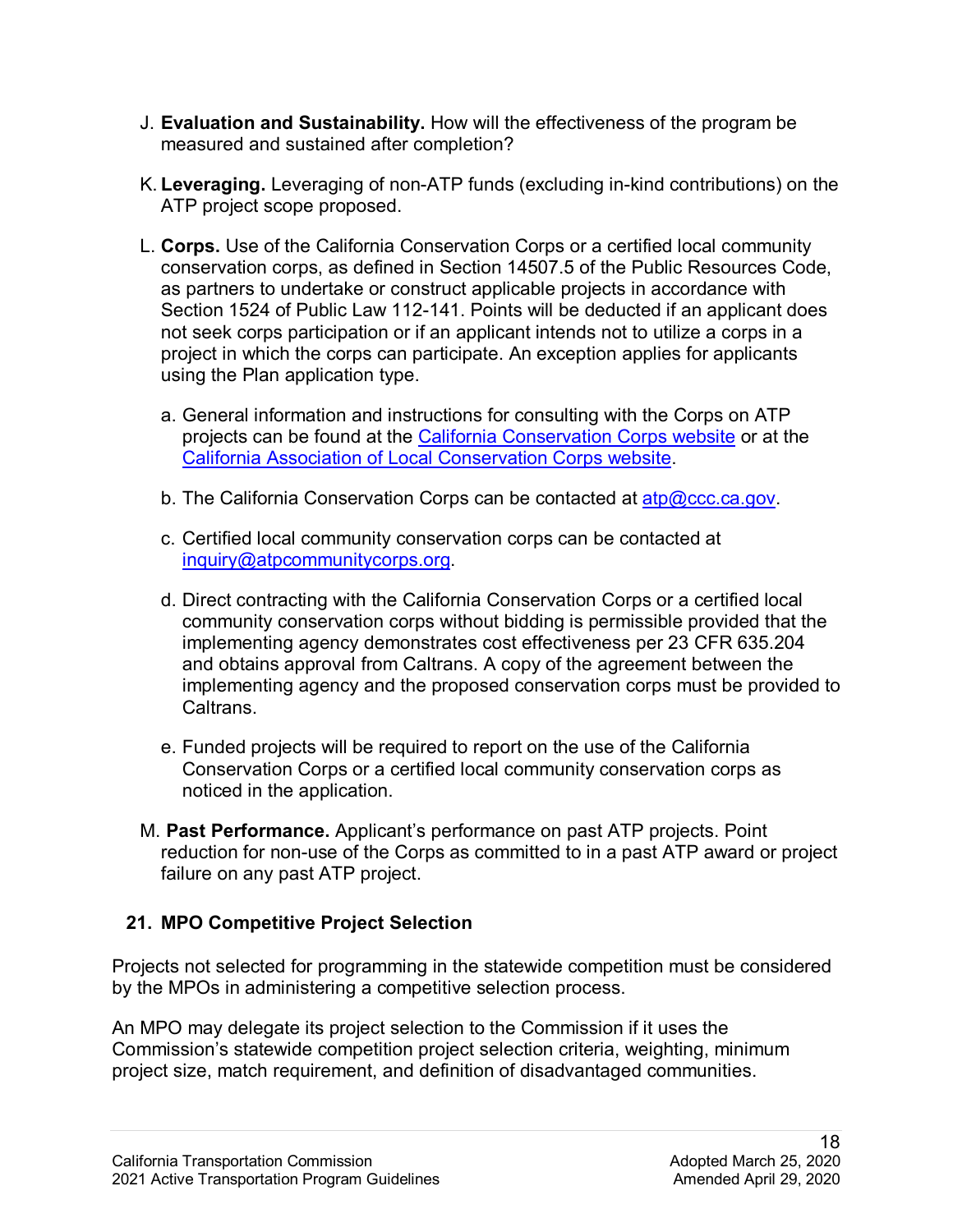J. **Evaluation and Sustainability.** How will the effectiveness of the program be measured and sustained after completion?

K. **Leveraging.** Leveraging of non-ATP funds (excluding in-kind contributions) on the ATP project scope proposed.

L. **Corps.** Use of the California Conservation Corps or a certified local community conservation corps, as defined in Section 14507.5 of the Public Resources Code, as partners to undertake or construct applicable projects in accordance with Section 1524 of Public Law 112-141. Points will be deducted if an applicant does not seek corps participation or if an applicant intends not to utilize a corps in a project in which the corps can participate. An exception applies for applicants using the Plan application type.

   a. General information and instructions for consulting with the Corps on ATP projects can be found at the [California Conservation Corps website] or at the [California Association of Local Conservation Corps website].

   b. The California Conservation Corps can be contacted at atp@ccc.ca.gov.

   c. Certified local community conservation corps can be contacted at inquiry@atpcommunitycorps.org.

   d. Direct contracting with the California Conservation Corps or a certified local community conservation corps without bidding is permissible provided that the implementing agency demonstrates cost effectiveness per 23 CFR 635.204 and obtains approval from Caltrans. A copy of the agreement between the implementing agency and the proposed conservation corps must be provided to Caltrans.

   e. Funded projects will be required to report on the use of the California Conservation Corps or a certified local community conservation corps as noticed in the application.

M. **Past Performance.** Applicant's performance on past ATP projects. Point reduction for non-use of the Corps as committed to in a past ATP award or project failure on any past ATP project.

## 21. MPO Competitive Project Selection

Projects not selected for programming in the statewide competition must be considered by the MPOs in administering a competitive selection process.

An MPO may delegate its project selection to the Commission if it uses the Commission's statewide competition project selection criteria, weighting, minimum project size, match requirement, and definition of disadvantaged communities.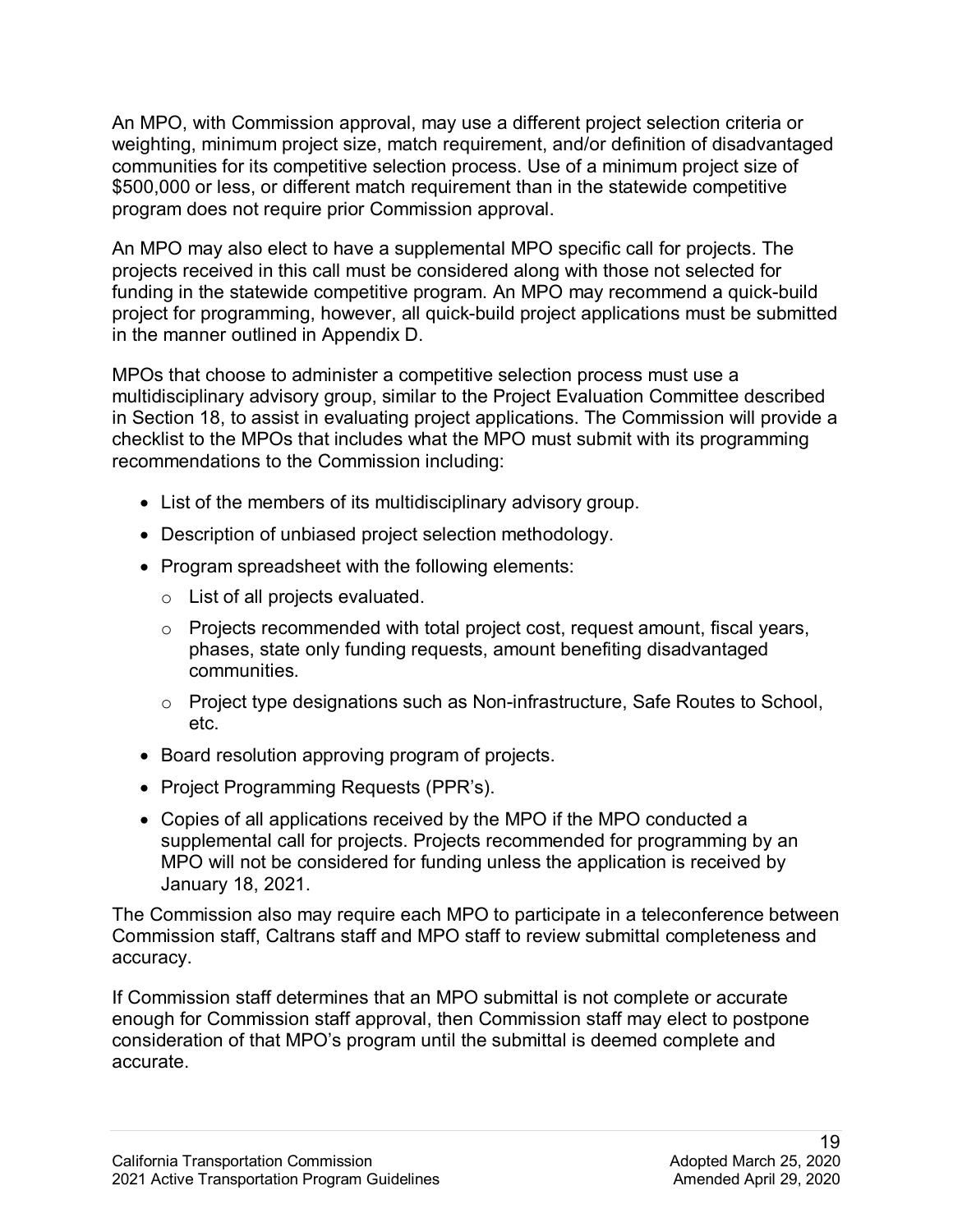An MPO, with Commission approval, may use a different project selection criteria or weighting, minimum project size, match requirement, and/or definition of disadvantaged communities for its competitive selection process. Use of a minimum project size of $500,000 or less, or different match requirement than in the statewide competitive program does not require prior Commission approval.

An MPO may also elect to have a supplemental MPO specific call for projects. The projects received in this call must be considered along with those not selected for funding in the statewide competitive program. An MPO may recommend a quick-build project for programming, however, all quick-build project applications must be submitted in the manner outlined in Appendix D.

MPOs that choose to administer a competitive selection process must use a multidisciplinary advisory group, similar to the Project Evaluation Committee described in Section 18, to assist in evaluating project applications. The Commission will provide a checklist to the MPOs that includes what the MPO must submit with its programming recommendations to the Commission including:

- List of the members of its multidisciplinary advisory group.
- Description of unbiased project selection methodology.
- Program spreadsheet with the following elements:
  - List of all projects evaluated.
  - Projects recommended with total project cost, request amount, fiscal years, phases, state only funding requests, amount benefiting disadvantaged communities.
  - Project type designations such as Non-infrastructure, Safe Routes to School, etc.
- Board resolution approving program of projects.
- Project Programming Requests (PPR's).
- Copies of all applications received by the MPO if the MPO conducted a supplemental call for projects. Projects recommended for programming by an MPO will not be considered for funding unless the application is received by January 18, 2021.

The Commission also may require each MPO to participate in a teleconference between Commission staff, Caltrans staff and MPO staff to review submittal completeness and accuracy.

If Commission staff determines that an MPO submittal is not complete or accurate enough for Commission staff approval, then Commission staff may elect to postpone consideration of that MPO's program until the submittal is deemed complete and accurate.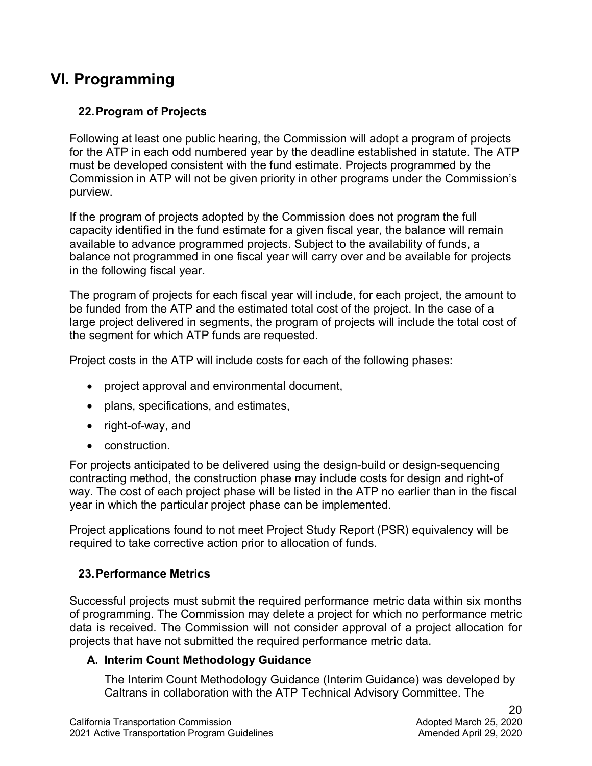# VI. Programming

## 22. Program of Projects

Following at least one public hearing, the Commission will adopt a program of projects for the ATP in each odd numbered year by the deadline established in statute. The ATP must be developed consistent with the fund estimate. Projects programmed by the Commission in ATP will not be given priority in other programs under the Commission's purview.

If the program of projects adopted by the Commission does not program the full capacity identified in the fund estimate for a given fiscal year, the balance will remain available to advance programmed projects. Subject to the availability of funds, a balance not programmed in one fiscal year will carry over and be available for projects in the following fiscal year.

The program of projects for each fiscal year will include, for each project, the amount to be funded from the ATP and the estimated total cost of the project. In the case of a large project delivered in segments, the program of projects will include the total cost of the segment for which ATP funds are requested.

Project costs in the ATP will include costs for each of the following phases:

- project approval and environmental document,
- plans, specifications, and estimates,
- right-of-way, and
- construction.

For projects anticipated to be delivered using the design-build or design-sequencing contracting method, the construction phase may include costs for design and right-of way. The cost of each project phase will be listed in the ATP no earlier than in the fiscal year in which the particular project phase can be implemented.

Project applications found to not meet Project Study Report (PSR) equivalency will be required to take corrective action prior to allocation of funds.

## 23. Performance Metrics

Successful projects must submit the required performance metric data within six months of programming. The Commission may delete a project for which no performance metric data is received. The Commission will not consider approval of a project allocation for projects that have not submitted the required performance metric data.

### A. Interim Count Methodology Guidance

The Interim Count Methodology Guidance (Interim Guidance) was developed by Caltrans in collaboration with the ATP Technical Advisory Committee. The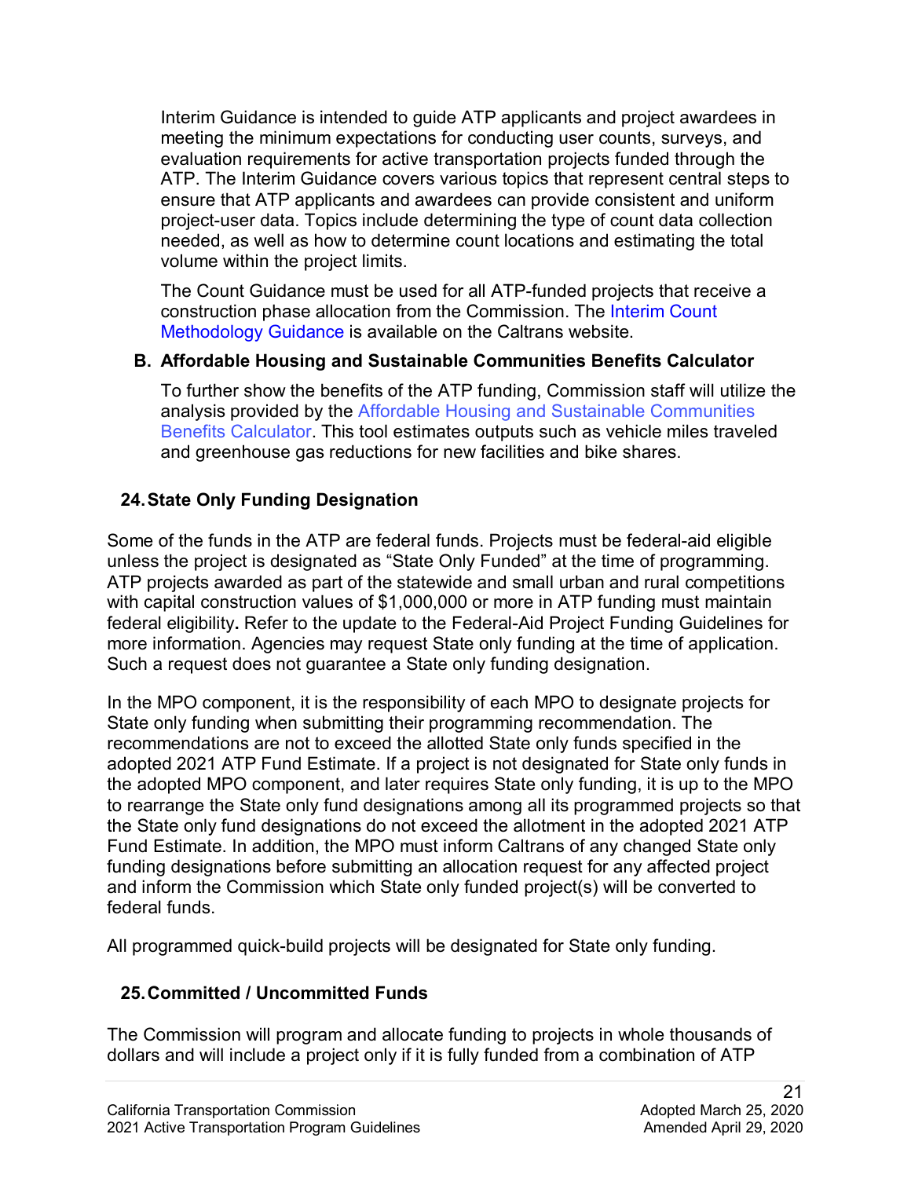Interim Guidance is intended to guide ATP applicants and project awardees in meeting the minimum expectations for conducting user counts, surveys, and evaluation requirements for active transportation projects funded through the ATP. The Interim Guidance covers various topics that represent central steps to ensure that ATP applicants and awardees can provide consistent and uniform project-user data. Topics include determining the type of count data collection needed, as well as how to determine count locations and estimating the total volume within the project limits.

The Count Guidance must be used for all ATP-funded projects that receive a construction phase allocation from the Commission. The Interim Count Methodology Guidance is available on the Caltrans website.

### B. Affordable Housing and Sustainable Communities Benefits Calculator

To further show the benefits of the ATP funding, Commission staff will utilize the analysis provided by the Affordable Housing and Sustainable Communities Benefits Calculator. This tool estimates outputs such as vehicle miles traveled and greenhouse gas reductions for new facilities and bike shares.

## 24. State Only Funding Designation

Some of the funds in the ATP are federal funds. Projects must be federal-aid eligible unless the project is designated as “State Only Funded” at the time of programming. ATP projects awarded as part of the statewide and small urban and rural competitions with capital construction values of $1,000,000 or more in ATP funding must maintain federal eligibility**.** Refer to the update to the Federal-Aid Project Funding Guidelines for more information. Agencies may request State only funding at the time of application. Such a request does not guarantee a State only funding designation.

In the MPO component, it is the responsibility of each MPO to designate projects for State only funding when submitting their programming recommendation. The recommendations are not to exceed the allotted State only funds specified in the adopted 2021 ATP Fund Estimate. If a project is not designated for State only funds in the adopted MPO component, and later requires State only funding, it is up to the MPO to rearrange the State only fund designations among all its programmed projects so that the State only fund designations do not exceed the allotment in the adopted 2021 ATP Fund Estimate. In addition, the MPO must inform Caltrans of any changed State only funding designations before submitting an allocation request for any affected project and inform the Commission which State only funded project(s) will be converted to federal funds.

All programmed quick-build projects will be designated for State only funding.

## 25. Committed / Uncommitted Funds

The Commission will program and allocate funding to projects in whole thousands of dollars and will include a project only if it is fully funded from a combination of ATP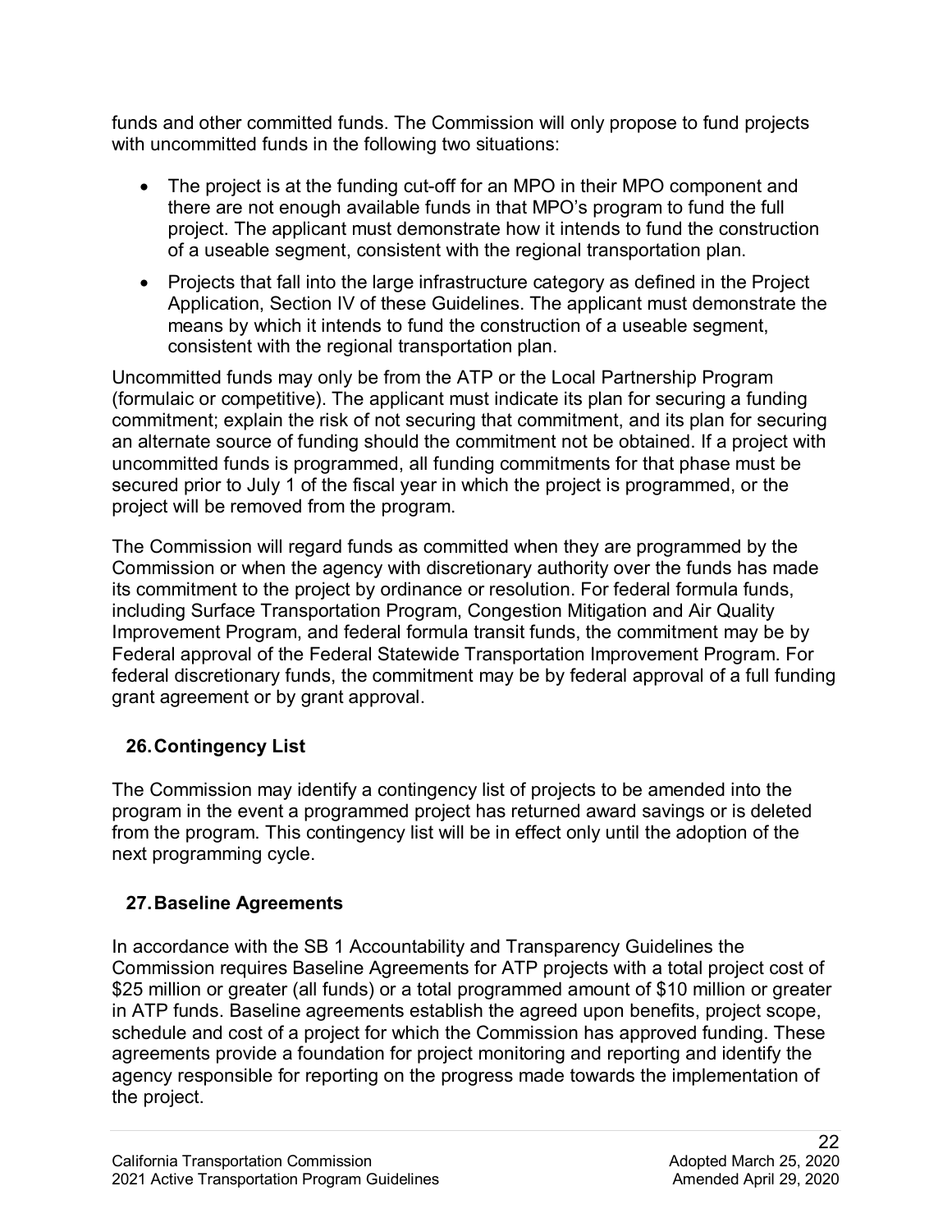funds and other committed funds. The Commission will only propose to fund projects with uncommitted funds in the following two situations:

- The project is at the funding cut-off for an MPO in their MPO component and there are not enough available funds in that MPO's program to fund the full project. The applicant must demonstrate how it intends to fund the construction of a useable segment, consistent with the regional transportation plan.
- Projects that fall into the large infrastructure category as defined in the Project Application, Section IV of these Guidelines. The applicant must demonstrate the means by which it intends to fund the construction of a useable segment, consistent with the regional transportation plan.

Uncommitted funds may only be from the ATP or the Local Partnership Program (formulaic or competitive). The applicant must indicate its plan for securing a funding commitment; explain the risk of not securing that commitment, and its plan for securing an alternate source of funding should the commitment not be obtained. If a project with uncommitted funds is programmed, all funding commitments for that phase must be secured prior to July 1 of the fiscal year in which the project is programmed, or the project will be removed from the program.

The Commission will regard funds as committed when they are programmed by the Commission or when the agency with discretionary authority over the funds has made its commitment to the project by ordinance or resolution. For federal formula funds, including Surface Transportation Program, Congestion Mitigation and Air Quality Improvement Program, and federal formula transit funds, the commitment may be by Federal approval of the Federal Statewide Transportation Improvement Program. For federal discretionary funds, the commitment may be by federal approval of a full funding grant agreement or by grant approval.

## 26. Contingency List

The Commission may identify a contingency list of projects to be amended into the program in the event a programmed project has returned award savings or is deleted from the program. This contingency list will be in effect only until the adoption of the next programming cycle.

## 27. Baseline Agreements

In accordance with the SB 1 Accountability and Transparency Guidelines the Commission requires Baseline Agreements for ATP projects with a total project cost of $25 million or greater (all funds) or a total programmed amount of $10 million or greater in ATP funds. Baseline agreements establish the agreed upon benefits, project scope, schedule and cost of a project for which the Commission has approved funding. These agreements provide a foundation for project monitoring and reporting and identify the agency responsible for reporting on the progress made towards the implementation of the project.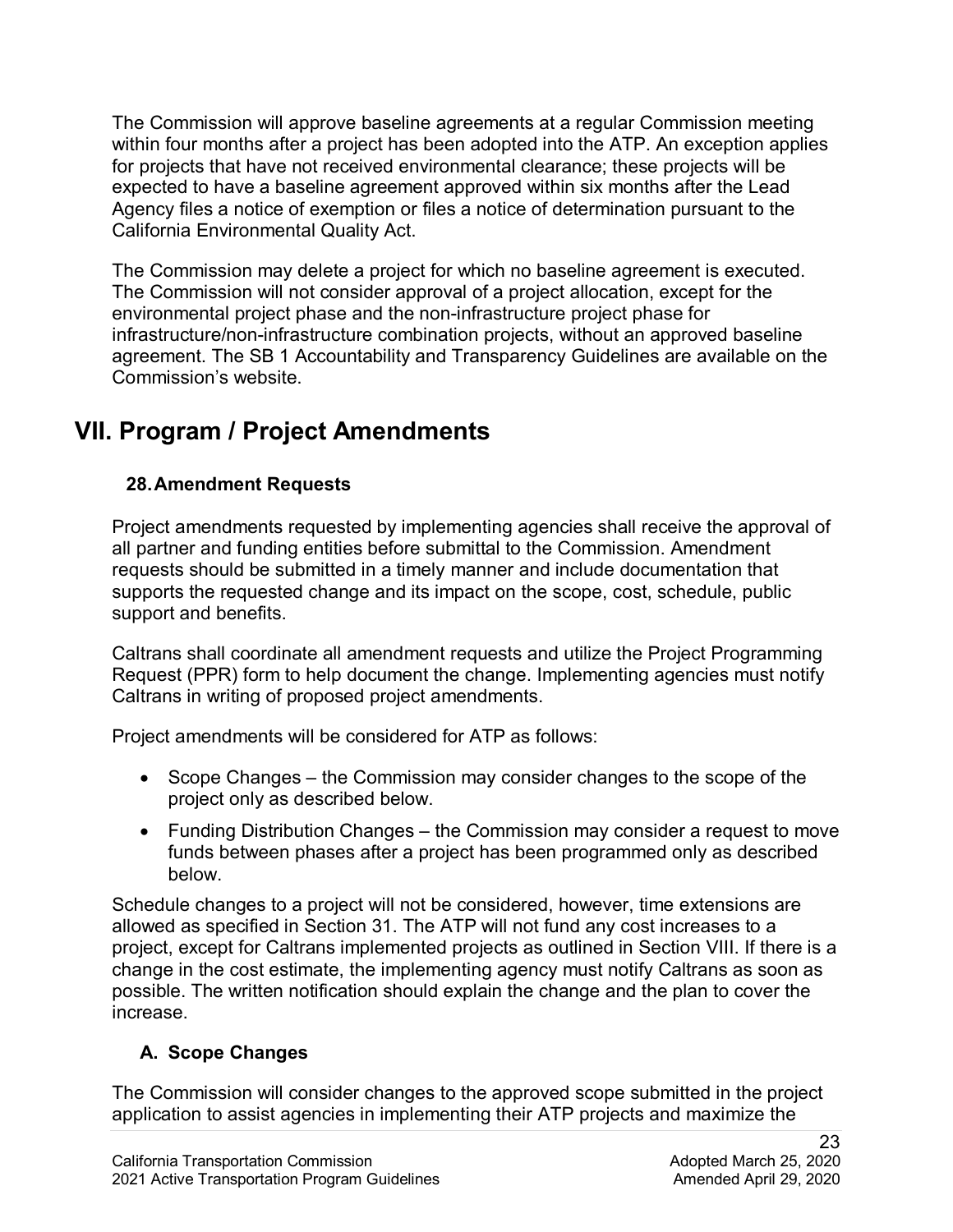The Commission will approve baseline agreements at a regular Commission meeting within four months after a project has been adopted into the ATP. An exception applies for projects that have not received environmental clearance; these projects will be expected to have a baseline agreement approved within six months after the Lead Agency files a notice of exemption or files a notice of determination pursuant to the California Environmental Quality Act.

The Commission may delete a project for which no baseline agreement is executed. The Commission will not consider approval of a project allocation, except for the environmental project phase and the non-infrastructure project phase for infrastructure/non-infrastructure combination projects, without an approved baseline agreement. The SB 1 Accountability and Transparency Guidelines are available on the Commission's website.

## VII. Program / Project Amendments

### 28. Amendment Requests

Project amendments requested by implementing agencies shall receive the approval of all partner and funding entities before submittal to the Commission. Amendment requests should be submitted in a timely manner and include documentation that supports the requested change and its impact on the scope, cost, schedule, public support and benefits.

Caltrans shall coordinate all amendment requests and utilize the Project Programming Request (PPR) form to help document the change. Implementing agencies must notify Caltrans in writing of proposed project amendments.

Project amendments will be considered for ATP as follows:

- Scope Changes – the Commission may consider changes to the scope of the project only as described below.
- Funding Distribution Changes – the Commission may consider a request to move funds between phases after a project has been programmed only as described below.

Schedule changes to a project will not be considered, however, time extensions are allowed as specified in Section 31. The ATP will not fund any cost increases to a project, except for Caltrans implemented projects as outlined in Section VIII. If there is a change in the cost estimate, the implementing agency must notify Caltrans as soon as possible. The written notification should explain the change and the plan to cover the increase.

#### A. Scope Changes

The Commission will consider changes to the approved scope submitted in the project application to assist agencies in implementing their ATP projects and maximize the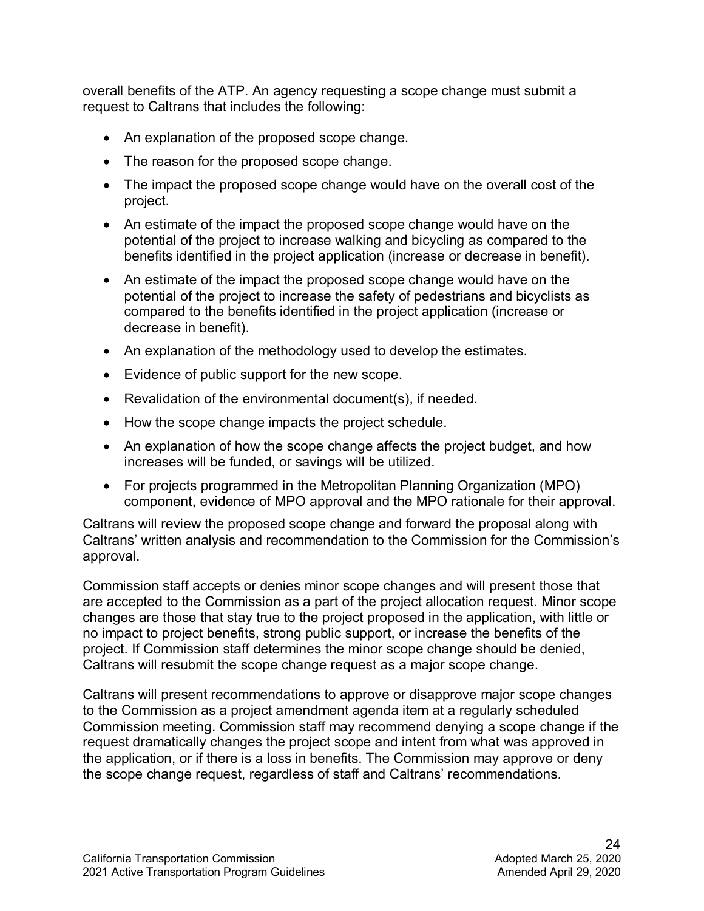overall benefits of the ATP. An agency requesting a scope change must submit a request to Caltrans that includes the following:

- An explanation of the proposed scope change.
- The reason for the proposed scope change.
- The impact the proposed scope change would have on the overall cost of the project.
- An estimate of the impact the proposed scope change would have on the potential of the project to increase walking and bicycling as compared to the benefits identified in the project application (increase or decrease in benefit).
- An estimate of the impact the proposed scope change would have on the potential of the project to increase the safety of pedestrians and bicyclists as compared to the benefits identified in the project application (increase or decrease in benefit).
- An explanation of the methodology used to develop the estimates.
- Evidence of public support for the new scope.
- Revalidation of the environmental document(s), if needed.
- How the scope change impacts the project schedule.
- An explanation of how the scope change affects the project budget, and how increases will be funded, or savings will be utilized.
- For projects programmed in the Metropolitan Planning Organization (MPO) component, evidence of MPO approval and the MPO rationale for their approval.

Caltrans will review the proposed scope change and forward the proposal along with Caltrans' written analysis and recommendation to the Commission for the Commission's approval.

Commission staff accepts or denies minor scope changes and will present those that are accepted to the Commission as a part of the project allocation request. Minor scope changes are those that stay true to the project proposed in the application, with little or no impact to project benefits, strong public support, or increase the benefits of the project. If Commission staff determines the minor scope change should be denied, Caltrans will resubmit the scope change request as a major scope change.

Caltrans will present recommendations to approve or disapprove major scope changes to the Commission as a project amendment agenda item at a regularly scheduled Commission meeting. Commission staff may recommend denying a scope change if the request dramatically changes the project scope and intent from what was approved in the application, or if there is a loss in benefits. The Commission may approve or deny the scope change request, regardless of staff and Caltrans' recommendations.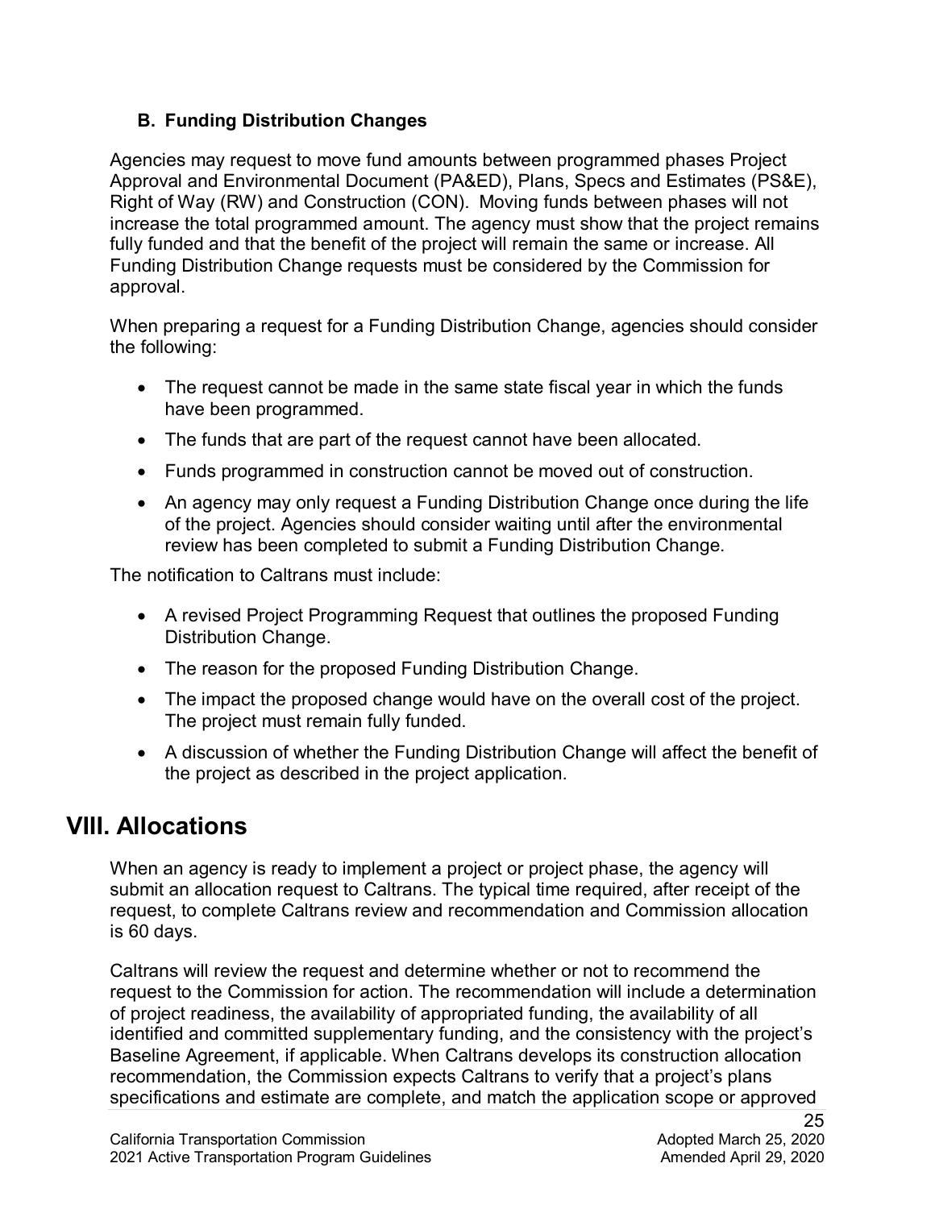### B. Funding Distribution Changes

Agencies may request to move fund amounts between programmed phases Project Approval and Environmental Document (PA&ED), Plans, Specs and Estimates (PS&E), Right of Way (RW) and Construction (CON). Moving funds between phases will not increase the total programmed amount. The agency must show that the project remains fully funded and that the benefit of the project will remain the same or increase. All Funding Distribution Change requests must be considered by the Commission for approval.

When preparing a request for a Funding Distribution Change, agencies should consider the following:

- The request cannot be made in the same state fiscal year in which the funds have been programmed.
- The funds that are part of the request cannot have been allocated.
- Funds programmed in construction cannot be moved out of construction.
- An agency may only request a Funding Distribution Change once during the life of the project. Agencies should consider waiting until after the environmental review has been completed to submit a Funding Distribution Change.

The notification to Caltrans must include:

- A revised Project Programming Request that outlines the proposed Funding Distribution Change.
- The reason for the proposed Funding Distribution Change.
- The impact the proposed change would have on the overall cost of the project. The project must remain fully funded.
- A discussion of whether the Funding Distribution Change will affect the benefit of the project as described in the project application.

## VIII. Allocations

When an agency is ready to implement a project or project phase, the agency will submit an allocation request to Caltrans. The typical time required, after receipt of the request, to complete Caltrans review and recommendation and Commission allocation is 60 days.

Caltrans will review the request and determine whether or not to recommend the request to the Commission for action. The recommendation will include a determination of project readiness, the availability of appropriated funding, the availability of all identified and committed supplementary funding, and the consistency with the project's Baseline Agreement, if applicable. When Caltrans develops its construction allocation recommendation, the Commission expects Caltrans to verify that a project's plans specifications and estimate are complete, and match the application scope or approved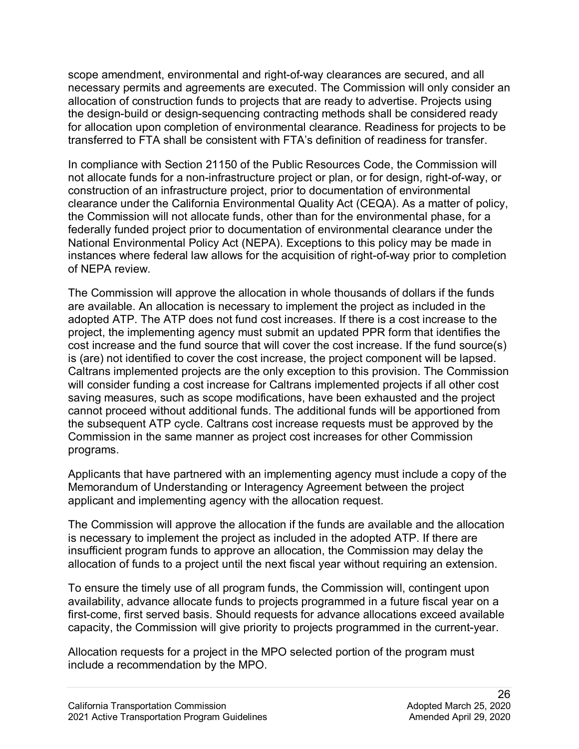scope amendment, environmental and right-of-way clearances are secured, and all necessary permits and agreements are executed. The Commission will only consider an allocation of construction funds to projects that are ready to advertise. Projects using the design-build or design-sequencing contracting methods shall be considered ready for allocation upon completion of environmental clearance. Readiness for projects to be transferred to FTA shall be consistent with FTA's definition of readiness for transfer.

In compliance with Section 21150 of the Public Resources Code, the Commission will not allocate funds for a non-infrastructure project or plan, or for design, right-of-way, or construction of an infrastructure project, prior to documentation of environmental clearance under the California Environmental Quality Act (CEQA). As a matter of policy, the Commission will not allocate funds, other than for the environmental phase, for a federally funded project prior to documentation of environmental clearance under the National Environmental Policy Act (NEPA). Exceptions to this policy may be made in instances where federal law allows for the acquisition of right-of-way prior to completion of NEPA review.

The Commission will approve the allocation in whole thousands of dollars if the funds are available. An allocation is necessary to implement the project as included in the adopted ATP. The ATP does not fund cost increases. If there is a cost increase to the project, the implementing agency must submit an updated PPR form that identifies the cost increase and the fund source that will cover the cost increase. If the fund source(s) is (are) not identified to cover the cost increase, the project component will be lapsed. Caltrans implemented projects are the only exception to this provision. The Commission will consider funding a cost increase for Caltrans implemented projects if all other cost saving measures, such as scope modifications, have been exhausted and the project cannot proceed without additional funds. The additional funds will be apportioned from the subsequent ATP cycle. Caltrans cost increase requests must be approved by the Commission in the same manner as project cost increases for other Commission programs.

Applicants that have partnered with an implementing agency must include a copy of the Memorandum of Understanding or Interagency Agreement between the project applicant and implementing agency with the allocation request.

The Commission will approve the allocation if the funds are available and the allocation is necessary to implement the project as included in the adopted ATP. If there are insufficient program funds to approve an allocation, the Commission may delay the allocation of funds to a project until the next fiscal year without requiring an extension.

To ensure the timely use of all program funds, the Commission will, contingent upon availability, advance allocate funds to projects programmed in a future fiscal year on a first-come, first served basis. Should requests for advance allocations exceed available capacity, the Commission will give priority to projects programmed in the current-year.

Allocation requests for a project in the MPO selected portion of the program must include a recommendation by the MPO.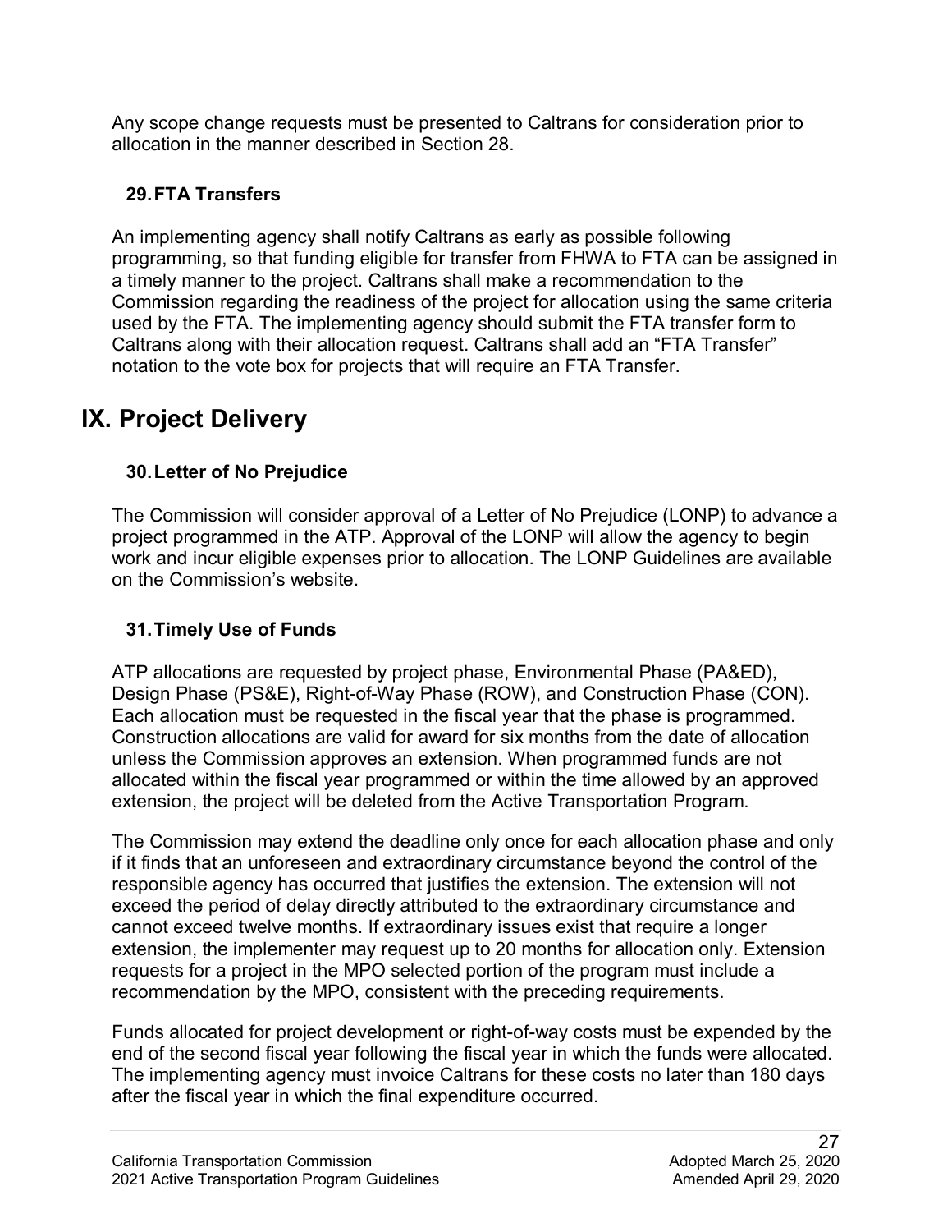Any scope change requests must be presented to Caltrans for consideration prior to allocation in the manner described in Section 28.

### 29. FTA Transfers

An implementing agency shall notify Caltrans as early as possible following programming, so that funding eligible for transfer from FHWA to FTA can be assigned in a timely manner to the project. Caltrans shall make a recommendation to the Commission regarding the readiness of the project for allocation using the same criteria used by the FTA. The implementing agency should submit the FTA transfer form to Caltrans along with their allocation request. Caltrans shall add an "FTA Transfer" notation to the vote box for projects that will require an FTA Transfer.

## IX. Project Delivery

### 30. Letter of No Prejudice

The Commission will consider approval of a Letter of No Prejudice (LONP) to advance a project programmed in the ATP. Approval of the LONP will allow the agency to begin work and incur eligible expenses prior to allocation. The LONP Guidelines are available on the Commission's website.

### 31. Timely Use of Funds

ATP allocations are requested by project phase, Environmental Phase (PA&ED), Design Phase (PS&E), Right-of-Way Phase (ROW), and Construction Phase (CON). Each allocation must be requested in the fiscal year that the phase is programmed. Construction allocations are valid for award for six months from the date of allocation unless the Commission approves an extension. When programmed funds are not allocated within the fiscal year programmed or within the time allowed by an approved extension, the project will be deleted from the Active Transportation Program.

The Commission may extend the deadline only once for each allocation phase and only if it finds that an unforeseen and extraordinary circumstance beyond the control of the responsible agency has occurred that justifies the extension. The extension will not exceed the period of delay directly attributed to the extraordinary circumstance and cannot exceed twelve months. If extraordinary issues exist that require a longer extension, the implementer may request up to 20 months for allocation only. Extension requests for a project in the MPO selected portion of the program must include a recommendation by the MPO, consistent with the preceding requirements.

Funds allocated for project development or right-of-way costs must be expended by the end of the second fiscal year following the fiscal year in which the funds were allocated. The implementing agency must invoice Caltrans for these costs no later than 180 days after the fiscal year in which the final expenditure occurred.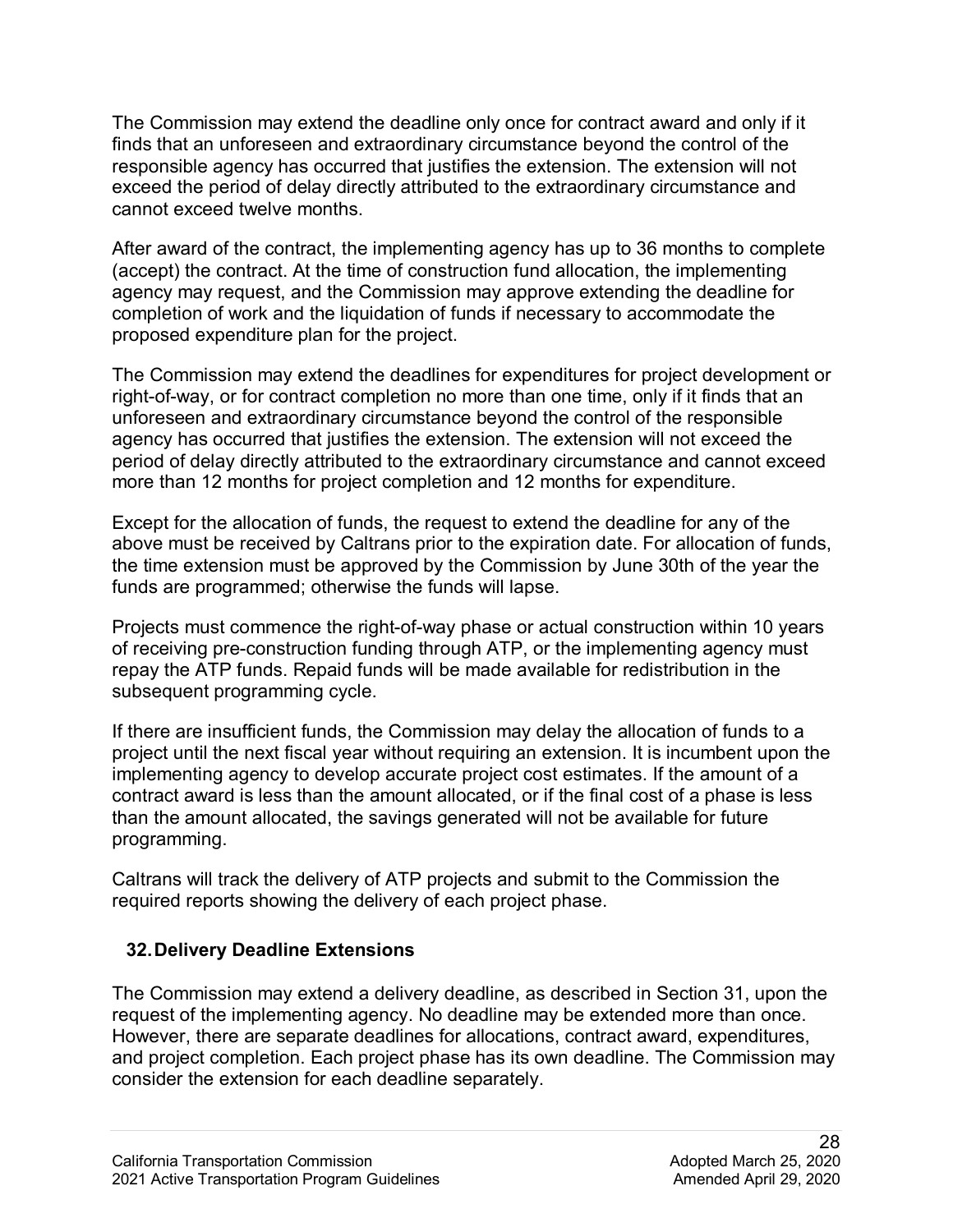The Commission may extend the deadline only once for contract award and only if it finds that an unforeseen and extraordinary circumstance beyond the control of the responsible agency has occurred that justifies the extension. The extension will not exceed the period of delay directly attributed to the extraordinary circumstance and cannot exceed twelve months.

After award of the contract, the implementing agency has up to 36 months to complete (accept) the contract. At the time of construction fund allocation, the implementing agency may request, and the Commission may approve extending the deadline for completion of work and the liquidation of funds if necessary to accommodate the proposed expenditure plan for the project.

The Commission may extend the deadlines for expenditures for project development or right-of-way, or for contract completion no more than one time, only if it finds that an unforeseen and extraordinary circumstance beyond the control of the responsible agency has occurred that justifies the extension. The extension will not exceed the period of delay directly attributed to the extraordinary circumstance and cannot exceed more than 12 months for project completion and 12 months for expenditure.

Except for the allocation of funds, the request to extend the deadline for any of the above must be received by Caltrans prior to the expiration date. For allocation of funds, the time extension must be approved by the Commission by June 30th of the year the funds are programmed; otherwise the funds will lapse.

Projects must commence the right-of-way phase or actual construction within 10 years of receiving pre-construction funding through ATP, or the implementing agency must repay the ATP funds. Repaid funds will be made available for redistribution in the subsequent programming cycle.

If there are insufficient funds, the Commission may delay the allocation of funds to a project until the next fiscal year without requiring an extension. It is incumbent upon the implementing agency to develop accurate project cost estimates. If the amount of a contract award is less than the amount allocated, or if the final cost of a phase is less than the amount allocated, the savings generated will not be available for future programming.

Caltrans will track the delivery of ATP projects and submit to the Commission the required reports showing the delivery of each project phase.

## 32. Delivery Deadline Extensions

The Commission may extend a delivery deadline, as described in Section 31, upon the request of the implementing agency. No deadline may be extended more than once. However, there are separate deadlines for allocations, contract award, expenditures, and project completion. Each project phase has its own deadline. The Commission may consider the extension for each deadline separately.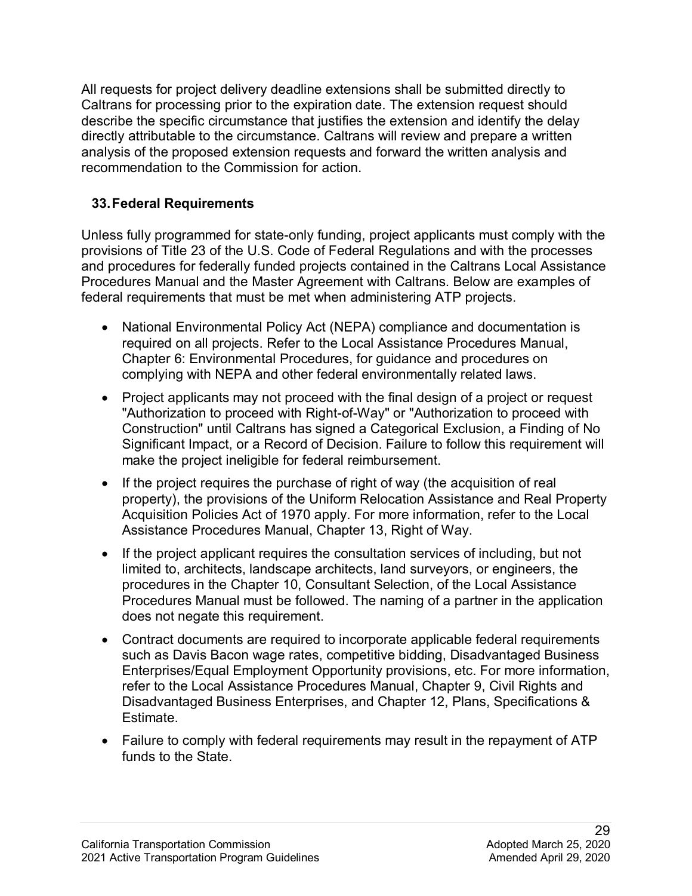All requests for project delivery deadline extensions shall be submitted directly to Caltrans for processing prior to the expiration date. The extension request should describe the specific circumstance that justifies the extension and identify the delay directly attributable to the circumstance. Caltrans will review and prepare a written analysis of the proposed extension requests and forward the written analysis and recommendation to the Commission for action.

## 33. Federal Requirements

Unless fully programmed for state-only funding, project applicants must comply with the provisions of Title 23 of the U.S. Code of Federal Regulations and with the processes and procedures for federally funded projects contained in the Caltrans Local Assistance Procedures Manual and the Master Agreement with Caltrans. Below are examples of federal requirements that must be met when administering ATP projects.

- National Environmental Policy Act (NEPA) compliance and documentation is required on all projects. Refer to the Local Assistance Procedures Manual, Chapter 6: Environmental Procedures, for guidance and procedures on complying with NEPA and other federal environmentally related laws.
- Project applicants may not proceed with the final design of a project or request "Authorization to proceed with Right-of-Way" or "Authorization to proceed with Construction" until Caltrans has signed a Categorical Exclusion, a Finding of No Significant Impact, or a Record of Decision. Failure to follow this requirement will make the project ineligible for federal reimbursement.
- If the project requires the purchase of right of way (the acquisition of real property), the provisions of the Uniform Relocation Assistance and Real Property Acquisition Policies Act of 1970 apply. For more information, refer to the Local Assistance Procedures Manual, Chapter 13, Right of Way.
- If the project applicant requires the consultation services of including, but not limited to, architects, landscape architects, land surveyors, or engineers, the procedures in the Chapter 10, Consultant Selection, of the Local Assistance Procedures Manual must be followed. The naming of a partner in the application does not negate this requirement.
- Contract documents are required to incorporate applicable federal requirements such as Davis Bacon wage rates, competitive bidding, Disadvantaged Business Enterprises/Equal Employment Opportunity provisions, etc. For more information, refer to the Local Assistance Procedures Manual, Chapter 9, Civil Rights and Disadvantaged Business Enterprises, and Chapter 12, Plans, Specifications & Estimate.
- Failure to comply with federal requirements may result in the repayment of ATP funds to the State.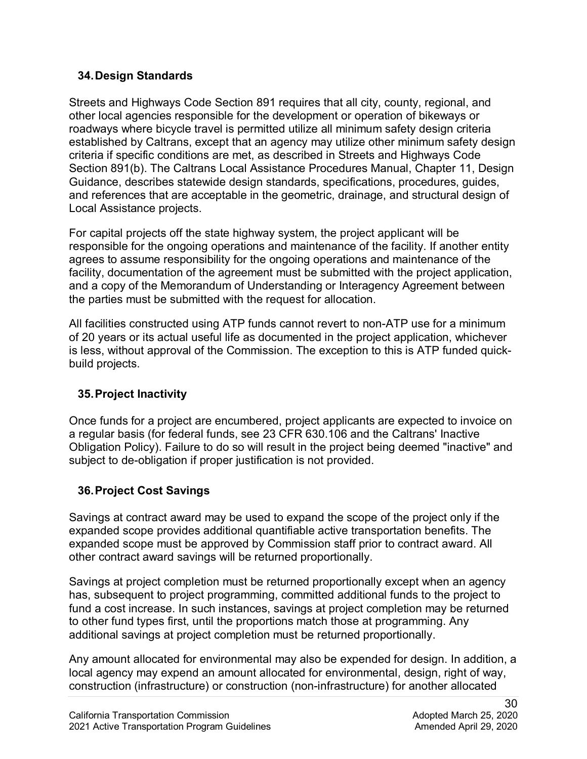### 34. Design Standards

Streets and Highways Code Section 891 requires that all city, county, regional, and other local agencies responsible for the development or operation of bikeways or roadways where bicycle travel is permitted utilize all minimum safety design criteria established by Caltrans, except that an agency may utilize other minimum safety design criteria if specific conditions are met, as described in Streets and Highways Code Section 891(b). The Caltrans Local Assistance Procedures Manual, Chapter 11, Design Guidance, describes statewide design standards, specifications, procedures, guides, and references that are acceptable in the geometric, drainage, and structural design of Local Assistance projects.

For capital projects off the state highway system, the project applicant will be responsible for the ongoing operations and maintenance of the facility. If another entity agrees to assume responsibility for the ongoing operations and maintenance of the facility, documentation of the agreement must be submitted with the project application, and a copy of the Memorandum of Understanding or Interagency Agreement between the parties must be submitted with the request for allocation.

All facilities constructed using ATP funds cannot revert to non-ATP use for a minimum of 20 years or its actual useful life as documented in the project application, whichever is less, without approval of the Commission. The exception to this is ATP funded quick-build projects.

### 35. Project Inactivity

Once funds for a project are encumbered, project applicants are expected to invoice on a regular basis (for federal funds, see 23 CFR 630.106 and the Caltrans' Inactive Obligation Policy). Failure to do so will result in the project being deemed "inactive" and subject to de-obligation if proper justification is not provided.

### 36. Project Cost Savings

Savings at contract award may be used to expand the scope of the project only if the expanded scope provides additional quantifiable active transportation benefits. The expanded scope must be approved by Commission staff prior to contract award. All other contract award savings will be returned proportionally.

Savings at project completion must be returned proportionally except when an agency has, subsequent to project programming, committed additional funds to the project to fund a cost increase. In such instances, savings at project completion may be returned to other fund types first, until the proportions match those at programming. Any additional savings at project completion must be returned proportionally.

Any amount allocated for environmental may also be expended for design. In addition, a local agency may expend an amount allocated for environmental, design, right of way, construction (infrastructure) or construction (non-infrastructure) for another allocated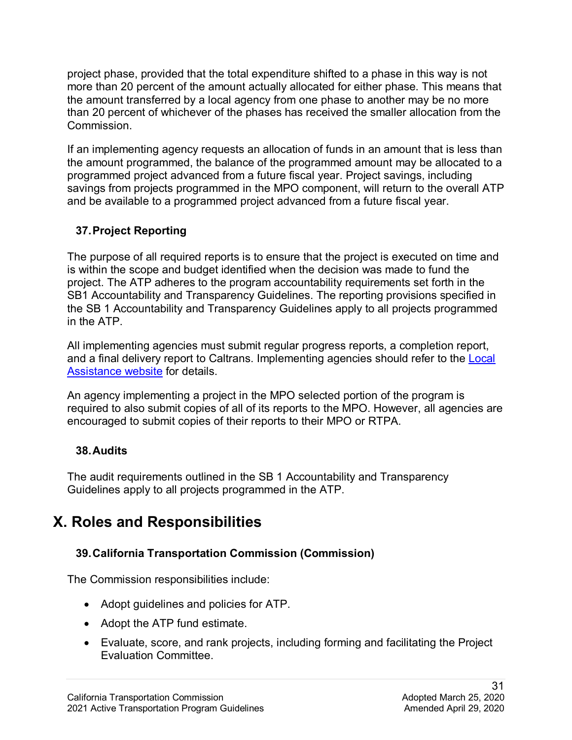project phase, provided that the total expenditure shifted to a phase in this way is not more than 20 percent of the amount actually allocated for either phase. This means that the amount transferred by a local agency from one phase to another may be no more than 20 percent of whichever of the phases has received the smaller allocation from the Commission.

If an implementing agency requests an allocation of funds in an amount that is less than the amount programmed, the balance of the programmed amount may be allocated to a programmed project advanced from a future fiscal year. Project savings, including savings from projects programmed in the MPO component, will return to the overall ATP and be available to a programmed project advanced from a future fiscal year.

### 37. Project Reporting

The purpose of all required reports is to ensure that the project is executed on time and is within the scope and budget identified when the decision was made to fund the project. The ATP adheres to the program accountability requirements set forth in the SB1 Accountability and Transparency Guidelines. The reporting provisions specified in the SB 1 Accountability and Transparency Guidelines apply to all projects programmed in the ATP.

All implementing agencies must submit regular progress reports, a completion report, and a final delivery report to Caltrans. Implementing agencies should refer to the [Local Assistance website]() for details.

An agency implementing a project in the MPO selected portion of the program is required to also submit copies of all of its reports to the MPO. However, all agencies are encouraged to submit copies of their reports to their MPO or RTPA.

### 38. Audits

The audit requirements outlined in the SB 1 Accountability and Transparency Guidelines apply to all projects programmed in the ATP.

## X. Roles and Responsibilities

### 39. California Transportation Commission (Commission)

The Commission responsibilities include:

- Adopt guidelines and policies for ATP.
- Adopt the ATP fund estimate.
- Evaluate, score, and rank projects, including forming and facilitating the Project Evaluation Committee.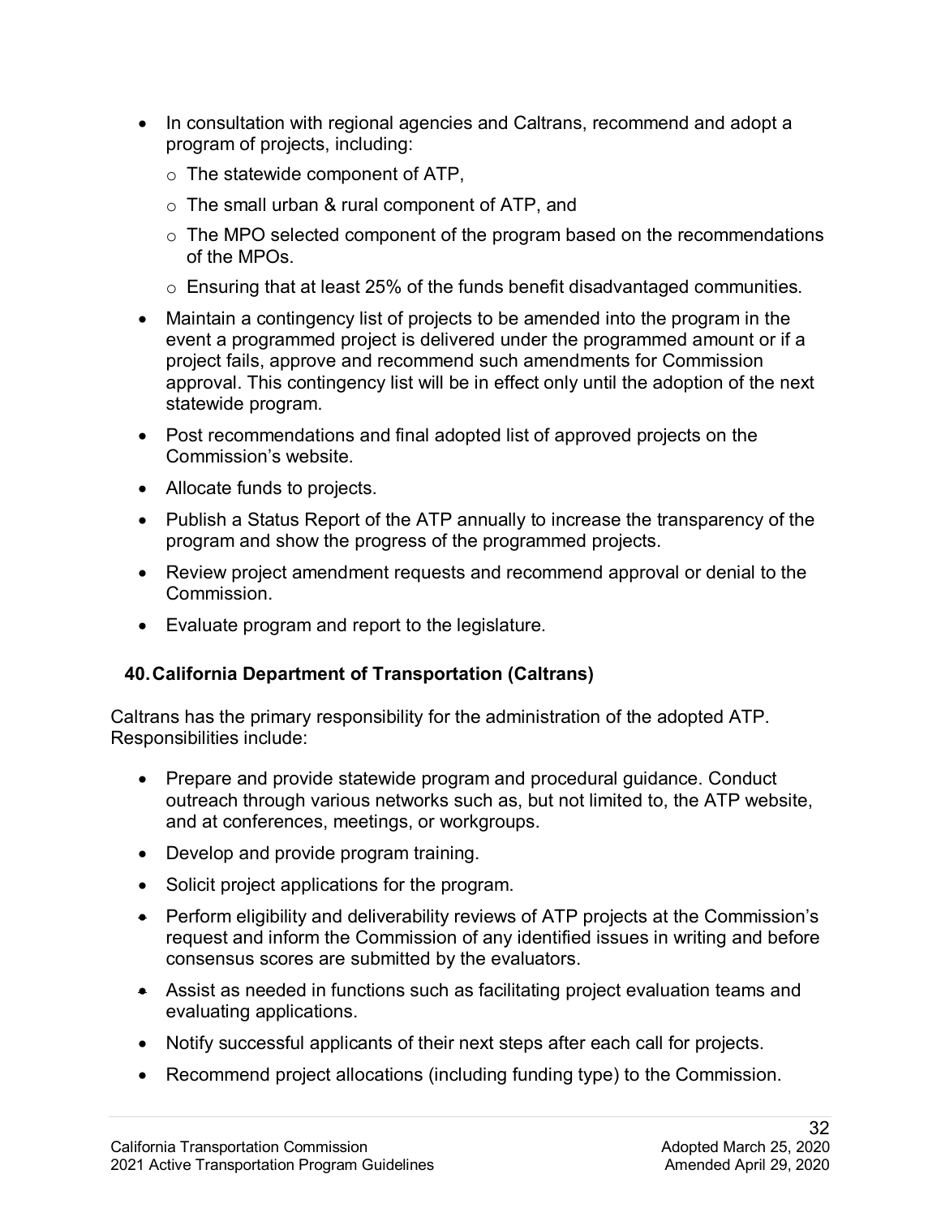- In consultation with regional agencies and Caltrans, recommend and adopt a program of projects, including:
  - The statewide component of ATP,
  - The small urban & rural component of ATP, and
  - The MPO selected component of the program based on the recommendations of the MPOs.
  - Ensuring that at least 25% of the funds benefit disadvantaged communities.
- Maintain a contingency list of projects to be amended into the program in the event a programmed project is delivered under the programmed amount or if a project fails, approve and recommend such amendments for Commission approval. This contingency list will be in effect only until the adoption of the next statewide program.
- Post recommendations and final adopted list of approved projects on the Commission's website.
- Allocate funds to projects.
- Publish a Status Report of the ATP annually to increase the transparency of the program and show the progress of the programmed projects.
- Review project amendment requests and recommend approval or denial to the Commission.
- Evaluate program and report to the legislature.

## 40. California Department of Transportation (Caltrans)

Caltrans has the primary responsibility for the administration of the adopted ATP. Responsibilities include:

- Prepare and provide statewide program and procedural guidance. Conduct outreach through various networks such as, but not limited to, the ATP website, and at conferences, meetings, or workgroups.
- Develop and provide program training.
- Solicit project applications for the program.
- Perform eligibility and deliverability reviews of ATP projects at the Commission's request and inform the Commission of any identified issues in writing and before consensus scores are submitted by the evaluators.
- Assist as needed in functions such as facilitating project evaluation teams and evaluating applications.
- Notify successful applicants of their next steps after each call for projects.
- Recommend project allocations (including funding type) to the Commission.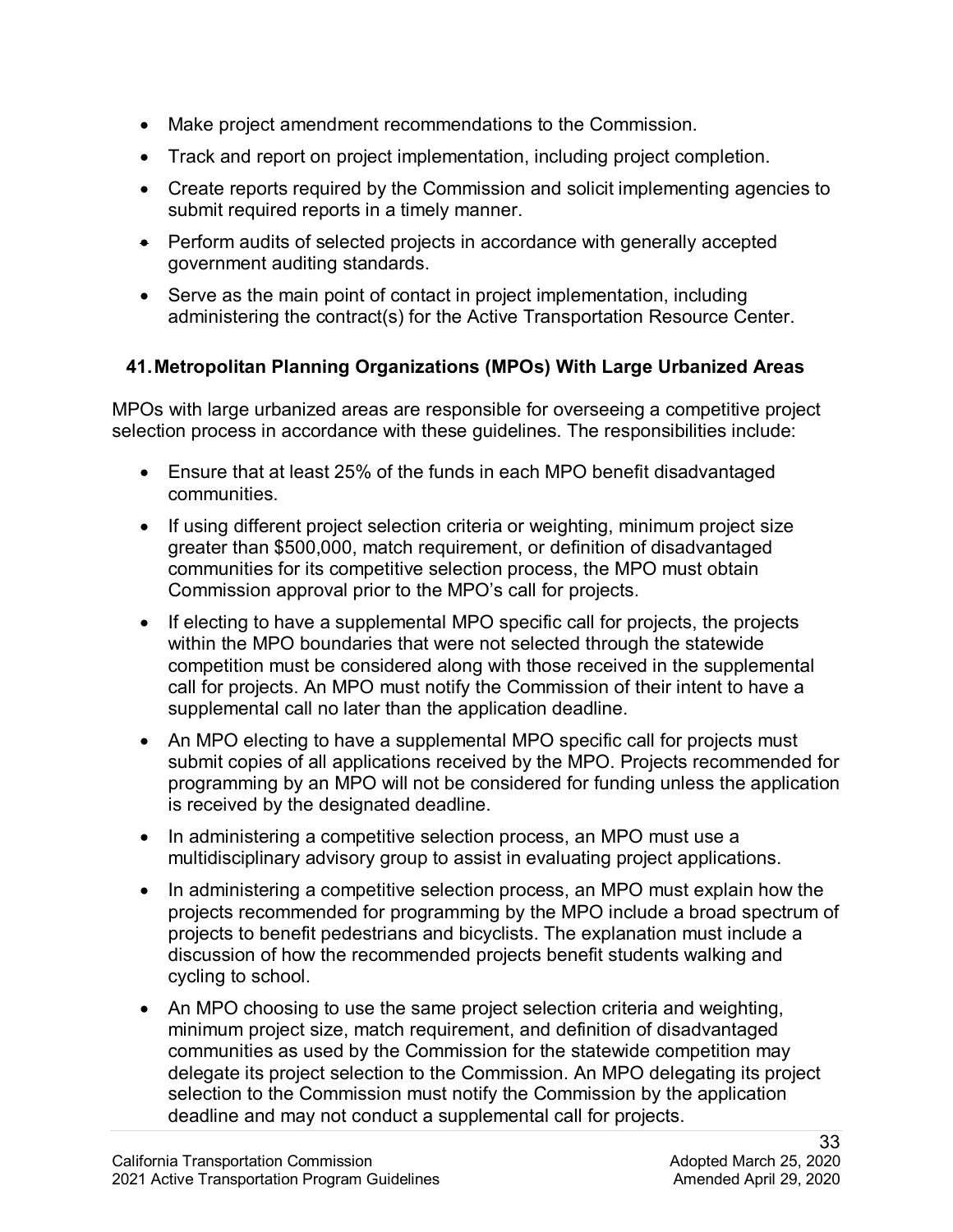- Make project amendment recommendations to the Commission.
- Track and report on project implementation, including project completion.
- Create reports required by the Commission and solicit implementing agencies to submit required reports in a timely manner.
- Perform audits of selected projects in accordance with generally accepted government auditing standards.
- Serve as the main point of contact in project implementation, including administering the contract(s) for the Active Transportation Resource Center.

### 41. Metropolitan Planning Organizations (MPOs) With Large Urbanized Areas

MPOs with large urbanized areas are responsible for overseeing a competitive project selection process in accordance with these guidelines. The responsibilities include:

- Ensure that at least 25% of the funds in each MPO benefit disadvantaged communities.
- If using different project selection criteria or weighting, minimum project size greater than $500,000, match requirement, or definition of disadvantaged communities for its competitive selection process, the MPO must obtain Commission approval prior to the MPO's call for projects.
- If electing to have a supplemental MPO specific call for projects, the projects within the MPO boundaries that were not selected through the statewide competition must be considered along with those received in the supplemental call for projects. An MPO must notify the Commission of their intent to have a supplemental call no later than the application deadline.
- An MPO electing to have a supplemental MPO specific call for projects must submit copies of all applications received by the MPO. Projects recommended for programming by an MPO will not be considered for funding unless the application is received by the designated deadline.
- In administering a competitive selection process, an MPO must use a multidisciplinary advisory group to assist in evaluating project applications.
- In administering a competitive selection process, an MPO must explain how the projects recommended for programming by the MPO include a broad spectrum of projects to benefit pedestrians and bicyclists. The explanation must include a discussion of how the recommended projects benefit students walking and cycling to school.
- An MPO choosing to use the same project selection criteria and weighting, minimum project size, match requirement, and definition of disadvantaged communities as used by the Commission for the statewide competition may delegate its project selection to the Commission. An MPO delegating its project selection to the Commission must notify the Commission by the application deadline and may not conduct a supplemental call for projects.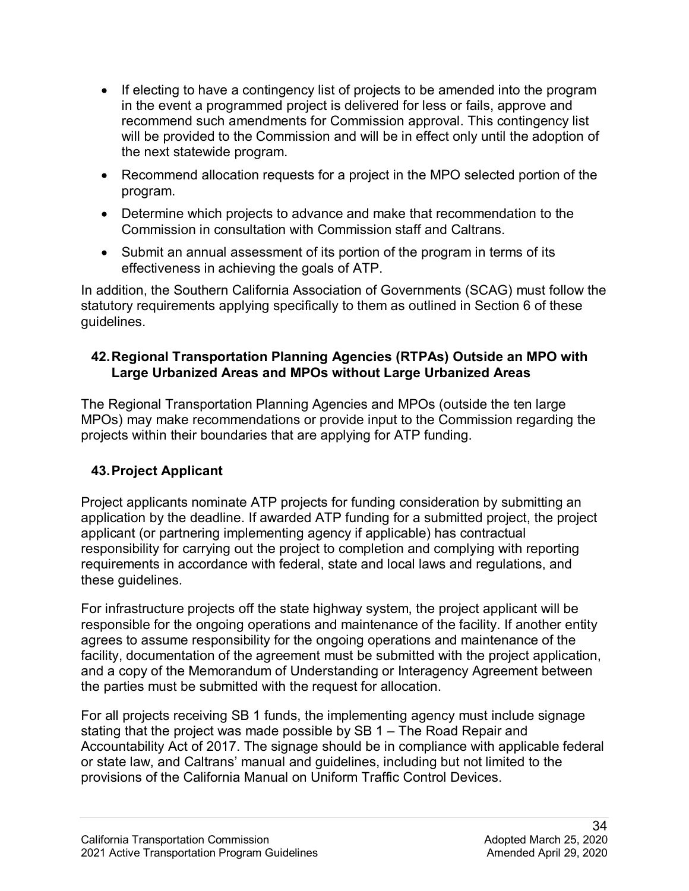- If electing to have a contingency list of projects to be amended into the program in the event a programmed project is delivered for less or fails, approve and recommend such amendments for Commission approval. This contingency list will be provided to the Commission and will be in effect only until the adoption of the next statewide program.
- Recommend allocation requests for a project in the MPO selected portion of the program.
- Determine which projects to advance and make that recommendation to the Commission in consultation with Commission staff and Caltrans.
- Submit an annual assessment of its portion of the program in terms of its effectiveness in achieving the goals of ATP.

In addition, the Southern California Association of Governments (SCAG) must follow the statutory requirements applying specifically to them as outlined in Section 6 of these guidelines.

### 42. Regional Transportation Planning Agencies (RTPAs) Outside an MPO with Large Urbanized Areas and MPOs without Large Urbanized Areas

The Regional Transportation Planning Agencies and MPOs (outside the ten large MPOs) may make recommendations or provide input to the Commission regarding the projects within their boundaries that are applying for ATP funding.

### 43. Project Applicant

Project applicants nominate ATP projects for funding consideration by submitting an application by the deadline. If awarded ATP funding for a submitted project, the project applicant (or partnering implementing agency if applicable) has contractual responsibility for carrying out the project to completion and complying with reporting requirements in accordance with federal, state and local laws and regulations, and these guidelines.

For infrastructure projects off the state highway system, the project applicant will be responsible for the ongoing operations and maintenance of the facility. If another entity agrees to assume responsibility for the ongoing operations and maintenance of the facility, documentation of the agreement must be submitted with the project application, and a copy of the Memorandum of Understanding or Interagency Agreement between the parties must be submitted with the request for allocation.

For all projects receiving SB 1 funds, the implementing agency must include signage stating that the project was made possible by SB 1 – The Road Repair and Accountability Act of 2017. The signage should be in compliance with applicable federal or state law, and Caltrans' manual and guidelines, including but not limited to the provisions of the California Manual on Uniform Traffic Control Devices.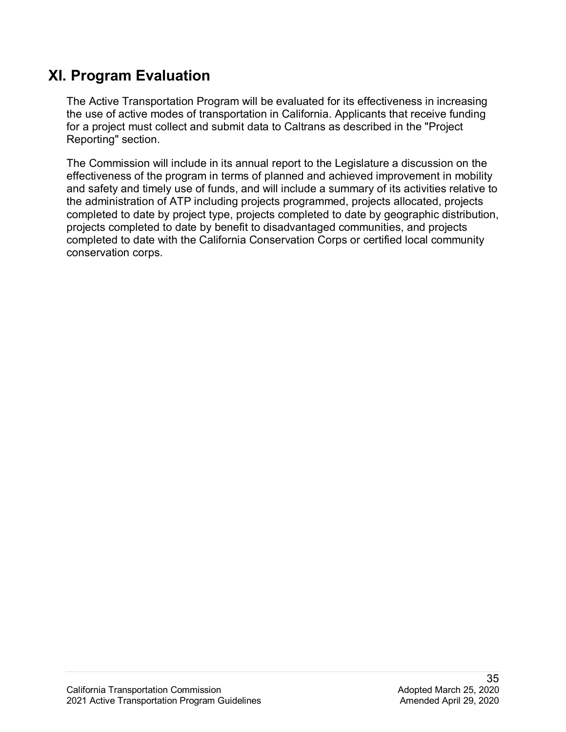## XI. Program Evaluation

The Active Transportation Program will be evaluated for its effectiveness in increasing the use of active modes of transportation in California. Applicants that receive funding for a project must collect and submit data to Caltrans as described in the "Project Reporting" section.

The Commission will include in its annual report to the Legislature a discussion on the effectiveness of the program in terms of planned and achieved improvement in mobility and safety and timely use of funds, and will include a summary of its activities relative to the administration of ATP including projects programmed, projects allocated, projects completed to date by project type, projects completed to date by geographic distribution, projects completed to date by benefit to disadvantaged communities, and projects completed to date with the California Conservation Corps or certified local community conservation corps.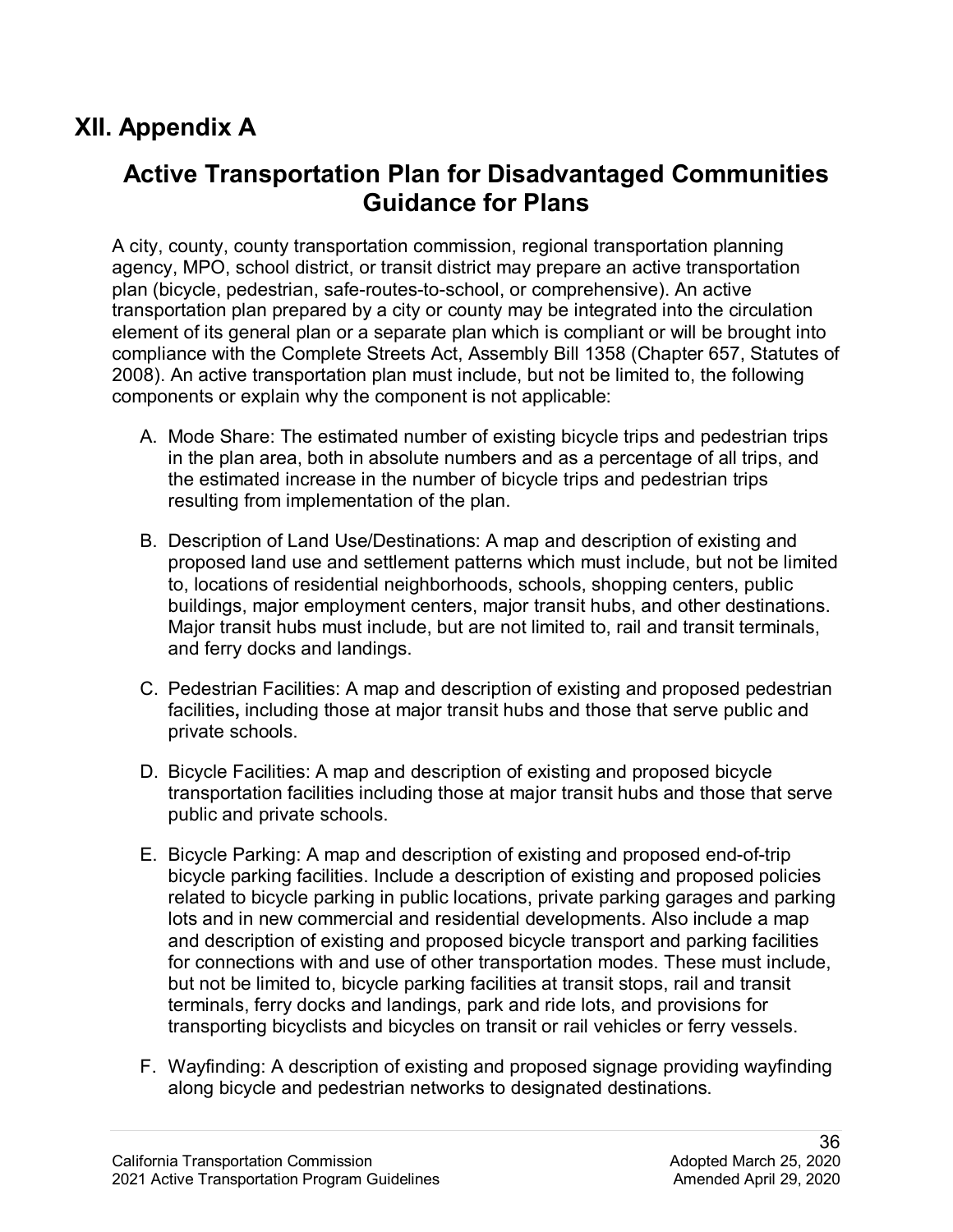# XII. Appendix A

## Active Transportation Plan for Disadvantaged Communities Guidance for Plans

A city, county, county transportation commission, regional transportation planning agency, MPO, school district, or transit district may prepare an active transportation plan (bicycle, pedestrian, safe-routes-to-school, or comprehensive). An active transportation plan prepared by a city or county may be integrated into the circulation element of its general plan or a separate plan which is compliant or will be brought into compliance with the Complete Streets Act, Assembly Bill 1358 (Chapter 657, Statutes of 2008). An active transportation plan must include, but not be limited to, the following components or explain why the component is not applicable:

A. Mode Share: The estimated number of existing bicycle trips and pedestrian trips in the plan area, both in absolute numbers and as a percentage of all trips, and the estimated increase in the number of bicycle trips and pedestrian trips resulting from implementation of the plan.

B. Description of Land Use/Destinations: A map and description of existing and proposed land use and settlement patterns which must include, but not be limited to, locations of residential neighborhoods, schools, shopping centers, public buildings, major employment centers, major transit hubs, and other destinations. Major transit hubs must include, but are not limited to, rail and transit terminals, and ferry docks and landings.

C. Pedestrian Facilities: A map and description of existing and proposed pedestrian facilities**,** including those at major transit hubs and those that serve public and private schools.

D. Bicycle Facilities: A map and description of existing and proposed bicycle transportation facilities including those at major transit hubs and those that serve public and private schools.

E. Bicycle Parking: A map and description of existing and proposed end-of-trip bicycle parking facilities. Include a description of existing and proposed policies related to bicycle parking in public locations, private parking garages and parking lots and in new commercial and residential developments. Also include a map and description of existing and proposed bicycle transport and parking facilities for connections with and use of other transportation modes. These must include, but not be limited to, bicycle parking facilities at transit stops, rail and transit terminals, ferry docks and landings, park and ride lots, and provisions for transporting bicyclists and bicycles on transit or rail vehicles or ferry vessels.

F. Wayfinding: A description of existing and proposed signage providing wayfinding along bicycle and pedestrian networks to designated destinations.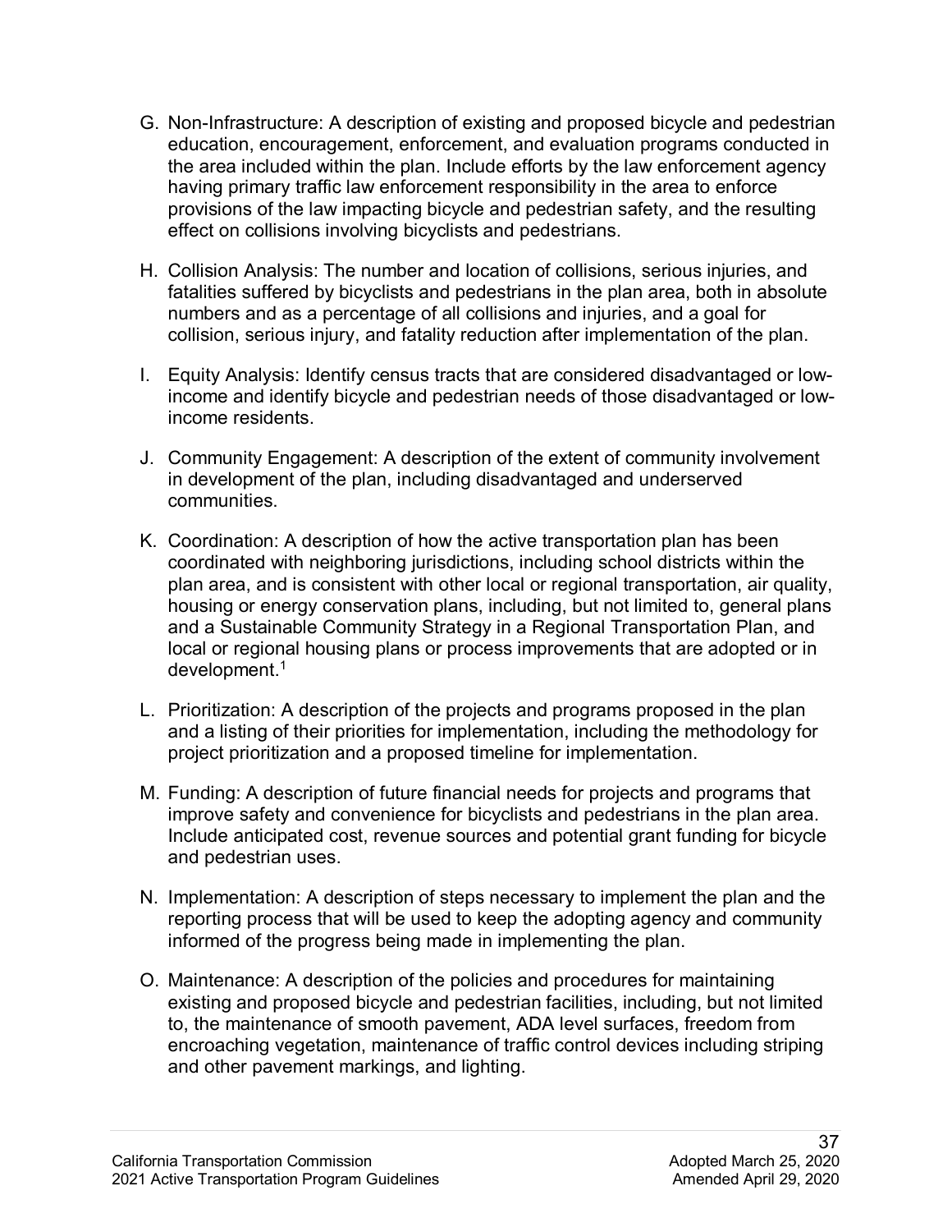G. Non-Infrastructure: A description of existing and proposed bicycle and pedestrian education, encouragement, enforcement, and evaluation programs conducted in the area included within the plan. Include efforts by the law enforcement agency having primary traffic law enforcement responsibility in the area to enforce provisions of the law impacting bicycle and pedestrian safety, and the resulting effect on collisions involving bicyclists and pedestrians.

H. Collision Analysis: The number and location of collisions, serious injuries, and fatalities suffered by bicyclists and pedestrians in the plan area, both in absolute numbers and as a percentage of all collisions and injuries, and a goal for collision, serious injury, and fatality reduction after implementation of the plan.

I. Equity Analysis: Identify census tracts that are considered disadvantaged or low-income and identify bicycle and pedestrian needs of those disadvantaged or low-income residents.

J. Community Engagement: A description of the extent of community involvement in development of the plan, including disadvantaged and underserved communities.

K. Coordination: A description of how the active transportation plan has been coordinated with neighboring jurisdictions, including school districts within the plan area, and is consistent with other local or regional transportation, air quality, housing or energy conservation plans, including, but not limited to, general plans and a Sustainable Community Strategy in a Regional Transportation Plan, and local or regional housing plans or process improvements that are adopted or in development.[1]

L. Prioritization: A description of the projects and programs proposed in the plan and a listing of their priorities for implementation, including the methodology for project prioritization and a proposed timeline for implementation.

M. Funding: A description of future financial needs for projects and programs that improve safety and convenience for bicyclists and pedestrians in the plan area. Include anticipated cost, revenue sources and potential grant funding for bicycle and pedestrian uses.

N. Implementation: A description of steps necessary to implement the plan and the reporting process that will be used to keep the adopting agency and community informed of the progress being made in implementing the plan.

O. Maintenance: A description of the policies and procedures for maintaining existing and proposed bicycle and pedestrian facilities, including, but not limited to, the maintenance of smooth pavement, ADA level surfaces, freedom from encroaching vegetation, maintenance of traffic control devices including striping and other pavement markings, and lighting.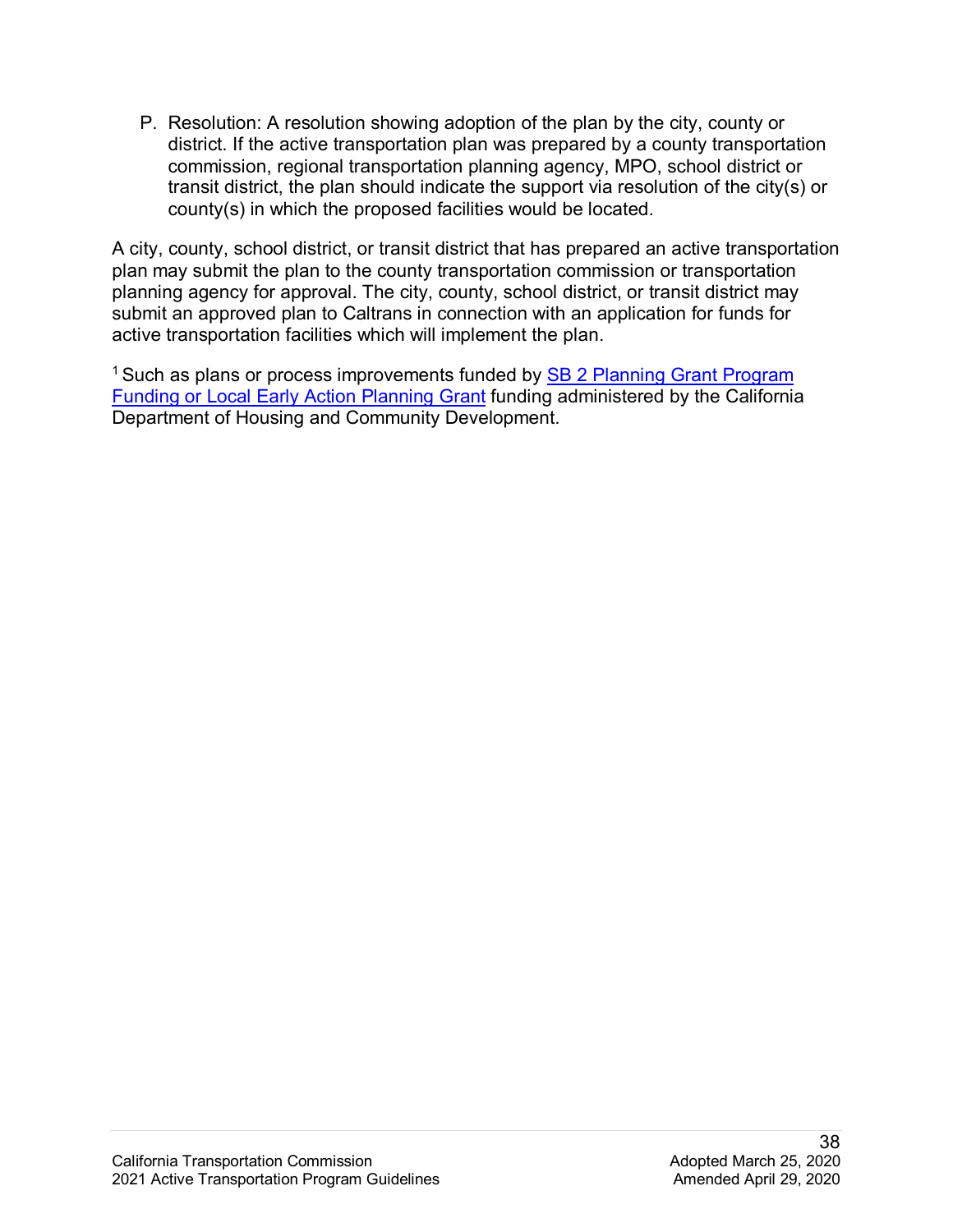P. Resolution: A resolution showing adoption of the plan by the city, county or district. If the active transportation plan was prepared by a county transportation commission, regional transportation planning agency, MPO, school district or transit district, the plan should indicate the support via resolution of the city(s) or county(s) in which the proposed facilities would be located.

A city, county, school district, or transit district that has prepared an active transportation plan may submit the plan to the county transportation commission or transportation planning agency for approval. The city, county, school district, or transit district may submit an approved plan to Caltrans in connection with an application for funds for active transportation facilities which will implement the plan.

[1] Such as plans or process improvements funded by SB 2 Planning Grant Program Funding or Local Early Action Planning Grant funding administered by the California Department of Housing and Community Development.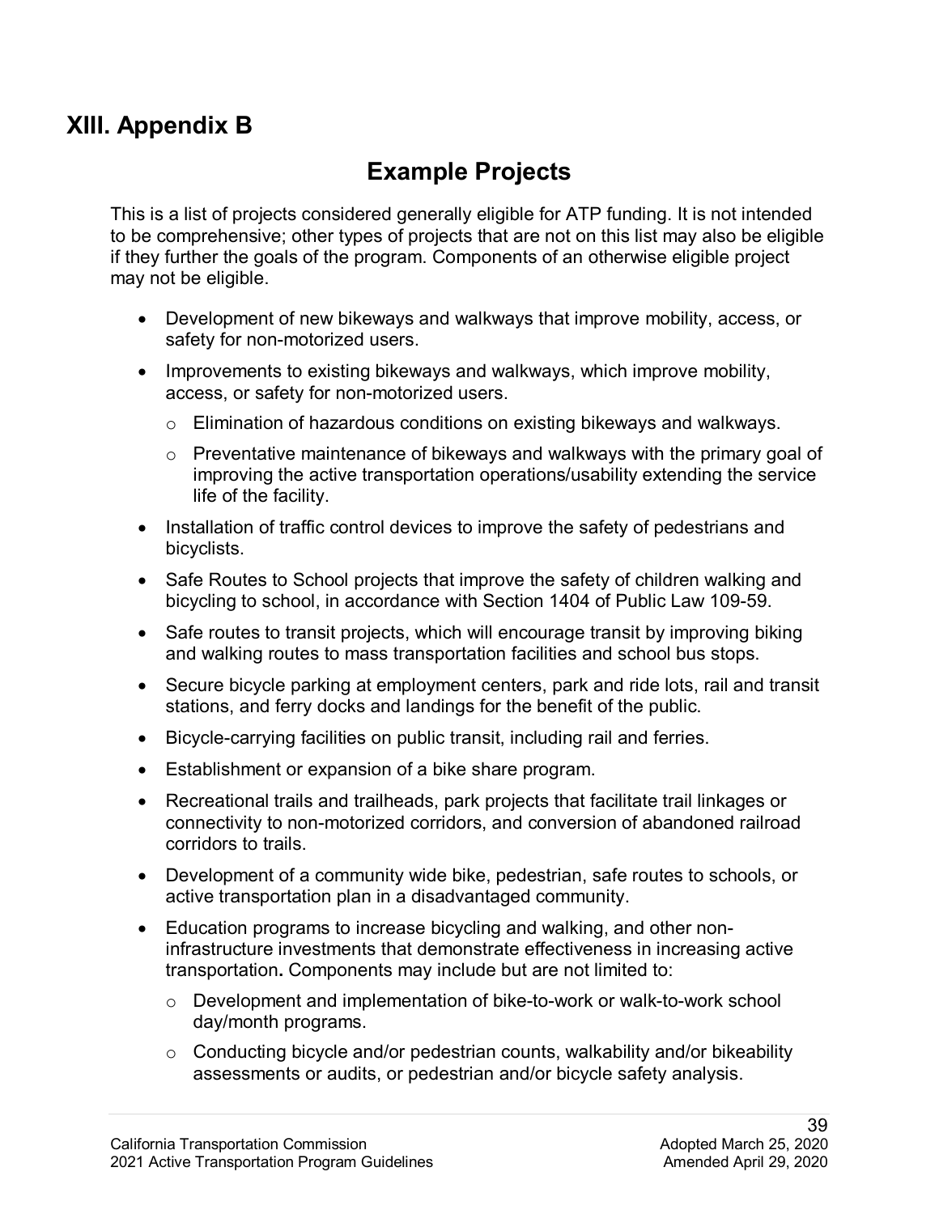# XIII. Appendix B

## Example Projects

This is a list of projects considered generally eligible for ATP funding. It is not intended to be comprehensive; other types of projects that are not on this list may also be eligible if they further the goals of the program. Components of an otherwise eligible project may not be eligible.

- Development of new bikeways and walkways that improve mobility, access, or safety for non-motorized users.
- Improvements to existing bikeways and walkways, which improve mobility, access, or safety for non-motorized users.
  - Elimination of hazardous conditions on existing bikeways and walkways.
  - Preventative maintenance of bikeways and walkways with the primary goal of improving the active transportation operations/usability extending the service life of the facility.
- Installation of traffic control devices to improve the safety of pedestrians and bicyclists.
- Safe Routes to School projects that improve the safety of children walking and bicycling to school, in accordance with Section 1404 of Public Law 109-59.
- Safe routes to transit projects, which will encourage transit by improving biking and walking routes to mass transportation facilities and school bus stops.
- Secure bicycle parking at employment centers, park and ride lots, rail and transit stations, and ferry docks and landings for the benefit of the public.
- Bicycle-carrying facilities on public transit, including rail and ferries.
- Establishment or expansion of a bike share program.
- Recreational trails and trailheads, park projects that facilitate trail linkages or connectivity to non-motorized corridors, and conversion of abandoned railroad corridors to trails.
- Development of a community wide bike, pedestrian, safe routes to schools, or active transportation plan in a disadvantaged community.
- Education programs to increase bicycling and walking, and other non-infrastructure investments that demonstrate effectiveness in increasing active transportation**.** Components may include but are not limited to:
  - Development and implementation of bike-to-work or walk-to-work school day/month programs.
  - Conducting bicycle and/or pedestrian counts, walkability and/or bikeability assessments or audits, or pedestrian and/or bicycle safety analysis.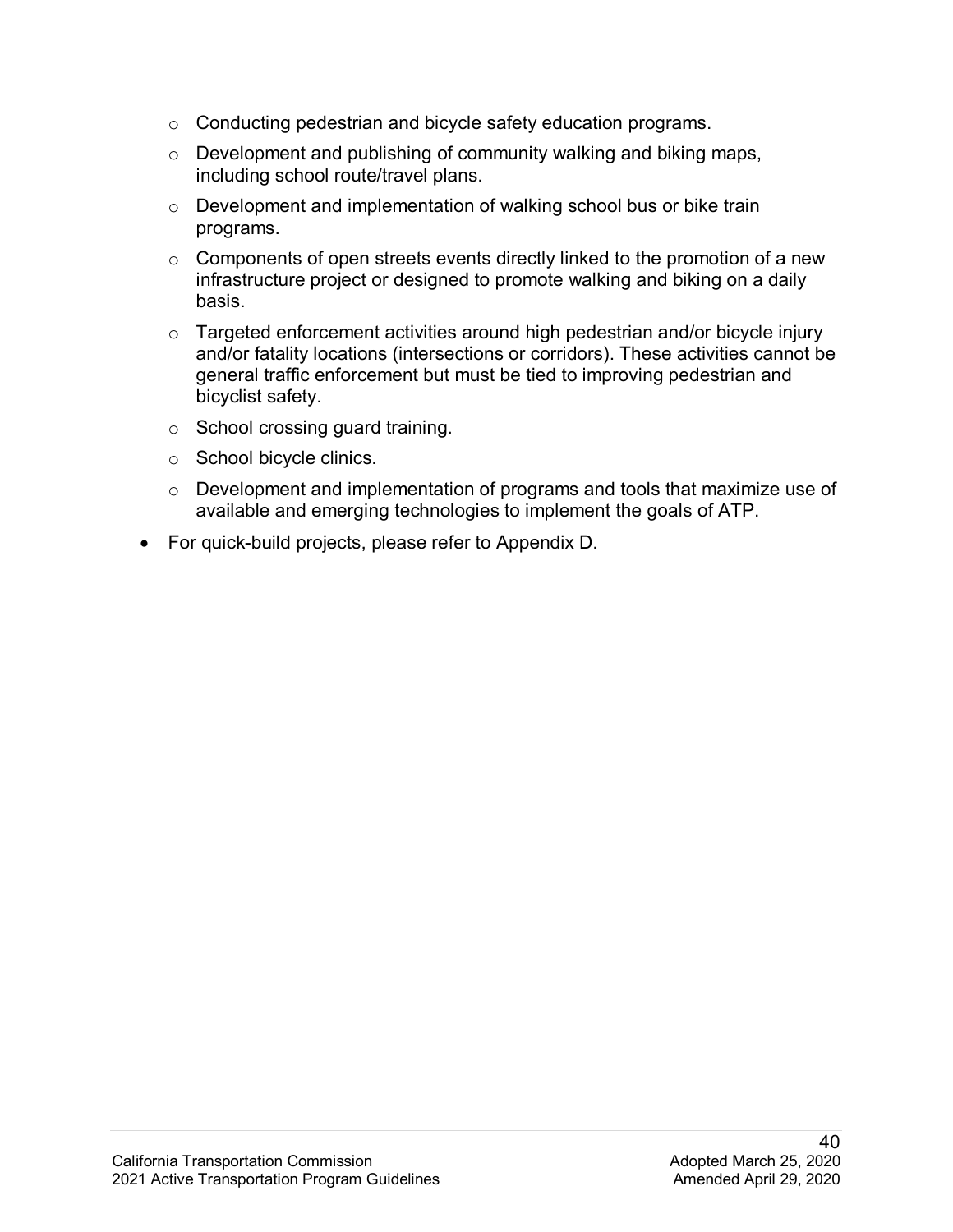- Conducting pedestrian and bicycle safety education programs.
  - Development and publishing of community walking and biking maps, including school route/travel plans.
  - Development and implementation of walking school bus or bike train programs.
  - Components of open streets events directly linked to the promotion of a new infrastructure project or designed to promote walking and biking on a daily basis.
  - Targeted enforcement activities around high pedestrian and/or bicycle injury and/or fatality locations (intersections or corridors). These activities cannot be general traffic enforcement but must be tied to improving pedestrian and bicyclist safety.
  - School crossing guard training.
  - School bicycle clinics.
  - Development and implementation of programs and tools that maximize use of available and emerging technologies to implement the goals of ATP.
- For quick-build projects, please refer to Appendix D.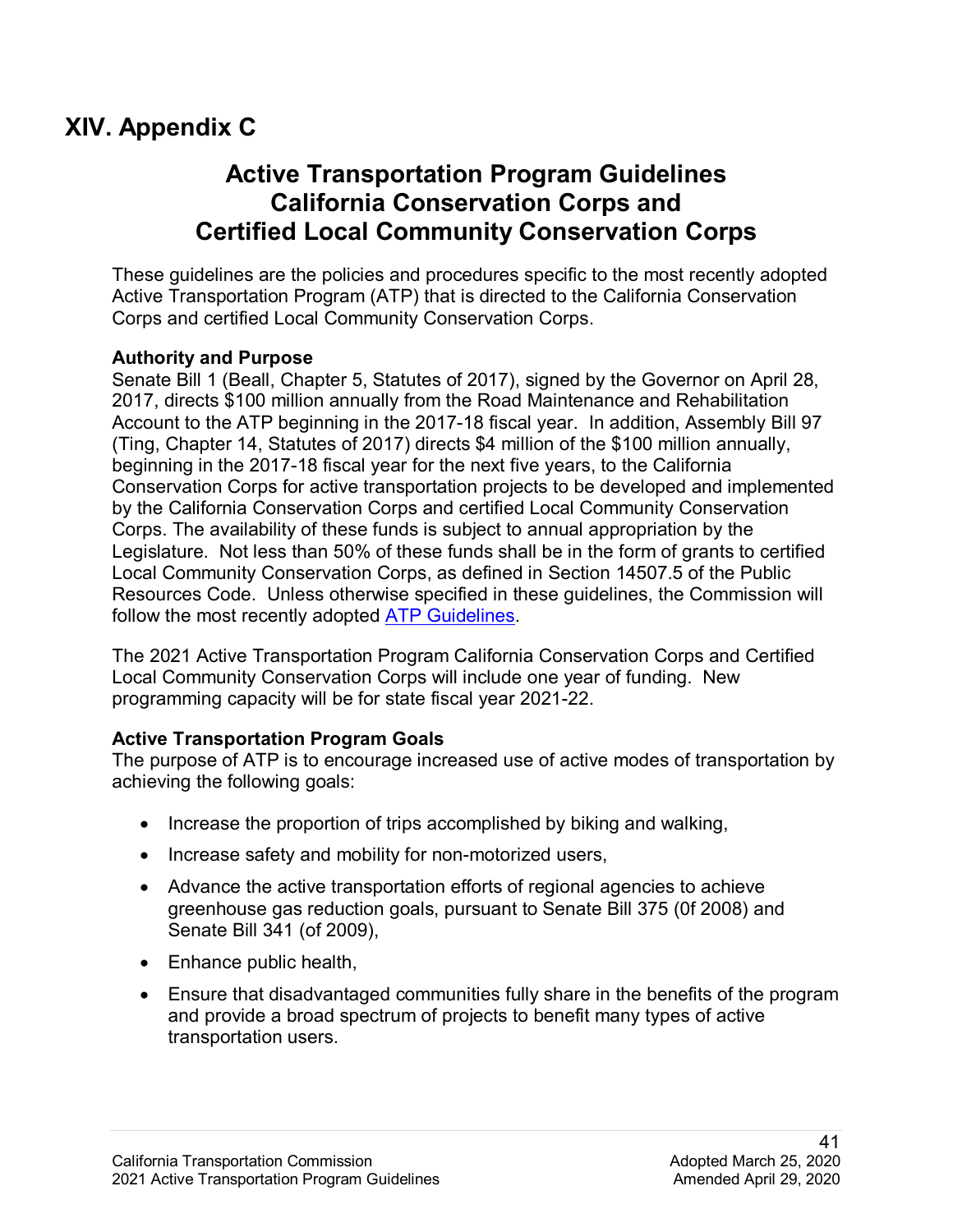# XIV. Appendix C

## Active Transportation Program Guidelines California Conservation Corps and Certified Local Community Conservation Corps

These guidelines are the policies and procedures specific to the most recently adopted Active Transportation Program (ATP) that is directed to the California Conservation Corps and certified Local Community Conservation Corps.

**Authority and Purpose**

Senate Bill 1 (Beall, Chapter 5, Statutes of 2017), signed by the Governor on April 28, 2017, directs $100 million annually from the Road Maintenance and Rehabilitation Account to the ATP beginning in the 2017-18 fiscal year. In addition, Assembly Bill 97 (Ting, Chapter 14, Statutes of 2017) directs $4 million of the $100 million annually, beginning in the 2017-18 fiscal year for the next five years, to the California Conservation Corps for active transportation projects to be developed and implemented by the California Conservation Corps and certified Local Community Conservation Corps. The availability of these funds is subject to annual appropriation by the Legislature. Not less than 50% of these funds shall be in the form of grants to certified Local Community Conservation Corps, as defined in Section 14507.5 of the Public Resources Code. Unless otherwise specified in these guidelines, the Commission will follow the most recently adopted ATP Guidelines.

The 2021 Active Transportation Program California Conservation Corps and Certified Local Community Conservation Corps will include one year of funding. New programming capacity will be for state fiscal year 2021-22.

**Active Transportation Program Goals**

The purpose of ATP is to encourage increased use of active modes of transportation by achieving the following goals:

- Increase the proportion of trips accomplished by biking and walking,
- Increase safety and mobility for non-motorized users,
- Advance the active transportation efforts of regional agencies to achieve greenhouse gas reduction goals, pursuant to Senate Bill 375 (0f 2008) and Senate Bill 341 (of 2009),
- Enhance public health,
- Ensure that disadvantaged communities fully share in the benefits of the program and provide a broad spectrum of projects to benefit many types of active transportation users.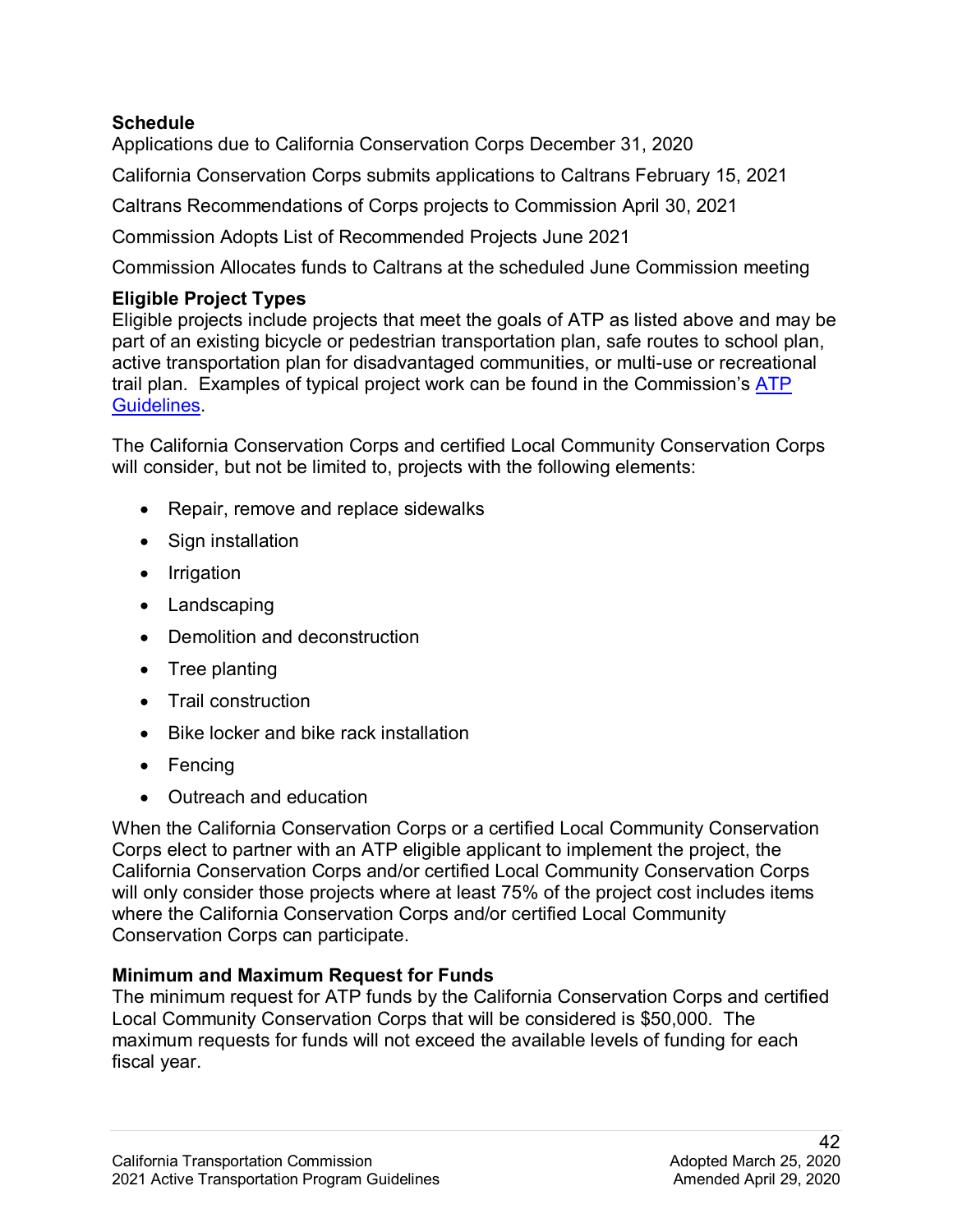**Schedule**

Applications due to California Conservation Corps December 31, 2020

California Conservation Corps submits applications to Caltrans February 15, 2021

Caltrans Recommendations of Corps projects to Commission April 30, 2021

Commission Adopts List of Recommended Projects June 2021

Commission Allocates funds to Caltrans at the scheduled June Commission meeting

**Eligible Project Types**

Eligible projects include projects that meet the goals of ATP as listed above and may be part of an existing bicycle or pedestrian transportation plan, safe routes to school plan, active transportation plan for disadvantaged communities, or multi-use or recreational trail plan. Examples of typical project work can be found in the Commission's [ATP Guidelines](ATP Guidelines).

The California Conservation Corps and certified Local Community Conservation Corps will consider, but not be limited to, projects with the following elements:

- Repair, remove and replace sidewalks
- Sign installation
- Irrigation
- Landscaping
- Demolition and deconstruction
- Tree planting
- Trail construction
- Bike locker and bike rack installation
- Fencing
- Outreach and education

When the California Conservation Corps or a certified Local Community Conservation Corps elect to partner with an ATP eligible applicant to implement the project, the California Conservation Corps and/or certified Local Community Conservation Corps will only consider those projects where at least 75% of the project cost includes items where the California Conservation Corps and/or certified Local Community Conservation Corps can participate.

**Minimum and Maximum Request for Funds**

The minimum request for ATP funds by the California Conservation Corps and certified Local Community Conservation Corps that will be considered is $50,000. The maximum requests for funds will not exceed the available levels of funding for each fiscal year.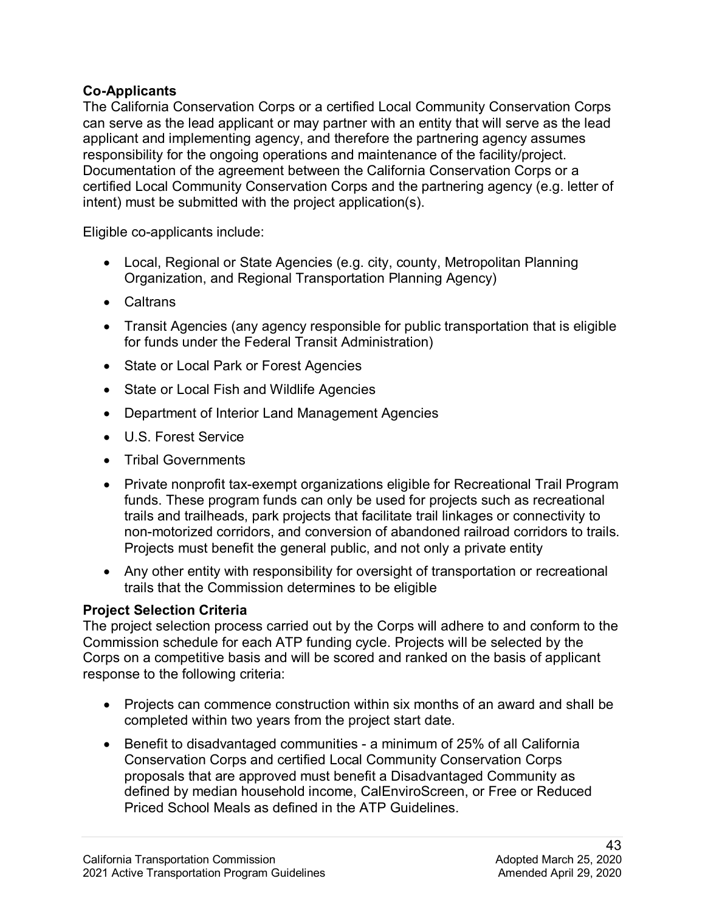**Co-Applicants**

The California Conservation Corps or a certified Local Community Conservation Corps can serve as the lead applicant or may partner with an entity that will serve as the lead applicant and implementing agency, and therefore the partnering agency assumes responsibility for the ongoing operations and maintenance of the facility/project. Documentation of the agreement between the California Conservation Corps or a certified Local Community Conservation Corps and the partnering agency (e.g. letter of intent) must be submitted with the project application(s).

Eligible co-applicants include:

- Local, Regional or State Agencies (e.g. city, county, Metropolitan Planning Organization, and Regional Transportation Planning Agency)
- Caltrans
- Transit Agencies (any agency responsible for public transportation that is eligible for funds under the Federal Transit Administration)
- State or Local Park or Forest Agencies
- State or Local Fish and Wildlife Agencies
- Department of Interior Land Management Agencies
- U.S. Forest Service
- Tribal Governments
- Private nonprofit tax-exempt organizations eligible for Recreational Trail Program funds. These program funds can only be used for projects such as recreational trails and trailheads, park projects that facilitate trail linkages or connectivity to non-motorized corridors, and conversion of abandoned railroad corridors to trails. Projects must benefit the general public, and not only a private entity
- Any other entity with responsibility for oversight of transportation or recreational trails that the Commission determines to be eligible

**Project Selection Criteria**

The project selection process carried out by the Corps will adhere to and conform to the Commission schedule for each ATP funding cycle. Projects will be selected by the Corps on a competitive basis and will be scored and ranked on the basis of applicant response to the following criteria:

- Projects can commence construction within six months of an award and shall be completed within two years from the project start date.
- Benefit to disadvantaged communities - a minimum of 25% of all California Conservation Corps and certified Local Community Conservation Corps proposals that are approved must benefit a Disadvantaged Community as defined by median household income, CalEnviroScreen, or Free or Reduced Priced School Meals as defined in the ATP Guidelines.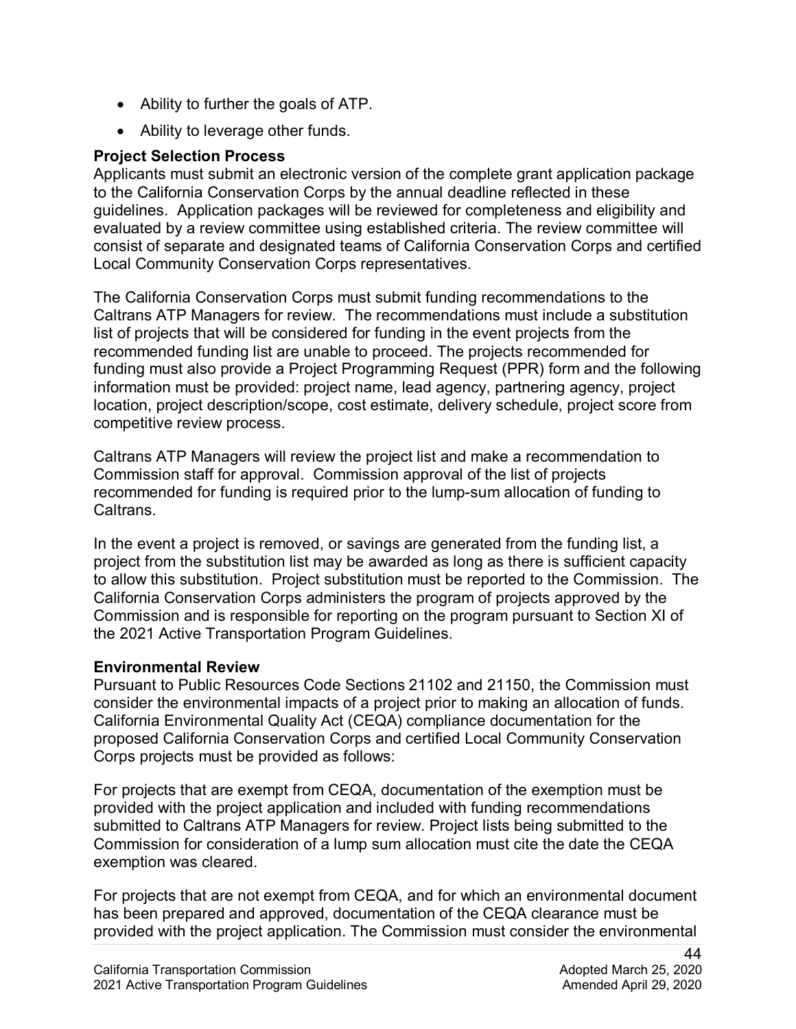- Ability to further the goals of ATP.
- Ability to leverage other funds.

**Project Selection Process**

Applicants must submit an electronic version of the complete grant application package to the California Conservation Corps by the annual deadline reflected in these guidelines. Application packages will be reviewed for completeness and eligibility and evaluated by a review committee using established criteria. The review committee will consist of separate and designated teams of California Conservation Corps and certified Local Community Conservation Corps representatives.

The California Conservation Corps must submit funding recommendations to the Caltrans ATP Managers for review. The recommendations must include a substitution list of projects that will be considered for funding in the event projects from the recommended funding list are unable to proceed. The projects recommended for funding must also provide a Project Programming Request (PPR) form and the following information must be provided: project name, lead agency, partnering agency, project location, project description/scope, cost estimate, delivery schedule, project score from competitive review process.

Caltrans ATP Managers will review the project list and make a recommendation to Commission staff for approval. Commission approval of the list of projects recommended for funding is required prior to the lump-sum allocation of funding to Caltrans.

In the event a project is removed, or savings are generated from the funding list, a project from the substitution list may be awarded as long as there is sufficient capacity to allow this substitution. Project substitution must be reported to the Commission. The California Conservation Corps administers the program of projects approved by the Commission and is responsible for reporting on the program pursuant to Section XI of the 2021 Active Transportation Program Guidelines.

**Environmental Review**

Pursuant to Public Resources Code Sections 21102 and 21150, the Commission must consider the environmental impacts of a project prior to making an allocation of funds. California Environmental Quality Act (CEQA) compliance documentation for the proposed California Conservation Corps and certified Local Community Conservation Corps projects must be provided as follows:

For projects that are exempt from CEQA, documentation of the exemption must be provided with the project application and included with funding recommendations submitted to Caltrans ATP Managers for review. Project lists being submitted to the Commission for consideration of a lump sum allocation must cite the date the CEQA exemption was cleared.

For projects that are not exempt from CEQA, and for which an environmental document has been prepared and approved, documentation of the CEQA clearance must be provided with the project application. The Commission must consider the environmental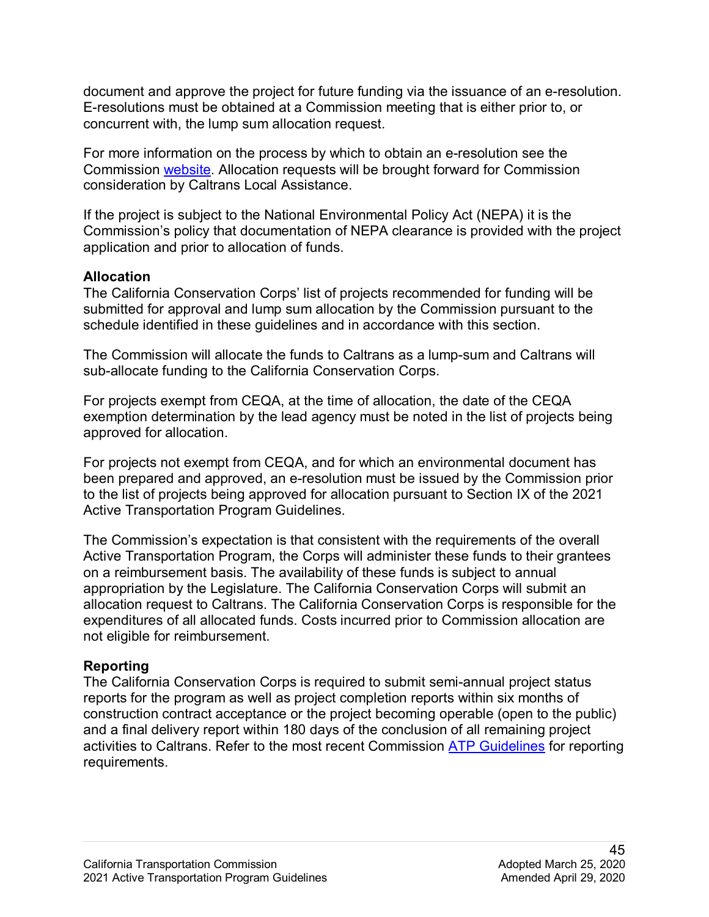document and approve the project for future funding via the issuance of an e-resolution. E-resolutions must be obtained at a Commission meeting that is either prior to, or concurrent with, the lump sum allocation request.

For more information on the process by which to obtain an e-resolution see the Commission [website](). Allocation requests will be brought forward for Commission consideration by Caltrans Local Assistance.

If the project is subject to the National Environmental Policy Act (NEPA) it is the Commission's policy that documentation of NEPA clearance is provided with the project application and prior to allocation of funds.

**Allocation**

The California Conservation Corps' list of projects recommended for funding will be submitted for approval and lump sum allocation by the Commission pursuant to the schedule identified in these guidelines and in accordance with this section.

The Commission will allocate the funds to Caltrans as a lump-sum and Caltrans will sub-allocate funding to the California Conservation Corps.

For projects exempt from CEQA, at the time of allocation, the date of the CEQA exemption determination by the lead agency must be noted in the list of projects being approved for allocation.

For projects not exempt from CEQA, and for which an environmental document has been prepared and approved, an e-resolution must be issued by the Commission prior to the list of projects being approved for allocation pursuant to Section IX of the 2021 Active Transportation Program Guidelines.

The Commission's expectation is that consistent with the requirements of the overall Active Transportation Program, the Corps will administer these funds to their grantees on a reimbursement basis. The availability of these funds is subject to annual appropriation by the Legislature. The California Conservation Corps will submit an allocation request to Caltrans. The California Conservation Corps is responsible for the expenditures of all allocated funds. Costs incurred prior to Commission allocation are not eligible for reimbursement.

**Reporting**

The California Conservation Corps is required to submit semi-annual project status reports for the program as well as project completion reports within six months of construction contract acceptance or the project becoming operable (open to the public) and a final delivery report within 180 days of the conclusion of all remaining project activities to Caltrans. Refer to the most recent Commission [ATP Guidelines]() for reporting requirements.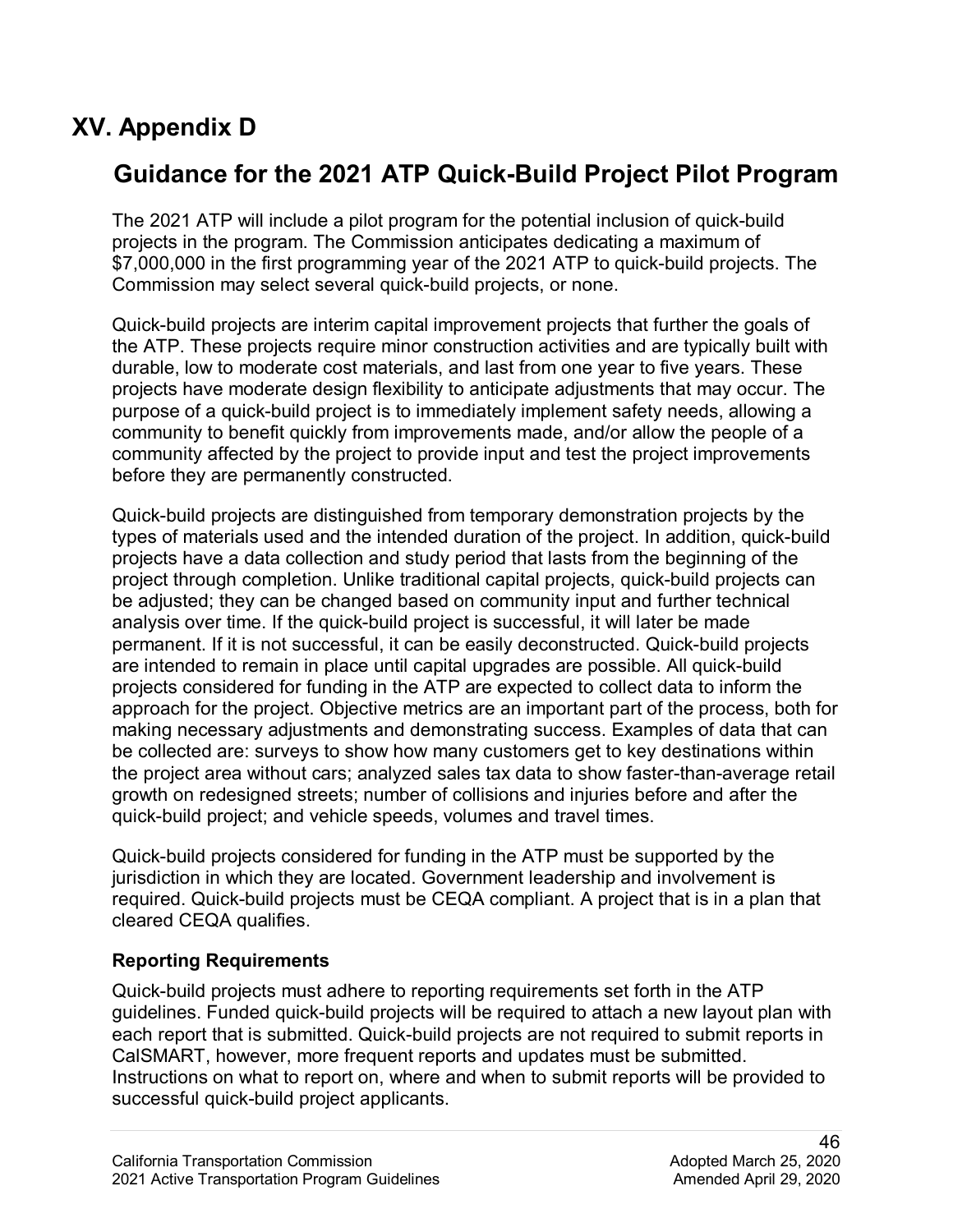# XV. Appendix D

## Guidance for the 2021 ATP Quick-Build Project Pilot Program

The 2021 ATP will include a pilot program for the potential inclusion of quick-build projects in the program. The Commission anticipates dedicating a maximum of $7,000,000 in the first programming year of the 2021 ATP to quick-build projects. The Commission may select several quick-build projects, or none.

Quick-build projects are interim capital improvement projects that further the goals of the ATP. These projects require minor construction activities and are typically built with durable, low to moderate cost materials, and last from one year to five years. These projects have moderate design flexibility to anticipate adjustments that may occur. The purpose of a quick-build project is to immediately implement safety needs, allowing a community to benefit quickly from improvements made, and/or allow the people of a community affected by the project to provide input and test the project improvements before they are permanently constructed.

Quick-build projects are distinguished from temporary demonstration projects by the types of materials used and the intended duration of the project. In addition, quick-build projects have a data collection and study period that lasts from the beginning of the project through completion. Unlike traditional capital projects, quick-build projects can be adjusted; they can be changed based on community input and further technical analysis over time. If the quick-build project is successful, it will later be made permanent. If it is not successful, it can be easily deconstructed. Quick-build projects are intended to remain in place until capital upgrades are possible. All quick-build projects considered for funding in the ATP are expected to collect data to inform the approach for the project. Objective metrics are an important part of the process, both for making necessary adjustments and demonstrating success. Examples of data that can be collected are: surveys to show how many customers get to key destinations within the project area without cars; analyzed sales tax data to show faster-than-average retail growth on redesigned streets; number of collisions and injuries before and after the quick-build project; and vehicle speeds, volumes and travel times.

Quick-build projects considered for funding in the ATP must be supported by the jurisdiction in which they are located. Government leadership and involvement is required. Quick-build projects must be CEQA compliant. A project that is in a plan that cleared CEQA qualifies.

### Reporting Requirements

Quick-build projects must adhere to reporting requirements set forth in the ATP guidelines. Funded quick-build projects will be required to attach a new layout plan with each report that is submitted. Quick-build projects are not required to submit reports in CalSMART, however, more frequent reports and updates must be submitted. Instructions on what to report on, where and when to submit reports will be provided to successful quick-build project applicants.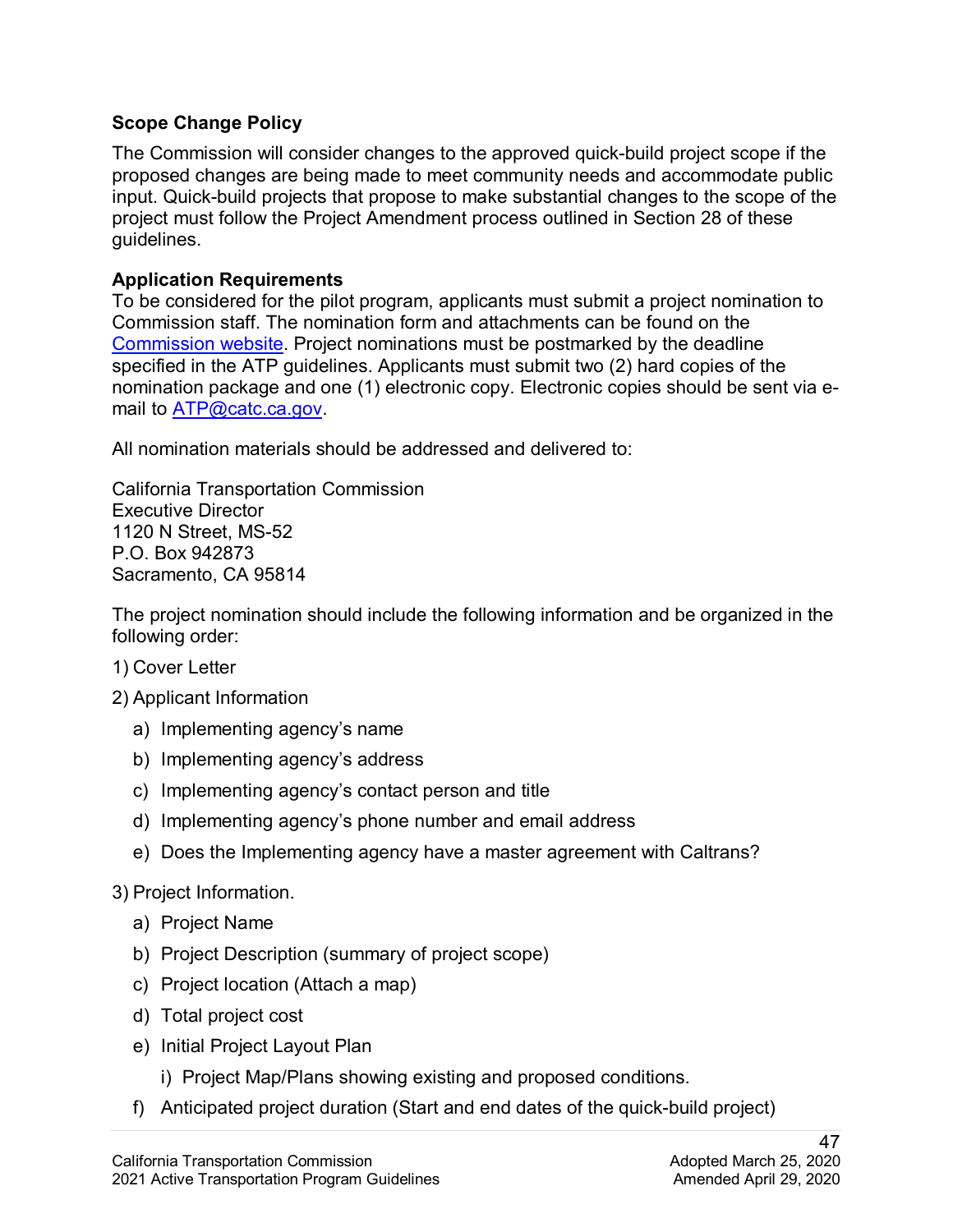**Scope Change Policy**

The Commission will consider changes to the approved quick-build project scope if the proposed changes are being made to meet community needs and accommodate public input. Quick-build projects that propose to make substantial changes to the scope of the project must follow the Project Amendment process outlined in Section 28 of these guidelines.

**Application Requirements**

To be considered for the pilot program, applicants must submit a project nomination to Commission staff. The nomination form and attachments can be found on the Commission website. Project nominations must be postmarked by the deadline specified in the ATP guidelines. Applicants must submit two (2) hard copies of the nomination package and one (1) electronic copy. Electronic copies should be sent via e-mail to ATP@catc.ca.gov.

All nomination materials should be addressed and delivered to:

California Transportation Commission
Executive Director
1120 N Street, MS-52
P.O. Box 942873
Sacramento, CA 95814

The project nomination should include the following information and be organized in the following order:

1) Cover Letter

2) Applicant Information
   a) Implementing agency's name
   b) Implementing agency's address
   c) Implementing agency's contact person and title
   d) Implementing agency's phone number and email address
   e) Does the Implementing agency have a master agreement with Caltrans?

3) Project Information.
   a) Project Name
   b) Project Description (summary of project scope)
   c) Project location (Attach a map)
   d) Total project cost
   e) Initial Project Layout Plan
      i) Project Map/Plans showing existing and proposed conditions.
   f) Anticipated project duration (Start and end dates of the quick-build project)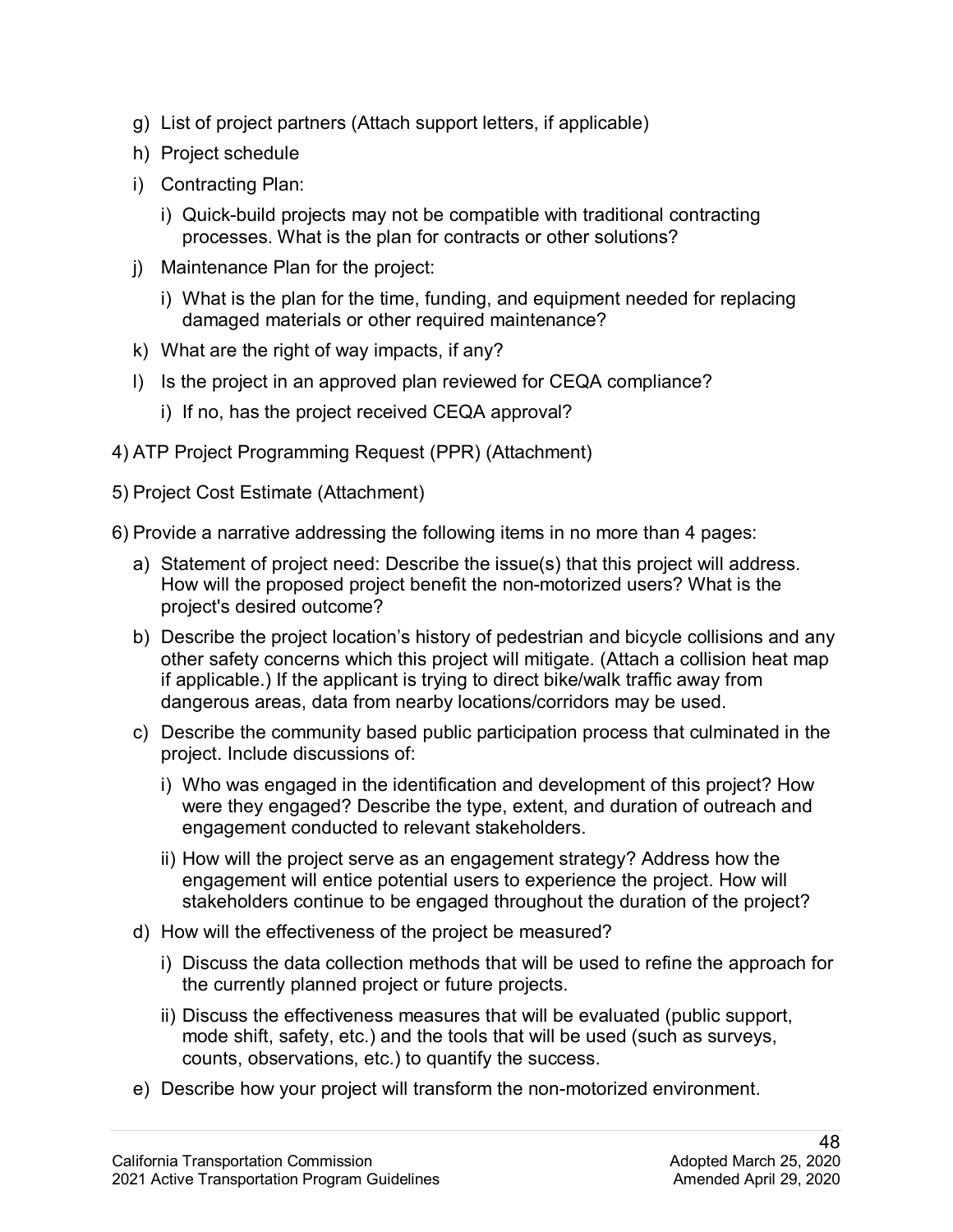g) List of project partners (Attach support letters, if applicable)

h) Project schedule

i) Contracting Plan:

   i) Quick-build projects may not be compatible with traditional contracting processes. What is the plan for contracts or other solutions?

j) Maintenance Plan for the project:

   i) What is the plan for the time, funding, and equipment needed for replacing damaged materials or other required maintenance?

k) What are the right of way impacts, if any?

l) Is the project in an approved plan reviewed for CEQA compliance?

   i) If no, has the project received CEQA approval?

4) ATP Project Programming Request (PPR) (Attachment)

5) Project Cost Estimate (Attachment)

6) Provide a narrative addressing the following items in no more than 4 pages:

   a) Statement of project need: Describe the issue(s) that this project will address. How will the proposed project benefit the non-motorized users? What is the project's desired outcome?

   b) Describe the project location's history of pedestrian and bicycle collisions and any other safety concerns which this project will mitigate. (Attach a collision heat map if applicable.) If the applicant is trying to direct bike/walk traffic away from dangerous areas, data from nearby locations/corridors may be used.

   c) Describe the community based public participation process that culminated in the project. Include discussions of:

      i) Who was engaged in the identification and development of this project? How were they engaged? Describe the type, extent, and duration of outreach and engagement conducted to relevant stakeholders.

      ii) How will the project serve as an engagement strategy? Address how the engagement will entice potential users to experience the project. How will stakeholders continue to be engaged throughout the duration of the project?

   d) How will the effectiveness of the project be measured?

      i) Discuss the data collection methods that will be used to refine the approach for the currently planned project or future projects.

      ii) Discuss the effectiveness measures that will be evaluated (public support, mode shift, safety, etc.) and the tools that will be used (such as surveys, counts, observations, etc.) to quantify the success.

   e) Describe how your project will transform the non-motorized environment.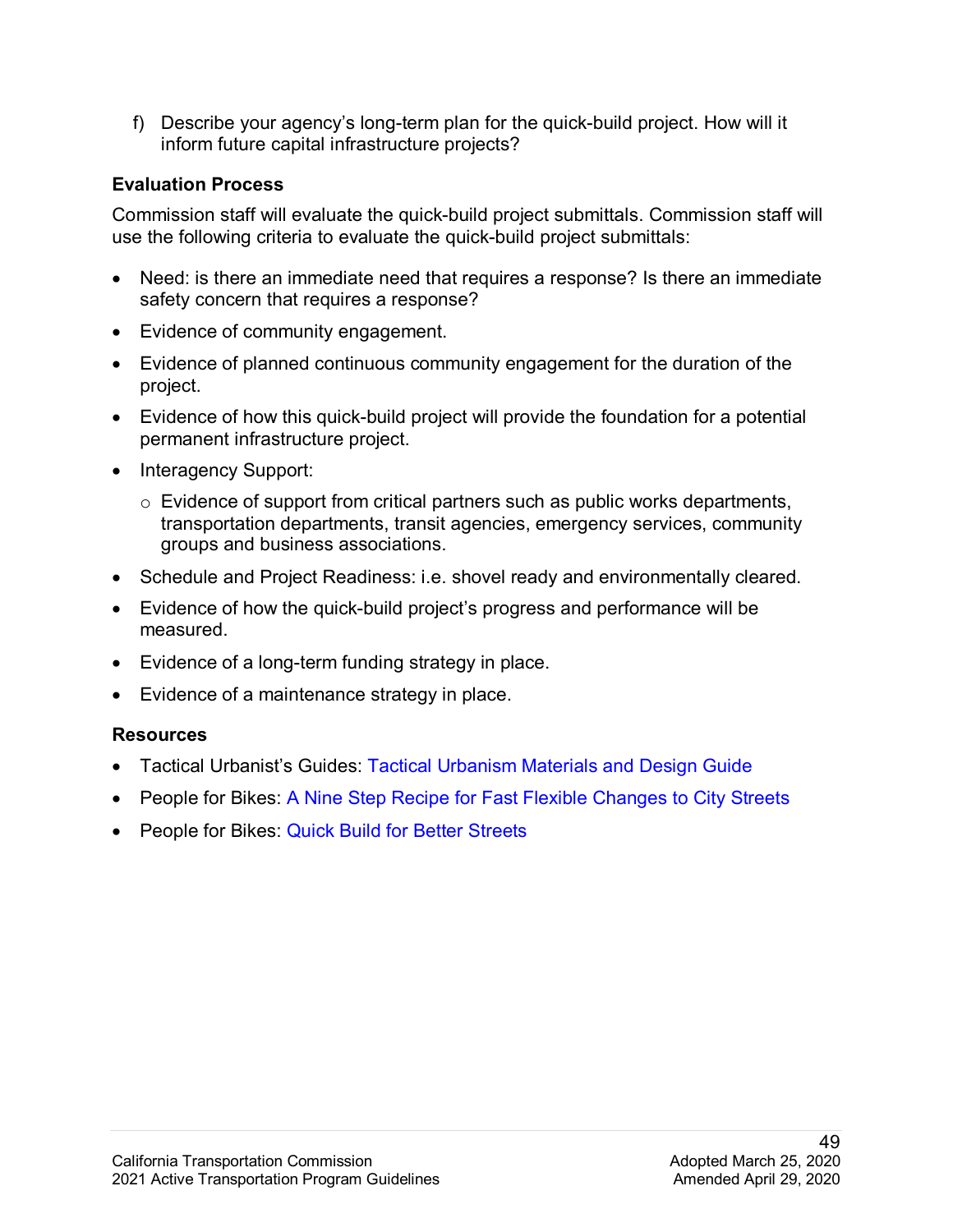f) Describe your agency's long-term plan for the quick-build project. How will it inform future capital infrastructure projects?

### Evaluation Process

Commission staff will evaluate the quick-build project submittals. Commission staff will use the following criteria to evaluate the quick-build project submittals:

- Need: is there an immediate need that requires a response? Is there an immediate safety concern that requires a response?
- Evidence of community engagement.
- Evidence of planned continuous community engagement for the duration of the project.
- Evidence of how this quick-build project will provide the foundation for a potential permanent infrastructure project.
- Interagency Support:
  - Evidence of support from critical partners such as public works departments, transportation departments, transit agencies, emergency services, community groups and business associations.
- Schedule and Project Readiness: i.e. shovel ready and environmentally cleared.
- Evidence of how the quick-build project's progress and performance will be measured.
- Evidence of a long-term funding strategy in place.
- Evidence of a maintenance strategy in place.

### Resources

- Tactical Urbanist's Guides: Tactical Urbanism Materials and Design Guide
- People for Bikes: A Nine Step Recipe for Fast Flexible Changes to City Streets
- People for Bikes: Quick Build for Better Streets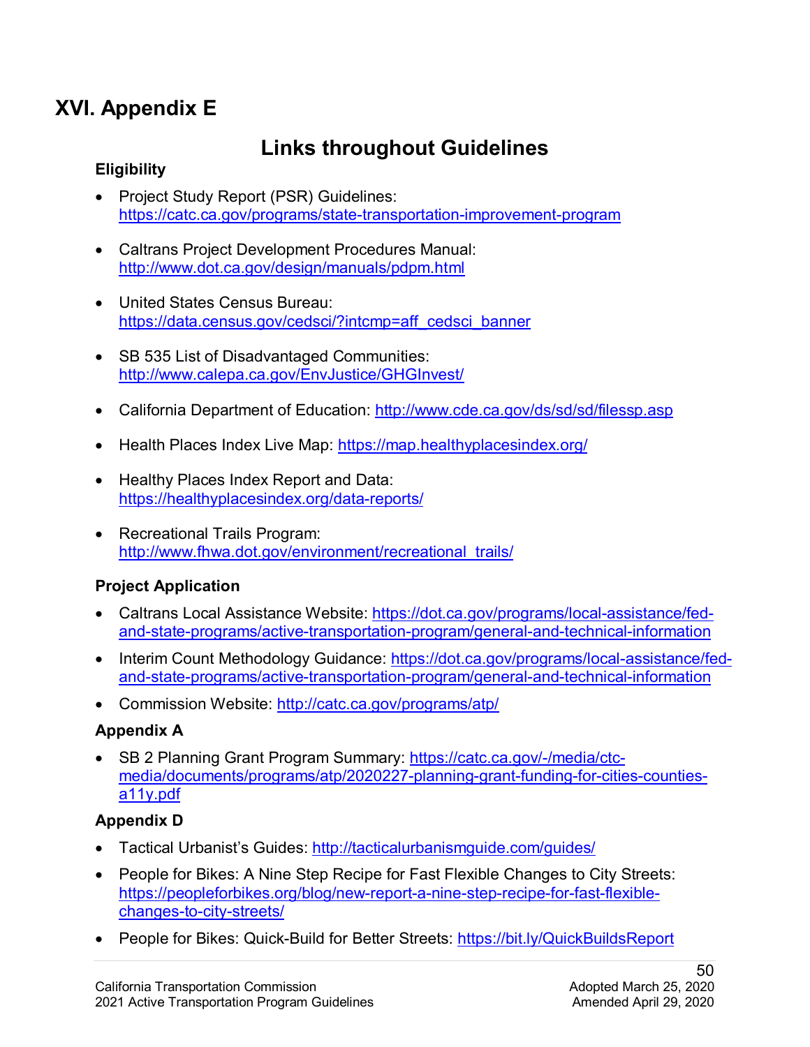# XVI. Appendix E

## Links throughout Guidelines

**Eligibility**

- Project Study Report (PSR) Guidelines: https://catc.ca.gov/programs/state-transportation-improvement-program
- Caltrans Project Development Procedures Manual: http://www.dot.ca.gov/design/manuals/pdpm.html
- United States Census Bureau: https://data.census.gov/cedsci/?intcmp=aff_cedsci_banner
- SB 535 List of Disadvantaged Communities: http://www.calepa.ca.gov/EnvJustice/GHGInvest/
- California Department of Education: http://www.cde.ca.gov/ds/sd/sd/filessp.asp
- Health Places Index Live Map: https://map.healthyplacesindex.org/
- Healthy Places Index Report and Data: https://healthyplacesindex.org/data-reports/
- Recreational Trails Program: http://www.fhwa.dot.gov/environment/recreational_trails/

**Project Application**

- Caltrans Local Assistance Website: https://dot.ca.gov/programs/local-assistance/fed-and-state-programs/active-transportation-program/general-and-technical-information
- Interim Count Methodology Guidance: https://dot.ca.gov/programs/local-assistance/fed-and-state-programs/active-transportation-program/general-and-technical-information
- Commission Website: http://catc.ca.gov/programs/atp/

**Appendix A**

- SB 2 Planning Grant Program Summary: https://catc.ca.gov/-/media/ctc-media/documents/programs/atp/2020227-planning-grant-funding-for-cities-counties-a11y.pdf

**Appendix D**

- Tactical Urbanist's Guides: http://tacticalurbanismguide.com/guides/
- People for Bikes: A Nine Step Recipe for Fast Flexible Changes to City Streets: https://peopleforbikes.org/blog/new-report-a-nine-step-recipe-for-fast-flexible-changes-to-city-streets/
- People for Bikes: Quick-Build for Better Streets: https://bit.ly/QuickBuildsReport